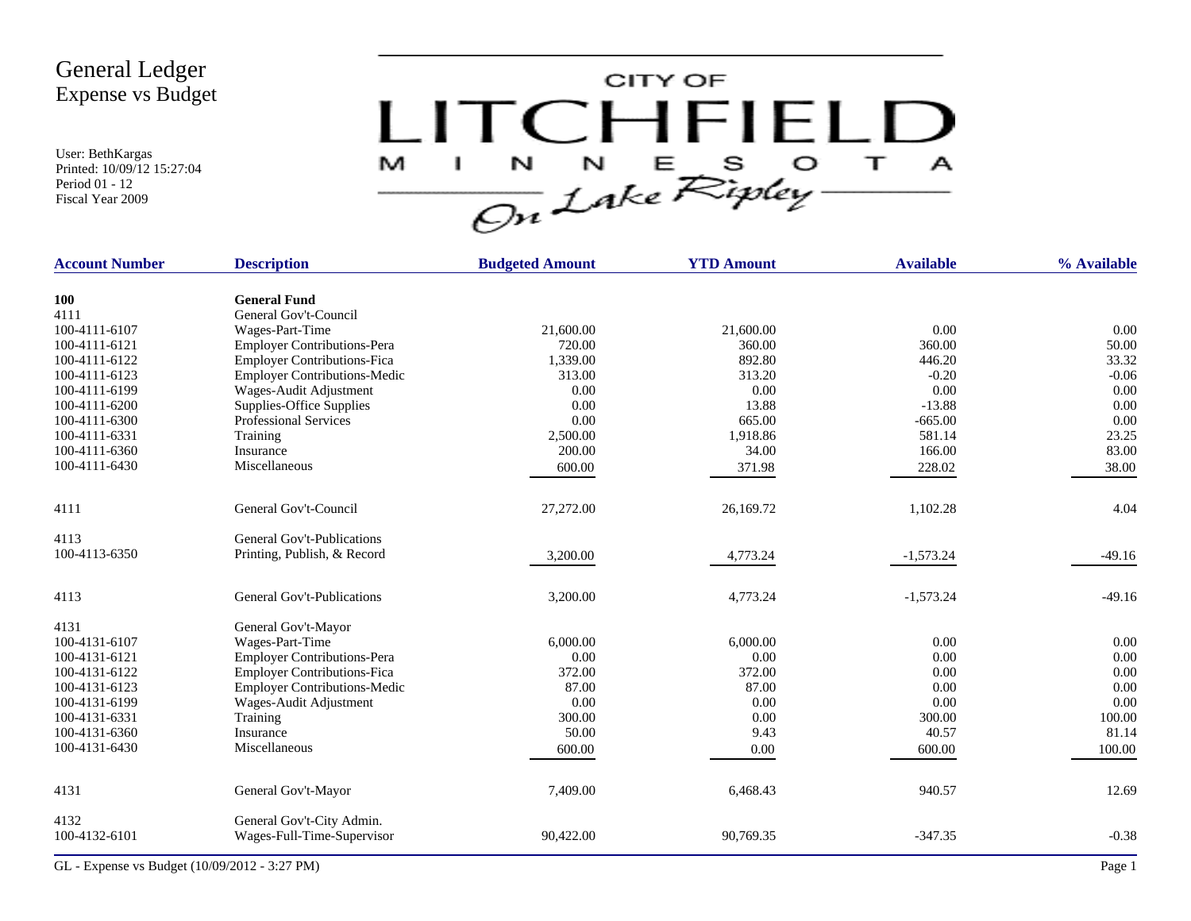# General Ledger
## Expense vs Budget

User: BethKargas
Printed: 10/09/12 15:27:04
Period 01 - 12
Fiscal Year 2009

CITY OF LITCHFIELD MINNESOTA — On Lake Ripley

| Account Number | Description | Budgeted Amount | YTD Amount | Available | % Available |
|---|---|---|---|---|---|
| **100** | **General Fund** | | | | |
| 4111 | General Gov't-Council | | | | |
| 100-4111-6107 | Wages-Part-Time | 21,600.00 | 21,600.00 | 0.00 | 0.00 |
| 100-4111-6121 | Employer Contributions-Pera | 720.00 | 360.00 | 360.00 | 50.00 |
| 100-4111-6122 | Employer Contributions-Fica | 1,339.00 | 892.80 | 446.20 | 33.32 |
| 100-4111-6123 | Employer Contributions-Medic | 313.00 | 313.20 | -0.20 | -0.06 |
| 100-4111-6199 | Wages-Audit Adjustment | 0.00 | 0.00 | 0.00 | 0.00 |
| 100-4111-6200 | Supplies-Office Supplies | 0.00 | 13.88 | -13.88 | 0.00 |
| 100-4111-6300 | Professional Services | 0.00 | 665.00 | -665.00 | 0.00 |
| 100-4111-6331 | Training | 2,500.00 | 1,918.86 | 581.14 | 23.25 |
| 100-4111-6360 | Insurance | 200.00 | 34.00 | 166.00 | 83.00 |
| 100-4111-6430 | Miscellaneous | 600.00 | 371.98 | 228.02 | 38.00 |
| 4111 | General Gov't-Council | 27,272.00 | 26,169.72 | 1,102.28 | 4.04 |
| 4113 | General Gov't-Publications | | | | |
| 100-4113-6350 | Printing, Publish, & Record | 3,200.00 | 4,773.24 | -1,573.24 | -49.16 |
| 4113 | General Gov't-Publications | 3,200.00 | 4,773.24 | -1,573.24 | -49.16 |
| 4131 | General Gov't-Mayor | | | | |
| 100-4131-6107 | Wages-Part-Time | 6,000.00 | 6,000.00 | 0.00 | 0.00 |
| 100-4131-6121 | Employer Contributions-Pera | 0.00 | 0.00 | 0.00 | 0.00 |
| 100-4131-6122 | Employer Contributions-Fica | 372.00 | 372.00 | 0.00 | 0.00 |
| 100-4131-6123 | Employer Contributions-Medic | 87.00 | 87.00 | 0.00 | 0.00 |
| 100-4131-6199 | Wages-Audit Adjustment | 0.00 | 0.00 | 0.00 | 0.00 |
| 100-4131-6331 | Training | 300.00 | 0.00 | 300.00 | 100.00 |
| 100-4131-6360 | Insurance | 50.00 | 9.43 | 40.57 | 81.14 |
| 100-4131-6430 | Miscellaneous | 600.00 | 0.00 | 600.00 | 100.00 |
| 4131 | General Gov't-Mayor | 7,409.00 | 6,468.43 | 940.57 | 12.69 |
| 4132 | General Gov't-City Admin. | | | | |
| 100-4132-6101 | Wages-Full-Time-Supervisor | 90,422.00 | 90,769.35 | -347.35 | -0.38 |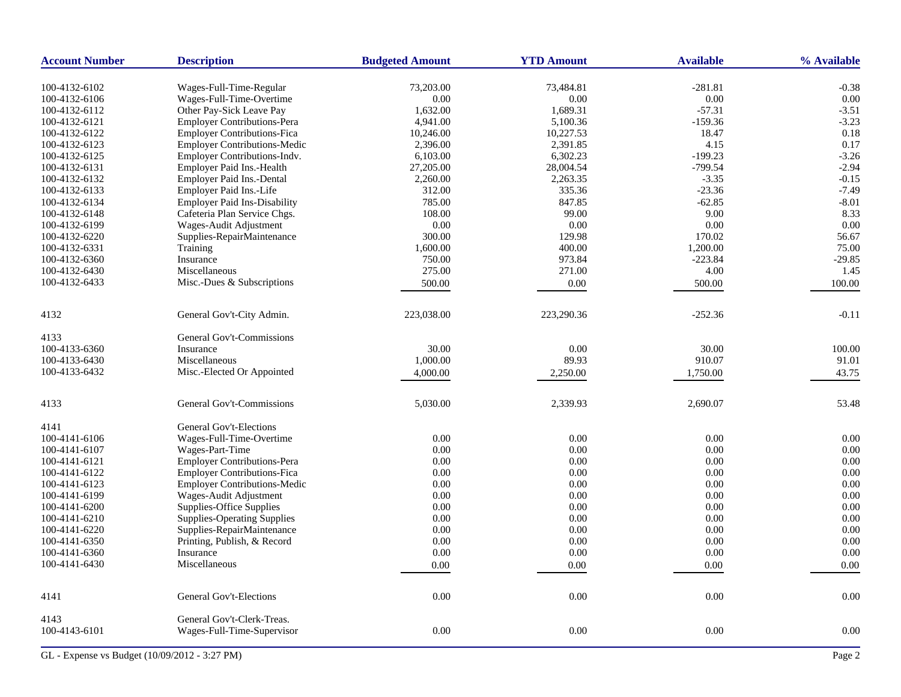| Account Number | Description | Budgeted Amount | YTD Amount | Available | % Available |
|---|---|---|---|---|---|
| 100-4132-6102 | Wages-Full-Time-Regular | 73,203.00 | 73,484.81 | -281.81 | -0.38 |
| 100-4132-6106 | Wages-Full-Time-Overtime | 0.00 | 0.00 | 0.00 | 0.00 |
| 100-4132-6112 | Other Pay-Sick Leave Pay | 1,632.00 | 1,689.31 | -57.31 | -3.51 |
| 100-4132-6121 | Employer Contributions-Pera | 4,941.00 | 5,100.36 | -159.36 | -3.23 |
| 100-4132-6122 | Employer Contributions-Fica | 10,246.00 | 10,227.53 | 18.47 | 0.18 |
| 100-4132-6123 | Employer Contributions-Medic | 2,396.00 | 2,391.85 | 4.15 | 0.17 |
| 100-4132-6125 | Employer Contributions-Indv. | 6,103.00 | 6,302.23 | -199.23 | -3.26 |
| 100-4132-6131 | Employer Paid Ins.-Health | 27,205.00 | 28,004.54 | -799.54 | -2.94 |
| 100-4132-6132 | Employer Paid Ins.-Dental | 2,260.00 | 2,263.35 | -3.35 | -0.15 |
| 100-4132-6133 | Employer Paid Ins.-Life | 312.00 | 335.36 | -23.36 | -7.49 |
| 100-4132-6134 | Employer Paid Ins-Disability | 785.00 | 847.85 | -62.85 | -8.01 |
| 100-4132-6148 | Cafeteria Plan Service Chgs. | 108.00 | 99.00 | 9.00 | 8.33 |
| 100-4132-6199 | Wages-Audit Adjustment | 0.00 | 0.00 | 0.00 | 0.00 |
| 100-4132-6220 | Supplies-RepairMaintenance | 300.00 | 129.98 | 170.02 | 56.67 |
| 100-4132-6331 | Training | 1,600.00 | 400.00 | 1,200.00 | 75.00 |
| 100-4132-6360 | Insurance | 750.00 | 973.84 | -223.84 | -29.85 |
| 100-4132-6430 | Miscellaneous | 275.00 | 271.00 | 4.00 | 1.45 |
| 100-4132-6433 | Misc.-Dues & Subscriptions | 500.00 | 0.00 | 500.00 | 100.00 |
| 4132 | General Gov't-City Admin. | 223,038.00 | 223,290.36 | -252.36 | -0.11 |
| 4133 | General Gov't-Commissions | | | | |
| 100-4133-6360 | Insurance | 30.00 | 0.00 | 30.00 | 100.00 |
| 100-4133-6430 | Miscellaneous | 1,000.00 | 89.93 | 910.07 | 91.01 |
| 100-4133-6432 | Misc.-Elected Or Appointed | 4,000.00 | 2,250.00 | 1,750.00 | 43.75 |
| 4133 | General Gov't-Commissions | 5,030.00 | 2,339.93 | 2,690.07 | 53.48 |
| 4141 | General Gov't-Elections | | | | |
| 100-4141-6106 | Wages-Full-Time-Overtime | 0.00 | 0.00 | 0.00 | 0.00 |
| 100-4141-6107 | Wages-Part-Time | 0.00 | 0.00 | 0.00 | 0.00 |
| 100-4141-6121 | Employer Contributions-Pera | 0.00 | 0.00 | 0.00 | 0.00 |
| 100-4141-6122 | Employer Contributions-Fica | 0.00 | 0.00 | 0.00 | 0.00 |
| 100-4141-6123 | Employer Contributions-Medic | 0.00 | 0.00 | 0.00 | 0.00 |
| 100-4141-6199 | Wages-Audit Adjustment | 0.00 | 0.00 | 0.00 | 0.00 |
| 100-4141-6200 | Supplies-Office Supplies | 0.00 | 0.00 | 0.00 | 0.00 |
| 100-4141-6210 | Supplies-Operating Supplies | 0.00 | 0.00 | 0.00 | 0.00 |
| 100-4141-6220 | Supplies-RepairMaintenance | 0.00 | 0.00 | 0.00 | 0.00 |
| 100-4141-6350 | Printing, Publish, & Record | 0.00 | 0.00 | 0.00 | 0.00 |
| 100-4141-6360 | Insurance | 0.00 | 0.00 | 0.00 | 0.00 |
| 100-4141-6430 | Miscellaneous | 0.00 | 0.00 | 0.00 | 0.00 |
| 4141 | General Gov't-Elections | 0.00 | 0.00 | 0.00 | 0.00 |
| 4143 | General Gov't-Clerk-Treas. | | | | |
| 100-4143-6101 | Wages-Full-Time-Supervisor | 0.00 | 0.00 | 0.00 | 0.00 |

GL - Expense vs Budget (10/09/2012 - 3:27 PM)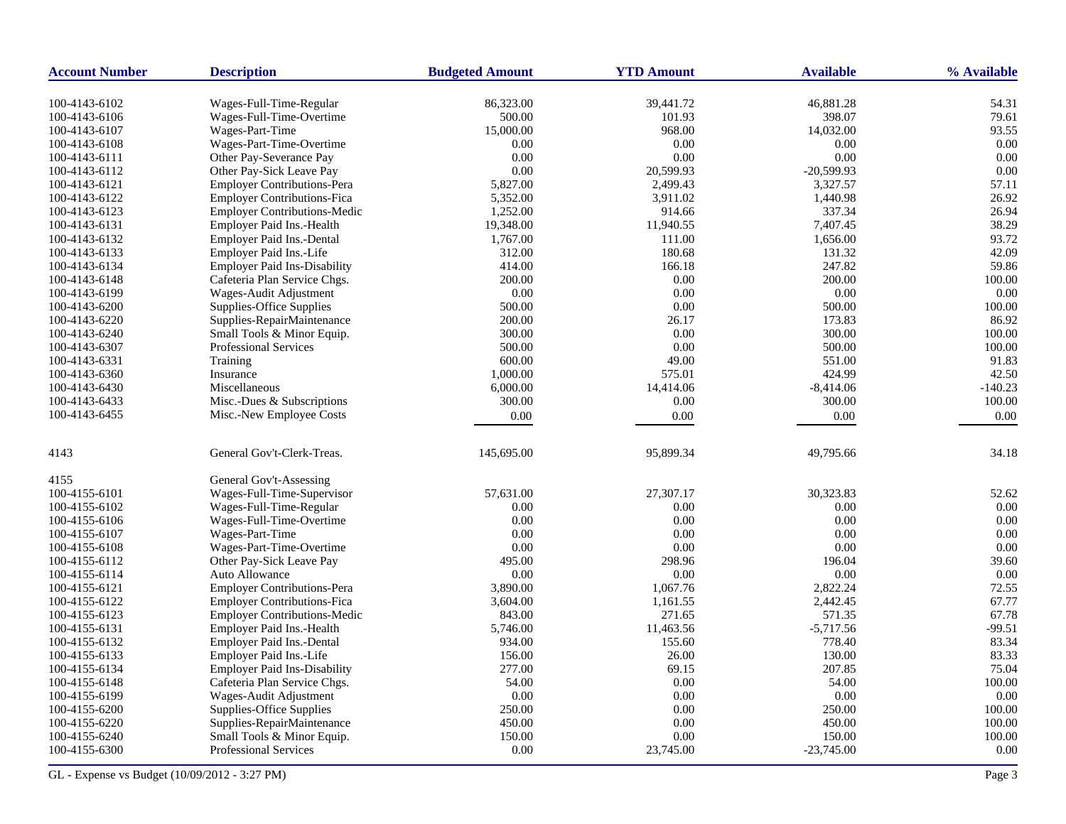| Account Number | Description | Budgeted Amount | YTD Amount | Available | % Available |
|---|---|---|---|---|---|
| 100-4143-6102 | Wages-Full-Time-Regular | 86,323.00 | 39,441.72 | 46,881.28 | 54.31 |
| 100-4143-6106 | Wages-Full-Time-Overtime | 500.00 | 101.93 | 398.07 | 79.61 |
| 100-4143-6107 | Wages-Part-Time | 15,000.00 | 968.00 | 14,032.00 | 93.55 |
| 100-4143-6108 | Wages-Part-Time-Overtime | 0.00 | 0.00 | 0.00 | 0.00 |
| 100-4143-6111 | Other Pay-Severance Pay | 0.00 | 0.00 | 0.00 | 0.00 |
| 100-4143-6112 | Other Pay-Sick Leave Pay | 0.00 | 20,599.93 | -20,599.93 | 0.00 |
| 100-4143-6121 | Employer Contributions-Pera | 5,827.00 | 2,499.43 | 3,327.57 | 57.11 |
| 100-4143-6122 | Employer Contributions-Fica | 5,352.00 | 3,911.02 | 1,440.98 | 26.92 |
| 100-4143-6123 | Employer Contributions-Medic | 1,252.00 | 914.66 | 337.34 | 26.94 |
| 100-4143-6131 | Employer Paid Ins.-Health | 19,348.00 | 11,940.55 | 7,407.45 | 38.29 |
| 100-4143-6132 | Employer Paid Ins.-Dental | 1,767.00 | 111.00 | 1,656.00 | 93.72 |
| 100-4143-6133 | Employer Paid Ins.-Life | 312.00 | 180.68 | 131.32 | 42.09 |
| 100-4143-6134 | Employer Paid Ins-Disability | 414.00 | 166.18 | 247.82 | 59.86 |
| 100-4143-6148 | Cafeteria Plan Service Chgs. | 200.00 | 0.00 | 200.00 | 100.00 |
| 100-4143-6199 | Wages-Audit Adjustment | 0.00 | 0.00 | 0.00 | 0.00 |
| 100-4143-6200 | Supplies-Office Supplies | 500.00 | 0.00 | 500.00 | 100.00 |
| 100-4143-6220 | Supplies-RepairMaintenance | 200.00 | 26.17 | 173.83 | 86.92 |
| 100-4143-6240 | Small Tools & Minor Equip. | 300.00 | 0.00 | 300.00 | 100.00 |
| 100-4143-6307 | Professional Services | 500.00 | 0.00 | 500.00 | 100.00 |
| 100-4143-6331 | Training | 600.00 | 49.00 | 551.00 | 91.83 |
| 100-4143-6360 | Insurance | 1,000.00 | 575.01 | 424.99 | 42.50 |
| 100-4143-6430 | Miscellaneous | 6,000.00 | 14,414.06 | -8,414.06 | -140.23 |
| 100-4143-6433 | Misc.-Dues & Subscriptions | 300.00 | 0.00 | 300.00 | 100.00 |
| 100-4143-6455 | Misc.-New Employee Costs | 0.00 | 0.00 | 0.00 | 0.00 |
| 4143 | General Gov't-Clerk-Treas. | 145,695.00 | 95,899.34 | 49,795.66 | 34.18 |
| 4155 | General Gov't-Assessing | | | | |
| 100-4155-6101 | Wages-Full-Time-Supervisor | 57,631.00 | 27,307.17 | 30,323.83 | 52.62 |
| 100-4155-6102 | Wages-Full-Time-Regular | 0.00 | 0.00 | 0.00 | 0.00 |
| 100-4155-6106 | Wages-Full-Time-Overtime | 0.00 | 0.00 | 0.00 | 0.00 |
| 100-4155-6107 | Wages-Part-Time | 0.00 | 0.00 | 0.00 | 0.00 |
| 100-4155-6108 | Wages-Part-Time-Overtime | 0.00 | 0.00 | 0.00 | 0.00 |
| 100-4155-6112 | Other Pay-Sick Leave Pay | 495.00 | 298.96 | 196.04 | 39.60 |
| 100-4155-6114 | Auto Allowance | 0.00 | 0.00 | 0.00 | 0.00 |
| 100-4155-6121 | Employer Contributions-Pera | 3,890.00 | 1,067.76 | 2,822.24 | 72.55 |
| 100-4155-6122 | Employer Contributions-Fica | 3,604.00 | 1,161.55 | 2,442.45 | 67.77 |
| 100-4155-6123 | Employer Contributions-Medic | 843.00 | 271.65 | 571.35 | 67.78 |
| 100-4155-6131 | Employer Paid Ins.-Health | 5,746.00 | 11,463.56 | -5,717.56 | -99.51 |
| 100-4155-6132 | Employer Paid Ins.-Dental | 934.00 | 155.60 | 778.40 | 83.34 |
| 100-4155-6133 | Employer Paid Ins.-Life | 156.00 | 26.00 | 130.00 | 83.33 |
| 100-4155-6134 | Employer Paid Ins-Disability | 277.00 | 69.15 | 207.85 | 75.04 |
| 100-4155-6148 | Cafeteria Plan Service Chgs. | 54.00 | 0.00 | 54.00 | 100.00 |
| 100-4155-6199 | Wages-Audit Adjustment | 0.00 | 0.00 | 0.00 | 0.00 |
| 100-4155-6200 | Supplies-Office Supplies | 250.00 | 0.00 | 250.00 | 100.00 |
| 100-4155-6220 | Supplies-RepairMaintenance | 450.00 | 0.00 | 450.00 | 100.00 |
| 100-4155-6240 | Small Tools & Minor Equip. | 150.00 | 0.00 | 150.00 | 100.00 |
| 100-4155-6300 | Professional Services | 0.00 | 23,745.00 | -23,745.00 | 0.00 |

GL - Expense vs Budget (10/09/2012 - 3:27 PM)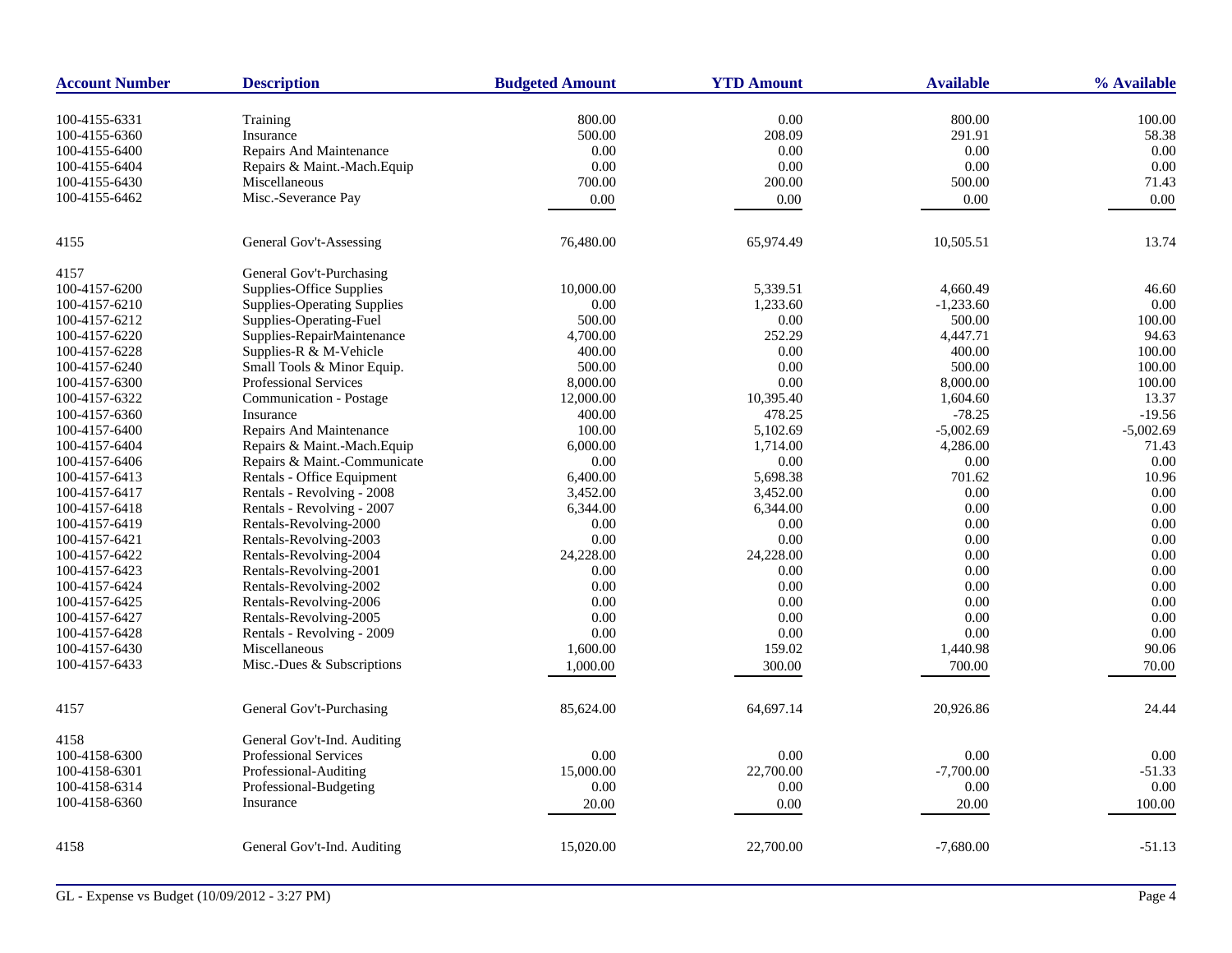| Account Number | Description | Budgeted Amount | YTD Amount | Available | % Available |
|---|---|---|---|---|---|
| 100-4155-6331 | Training | 800.00 | 0.00 | 800.00 | 100.00 |
| 100-4155-6360 | Insurance | 500.00 | 208.09 | 291.91 | 58.38 |
| 100-4155-6400 | Repairs And Maintenance | 0.00 | 0.00 | 0.00 | 0.00 |
| 100-4155-6404 | Repairs & Maint.-Mach.Equip | 0.00 | 0.00 | 0.00 | 0.00 |
| 100-4155-6430 | Miscellaneous | 700.00 | 200.00 | 500.00 | 71.43 |
| 100-4155-6462 | Misc.-Severance Pay | 0.00 | 0.00 | 0.00 | 0.00 |
| 4155 | General Gov't-Assessing | 76,480.00 | 65,974.49 | 10,505.51 | 13.74 |
| 4157 | General Gov't-Purchasing | | | | |
| 100-4157-6200 | Supplies-Office Supplies | 10,000.00 | 5,339.51 | 4,660.49 | 46.60 |
| 100-4157-6210 | Supplies-Operating Supplies | 0.00 | 1,233.60 | -1,233.60 | 0.00 |
| 100-4157-6212 | Supplies-Operating-Fuel | 500.00 | 0.00 | 500.00 | 100.00 |
| 100-4157-6220 | Supplies-RepairMaintenance | 4,700.00 | 252.29 | 4,447.71 | 94.63 |
| 100-4157-6228 | Supplies-R & M-Vehicle | 400.00 | 0.00 | 400.00 | 100.00 |
| 100-4157-6240 | Small Tools & Minor Equip. | 500.00 | 0.00 | 500.00 | 100.00 |
| 100-4157-6300 | Professional Services | 8,000.00 | 0.00 | 8,000.00 | 100.00 |
| 100-4157-6322 | Communication - Postage | 12,000.00 | 10,395.40 | 1,604.60 | 13.37 |
| 100-4157-6360 | Insurance | 400.00 | 478.25 | -78.25 | -19.56 |
| 100-4157-6400 | Repairs And Maintenance | 100.00 | 5,102.69 | -5,002.69 | -5,002.69 |
| 100-4157-6404 | Repairs & Maint.-Mach.Equip | 6,000.00 | 1,714.00 | 4,286.00 | 71.43 |
| 100-4157-6406 | Repairs & Maint.-Communicate | 0.00 | 0.00 | 0.00 | 0.00 |
| 100-4157-6413 | Rentals - Office Equipment | 6,400.00 | 5,698.38 | 701.62 | 10.96 |
| 100-4157-6417 | Rentals - Revolving - 2008 | 3,452.00 | 3,452.00 | 0.00 | 0.00 |
| 100-4157-6418 | Rentals - Revolving - 2007 | 6,344.00 | 6,344.00 | 0.00 | 0.00 |
| 100-4157-6419 | Rentals-Revolving-2000 | 0.00 | 0.00 | 0.00 | 0.00 |
| 100-4157-6421 | Rentals-Revolving-2003 | 0.00 | 0.00 | 0.00 | 0.00 |
| 100-4157-6422 | Rentals-Revolving-2004 | 24,228.00 | 24,228.00 | 0.00 | 0.00 |
| 100-4157-6423 | Rentals-Revolving-2001 | 0.00 | 0.00 | 0.00 | 0.00 |
| 100-4157-6424 | Rentals-Revolving-2002 | 0.00 | 0.00 | 0.00 | 0.00 |
| 100-4157-6425 | Rentals-Revolving-2006 | 0.00 | 0.00 | 0.00 | 0.00 |
| 100-4157-6427 | Rentals-Revolving-2005 | 0.00 | 0.00 | 0.00 | 0.00 |
| 100-4157-6428 | Rentals - Revolving - 2009 | 0.00 | 0.00 | 0.00 | 0.00 |
| 100-4157-6430 | Miscellaneous | 1,600.00 | 159.02 | 1,440.98 | 90.06 |
| 100-4157-6433 | Misc.-Dues & Subscriptions | 1,000.00 | 300.00 | 700.00 | 70.00 |
| 4157 | General Gov't-Purchasing | 85,624.00 | 64,697.14 | 20,926.86 | 24.44 |
| 4158 | General Gov't-Ind. Auditing | | | | |
| 100-4158-6300 | Professional Services | 0.00 | 0.00 | 0.00 | 0.00 |
| 100-4158-6301 | Professional-Auditing | 15,000.00 | 22,700.00 | -7,700.00 | -51.33 |
| 100-4158-6314 | Professional-Budgeting | 0.00 | 0.00 | 0.00 | 0.00 |
| 100-4158-6360 | Insurance | 20.00 | 0.00 | 20.00 | 100.00 |
| 4158 | General Gov't-Ind. Auditing | 15,020.00 | 22,700.00 | -7,680.00 | -51.13 |

GL - Expense vs Budget (10/09/2012 - 3:27 PM)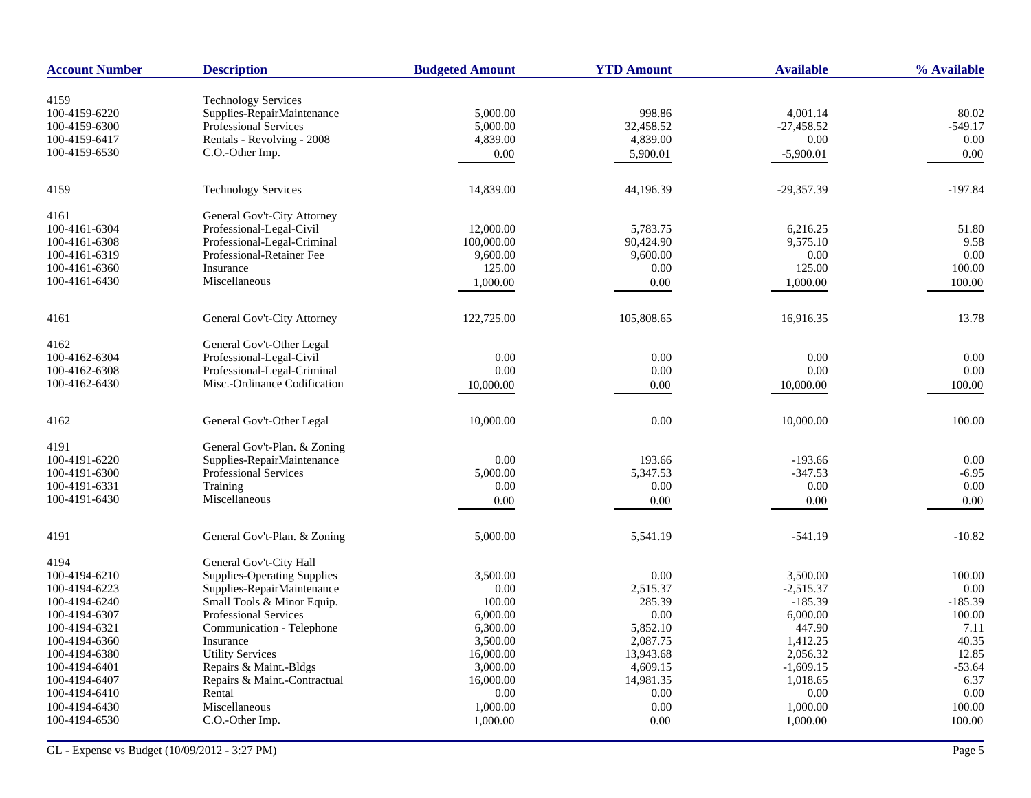| Account Number | Description | Budgeted Amount | YTD Amount | Available | % Available |
|---|---|---|---|---|---|
| 4159 | Technology Services | | | | |
| 100-4159-6220 | Supplies-RepairMaintenance | 5,000.00 | 998.86 | 4,001.14 | 80.02 |
| 100-4159-6300 | Professional Services | 5,000.00 | 32,458.52 | -27,458.52 | -549.17 |
| 100-4159-6417 | Rentals - Revolving - 2008 | 4,839.00 | 4,839.00 | 0.00 | 0.00 |
| 100-4159-6530 | C.O.-Other Imp. | 0.00 | 5,900.01 | -5,900.01 | 0.00 |
| 4159 | Technology Services | 14,839.00 | 44,196.39 | -29,357.39 | -197.84 |
| 4161 | General Gov't-City Attorney | | | | |
| 100-4161-6304 | Professional-Legal-Civil | 12,000.00 | 5,783.75 | 6,216.25 | 51.80 |
| 100-4161-6308 | Professional-Legal-Criminal | 100,000.00 | 90,424.90 | 9,575.10 | 9.58 |
| 100-4161-6319 | Professional-Retainer Fee | 9,600.00 | 9,600.00 | 0.00 | 0.00 |
| 100-4161-6360 | Insurance | 125.00 | 0.00 | 125.00 | 100.00 |
| 100-4161-6430 | Miscellaneous | 1,000.00 | 0.00 | 1,000.00 | 100.00 |
| 4161 | General Gov't-City Attorney | 122,725.00 | 105,808.65 | 16,916.35 | 13.78 |
| 4162 | General Gov't-Other Legal | | | | |
| 100-4162-6304 | Professional-Legal-Civil | 0.00 | 0.00 | 0.00 | 0.00 |
| 100-4162-6308 | Professional-Legal-Criminal | 0.00 | 0.00 | 0.00 | 0.00 |
| 100-4162-6430 | Misc.-Ordinance Codification | 10,000.00 | 0.00 | 10,000.00 | 100.00 |
| 4162 | General Gov't-Other Legal | 10,000.00 | 0.00 | 10,000.00 | 100.00 |
| 4191 | General Gov't-Plan. & Zoning | | | | |
| 100-4191-6220 | Supplies-RepairMaintenance | 0.00 | 193.66 | -193.66 | 0.00 |
| 100-4191-6300 | Professional Services | 5,000.00 | 5,347.53 | -347.53 | -6.95 |
| 100-4191-6331 | Training | 0.00 | 0.00 | 0.00 | 0.00 |
| 100-4191-6430 | Miscellaneous | 0.00 | 0.00 | 0.00 | 0.00 |
| 4191 | General Gov't-Plan. & Zoning | 5,000.00 | 5,541.19 | -541.19 | -10.82 |
| 4194 | General Gov't-City Hall | | | | |
| 100-4194-6210 | Supplies-Operating Supplies | 3,500.00 | 0.00 | 3,500.00 | 100.00 |
| 100-4194-6223 | Supplies-RepairMaintenance | 0.00 | 2,515.37 | -2,515.37 | 0.00 |
| 100-4194-6240 | Small Tools & Minor Equip. | 100.00 | 285.39 | -185.39 | -185.39 |
| 100-4194-6307 | Professional Services | 6,000.00 | 0.00 | 6,000.00 | 100.00 |
| 100-4194-6321 | Communication - Telephone | 6,300.00 | 5,852.10 | 447.90 | 7.11 |
| 100-4194-6360 | Insurance | 3,500.00 | 2,087.75 | 1,412.25 | 40.35 |
| 100-4194-6380 | Utility Services | 16,000.00 | 13,943.68 | 2,056.32 | 12.85 |
| 100-4194-6401 | Repairs & Maint.-Bldgs | 3,000.00 | 4,609.15 | -1,609.15 | -53.64 |
| 100-4194-6407 | Repairs & Maint.-Contractual | 16,000.00 | 14,981.35 | 1,018.65 | 6.37 |
| 100-4194-6410 | Rental | 0.00 | 0.00 | 0.00 | 0.00 |
| 100-4194-6430 | Miscellaneous | 1,000.00 | 0.00 | 1,000.00 | 100.00 |
| 100-4194-6530 | C.O.-Other Imp. | 1,000.00 | 0.00 | 1,000.00 | 100.00 |

GL - Expense vs Budget (10/09/2012 - 3:27 PM)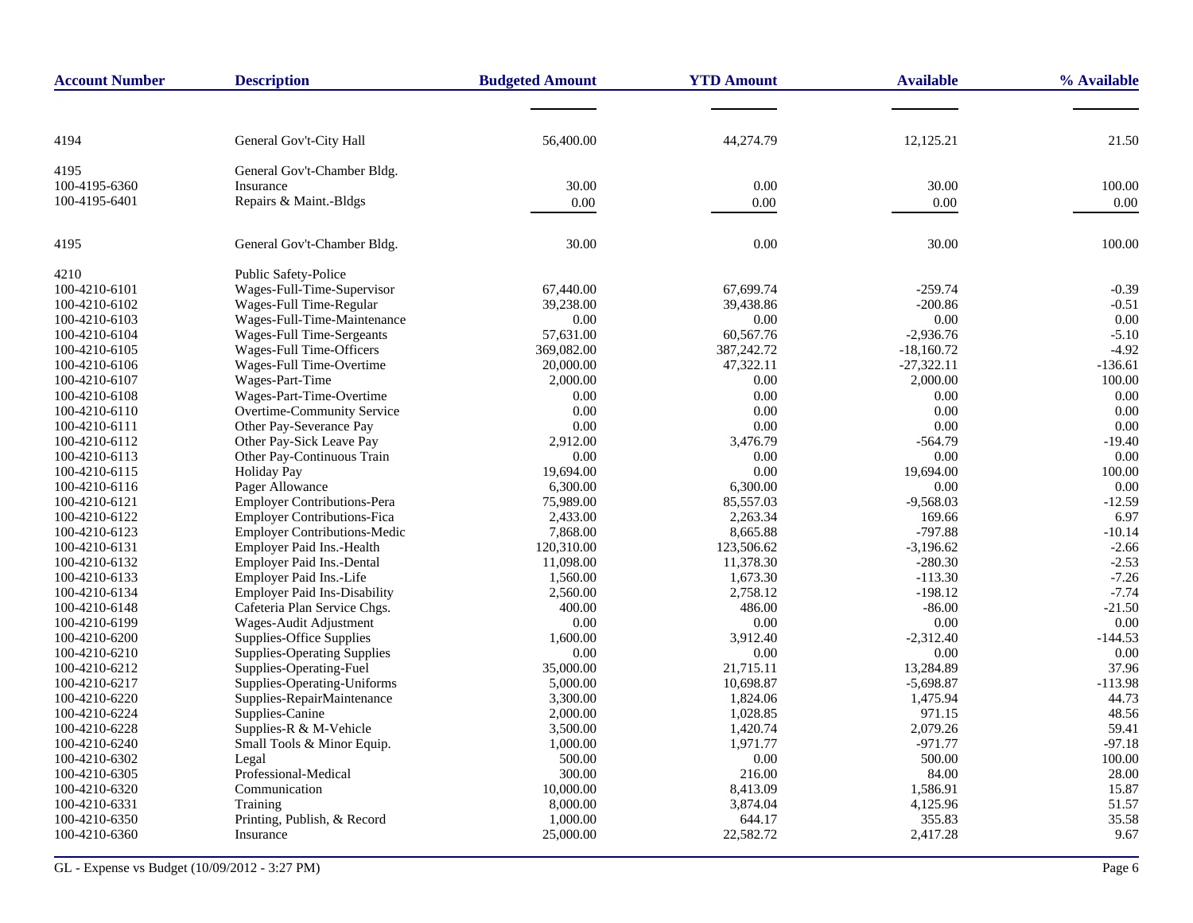| Account Number | Description | Budgeted Amount | YTD Amount | Available | % Available |
|---|---|---|---|---|---|
| 4194 | General Gov't-City Hall | 56,400.00 | 44,274.79 | 12,125.21 | 21.50 |
| 4195 | General Gov't-Chamber Bldg. | | | | |
| 100-4195-6360 | Insurance | 30.00 | 0.00 | 30.00 | 100.00 |
| 100-4195-6401 | Repairs & Maint.-Bldgs | 0.00 | 0.00 | 0.00 | 0.00 |
| 4195 | General Gov't-Chamber Bldg. | 30.00 | 0.00 | 30.00 | 100.00 |
| 4210 | Public Safety-Police | | | | |
| 100-4210-6101 | Wages-Full-Time-Supervisor | 67,440.00 | 67,699.74 | -259.74 | -0.39 |
| 100-4210-6102 | Wages-Full Time-Regular | 39,238.00 | 39,438.86 | -200.86 | -0.51 |
| 100-4210-6103 | Wages-Full-Time-Maintenance | 0.00 | 0.00 | 0.00 | 0.00 |
| 100-4210-6104 | Wages-Full Time-Sergeants | 57,631.00 | 60,567.76 | -2,936.76 | -5.10 |
| 100-4210-6105 | Wages-Full Time-Officers | 369,082.00 | 387,242.72 | -18,160.72 | -4.92 |
| 100-4210-6106 | Wages-Full Time-Overtime | 20,000.00 | 47,322.11 | -27,322.11 | -136.61 |
| 100-4210-6107 | Wages-Part-Time | 2,000.00 | 0.00 | 2,000.00 | 100.00 |
| 100-4210-6108 | Wages-Part-Time-Overtime | 0.00 | 0.00 | 0.00 | 0.00 |
| 100-4210-6110 | Overtime-Community Service | 0.00 | 0.00 | 0.00 | 0.00 |
| 100-4210-6111 | Other Pay-Severance Pay | 0.00 | 0.00 | 0.00 | 0.00 |
| 100-4210-6112 | Other Pay-Sick Leave Pay | 2,912.00 | 3,476.79 | -564.79 | -19.40 |
| 100-4210-6113 | Other Pay-Continuous Train | 0.00 | 0.00 | 0.00 | 0.00 |
| 100-4210-6115 | Holiday Pay | 19,694.00 | 0.00 | 19,694.00 | 100.00 |
| 100-4210-6116 | Pager Allowance | 6,300.00 | 6,300.00 | 0.00 | 0.00 |
| 100-4210-6121 | Employer Contributions-Pera | 75,989.00 | 85,557.03 | -9,568.03 | -12.59 |
| 100-4210-6122 | Employer Contributions-Fica | 2,433.00 | 2,263.34 | 169.66 | 6.97 |
| 100-4210-6123 | Employer Contributions-Medic | 7,868.00 | 8,665.88 | -797.88 | -10.14 |
| 100-4210-6131 | Employer Paid Ins.-Health | 120,310.00 | 123,506.62 | -3,196.62 | -2.66 |
| 100-4210-6132 | Employer Paid Ins.-Dental | 11,098.00 | 11,378.30 | -280.30 | -2.53 |
| 100-4210-6133 | Employer Paid Ins.-Life | 1,560.00 | 1,673.30 | -113.30 | -7.26 |
| 100-4210-6134 | Employer Paid Ins-Disability | 2,560.00 | 2,758.12 | -198.12 | -7.74 |
| 100-4210-6148 | Cafeteria Plan Service Chgs. | 400.00 | 486.00 | -86.00 | -21.50 |
| 100-4210-6199 | Wages-Audit Adjustment | 0.00 | 0.00 | 0.00 | 0.00 |
| 100-4210-6200 | Supplies-Office Supplies | 1,600.00 | 3,912.40 | -2,312.40 | -144.53 |
| 100-4210-6210 | Supplies-Operating Supplies | 0.00 | 0.00 | 0.00 | 0.00 |
| 100-4210-6212 | Supplies-Operating-Fuel | 35,000.00 | 21,715.11 | 13,284.89 | 37.96 |
| 100-4210-6217 | Supplies-Operating-Uniforms | 5,000.00 | 10,698.87 | -5,698.87 | -113.98 |
| 100-4210-6220 | Supplies-RepairMaintenance | 3,300.00 | 1,824.06 | 1,475.94 | 44.73 |
| 100-4210-6224 | Supplies-Canine | 2,000.00 | 1,028.85 | 971.15 | 48.56 |
| 100-4210-6228 | Supplies-R & M-Vehicle | 3,500.00 | 1,420.74 | 2,079.26 | 59.41 |
| 100-4210-6240 | Small Tools & Minor Equip. | 1,000.00 | 1,971.77 | -971.77 | -97.18 |
| 100-4210-6302 | Legal | 500.00 | 0.00 | 500.00 | 100.00 |
| 100-4210-6305 | Professional-Medical | 300.00 | 216.00 | 84.00 | 28.00 |
| 100-4210-6320 | Communication | 10,000.00 | 8,413.09 | 1,586.91 | 15.87 |
| 100-4210-6331 | Training | 8,000.00 | 3,874.04 | 4,125.96 | 51.57 |
| 100-4210-6350 | Printing, Publish, & Record | 1,000.00 | 644.17 | 355.83 | 35.58 |
| 100-4210-6360 | Insurance | 25,000.00 | 22,582.72 | 2,417.28 | 9.67 |

GL - Expense vs Budget (10/09/2012 - 3:27 PM)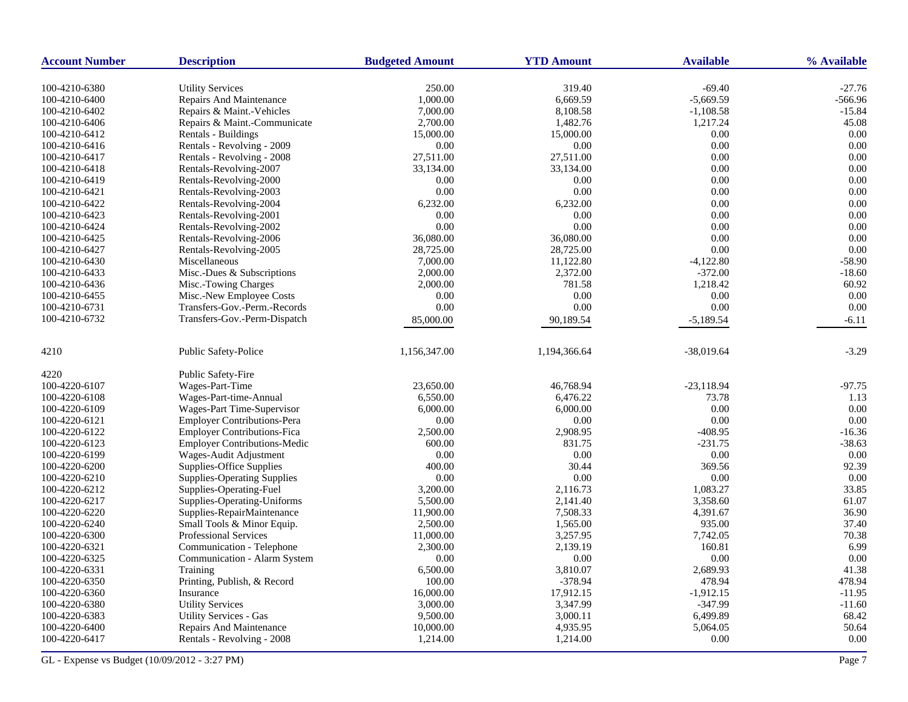| Account Number | Description | Budgeted Amount | YTD Amount | Available | % Available |
|---|---|---|---|---|---|
| 100-4210-6380 | Utility Services | 250.00 | 319.40 | -69.40 | -27.76 |
| 100-4210-6400 | Repairs And Maintenance | 1,000.00 | 6,669.59 | -5,669.59 | -566.96 |
| 100-4210-6402 | Repairs & Maint.-Vehicles | 7,000.00 | 8,108.58 | -1,108.58 | -15.84 |
| 100-4210-6406 | Repairs & Maint.-Communicate | 2,700.00 | 1,482.76 | 1,217.24 | 45.08 |
| 100-4210-6412 | Rentals - Buildings | 15,000.00 | 15,000.00 | 0.00 | 0.00 |
| 100-4210-6416 | Rentals - Revolving - 2009 | 0.00 | 0.00 | 0.00 | 0.00 |
| 100-4210-6417 | Rentals - Revolving - 2008 | 27,511.00 | 27,511.00 | 0.00 | 0.00 |
| 100-4210-6418 | Rentals-Revolving-2007 | 33,134.00 | 33,134.00 | 0.00 | 0.00 |
| 100-4210-6419 | Rentals-Revolving-2000 | 0.00 | 0.00 | 0.00 | 0.00 |
| 100-4210-6421 | Rentals-Revolving-2003 | 0.00 | 0.00 | 0.00 | 0.00 |
| 100-4210-6422 | Rentals-Revolving-2004 | 6,232.00 | 6,232.00 | 0.00 | 0.00 |
| 100-4210-6423 | Rentals-Revolving-2001 | 0.00 | 0.00 | 0.00 | 0.00 |
| 100-4210-6424 | Rentals-Revolving-2002 | 0.00 | 0.00 | 0.00 | 0.00 |
| 100-4210-6425 | Rentals-Revolving-2006 | 36,080.00 | 36,080.00 | 0.00 | 0.00 |
| 100-4210-6427 | Rentals-Revolving-2005 | 28,725.00 | 28,725.00 | 0.00 | 0.00 |
| 100-4210-6430 | Miscellaneous | 7,000.00 | 11,122.80 | -4,122.80 | -58.90 |
| 100-4210-6433 | Misc.-Dues & Subscriptions | 2,000.00 | 2,372.00 | -372.00 | -18.60 |
| 100-4210-6436 | Misc.-Towing Charges | 2,000.00 | 781.58 | 1,218.42 | 60.92 |
| 100-4210-6455 | Misc.-New Employee Costs | 0.00 | 0.00 | 0.00 | 0.00 |
| 100-4210-6731 | Transfers-Gov.-Perm.-Records | 0.00 | 0.00 | 0.00 | 0.00 |
| 100-4210-6732 | Transfers-Gov.-Perm-Dispatch | 85,000.00 | 90,189.54 | -5,189.54 | -6.11 |
| 4210 | Public Safety-Police | 1,156,347.00 | 1,194,366.64 | -38,019.64 | -3.29 |
| 4220 | Public Safety-Fire | | | | |
| 100-4220-6107 | Wages-Part-Time | 23,650.00 | 46,768.94 | -23,118.94 | -97.75 |
| 100-4220-6108 | Wages-Part-time-Annual | 6,550.00 | 6,476.22 | 73.78 | 1.13 |
| 100-4220-6109 | Wages-Part Time-Supervisor | 6,000.00 | 6,000.00 | 0.00 | 0.00 |
| 100-4220-6121 | Employer Contributions-Pera | 0.00 | 0.00 | 0.00 | 0.00 |
| 100-4220-6122 | Employer Contributions-Fica | 2,500.00 | 2,908.95 | -408.95 | -16.36 |
| 100-4220-6123 | Employer Contributions-Medic | 600.00 | 831.75 | -231.75 | -38.63 |
| 100-4220-6199 | Wages-Audit Adjustment | 0.00 | 0.00 | 0.00 | 0.00 |
| 100-4220-6200 | Supplies-Office Supplies | 400.00 | 30.44 | 369.56 | 92.39 |
| 100-4220-6210 | Supplies-Operating Supplies | 0.00 | 0.00 | 0.00 | 0.00 |
| 100-4220-6212 | Supplies-Operating-Fuel | 3,200.00 | 2,116.73 | 1,083.27 | 33.85 |
| 100-4220-6217 | Supplies-Operating-Uniforms | 5,500.00 | 2,141.40 | 3,358.60 | 61.07 |
| 100-4220-6220 | Supplies-RepairMaintenance | 11,900.00 | 7,508.33 | 4,391.67 | 36.90 |
| 100-4220-6240 | Small Tools & Minor Equip. | 2,500.00 | 1,565.00 | 935.00 | 37.40 |
| 100-4220-6300 | Professional Services | 11,000.00 | 3,257.95 | 7,742.05 | 70.38 |
| 100-4220-6321 | Communication - Telephone | 2,300.00 | 2,139.19 | 160.81 | 6.99 |
| 100-4220-6325 | Communication - Alarm System | 0.00 | 0.00 | 0.00 | 0.00 |
| 100-4220-6331 | Training | 6,500.00 | 3,810.07 | 2,689.93 | 41.38 |
| 100-4220-6350 | Printing, Publish, & Record | 100.00 | -378.94 | 478.94 | 478.94 |
| 100-4220-6360 | Insurance | 16,000.00 | 17,912.15 | -1,912.15 | -11.95 |
| 100-4220-6380 | Utility Services | 3,000.00 | 3,347.99 | -347.99 | -11.60 |
| 100-4220-6383 | Utility Services - Gas | 9,500.00 | 3,000.11 | 6,499.89 | 68.42 |
| 100-4220-6400 | Repairs And Maintenance | 10,000.00 | 4,935.95 | 5,064.05 | 50.64 |
| 100-4220-6417 | Rentals - Revolving - 2008 | 1,214.00 | 1,214.00 | 0.00 | 0.00 |

GL - Expense vs Budget (10/09/2012 - 3:27 PM)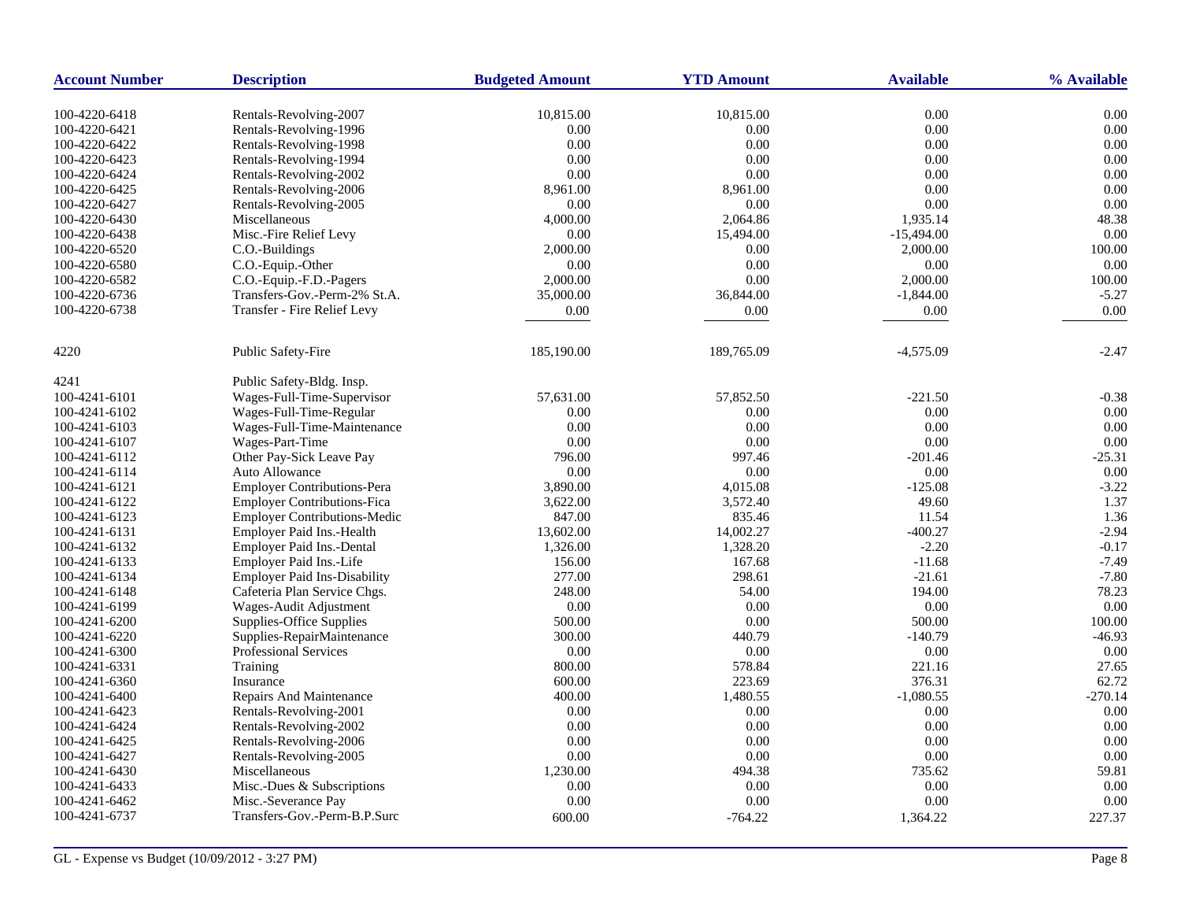| Account Number | Description | Budgeted Amount | YTD Amount | Available | % Available |
|---|---|---|---|---|---|
| 100-4220-6418 | Rentals-Revolving-2007 | 10,815.00 | 10,815.00 | 0.00 | 0.00 |
| 100-4220-6421 | Rentals-Revolving-1996 | 0.00 | 0.00 | 0.00 | 0.00 |
| 100-4220-6422 | Rentals-Revolving-1998 | 0.00 | 0.00 | 0.00 | 0.00 |
| 100-4220-6423 | Rentals-Revolving-1994 | 0.00 | 0.00 | 0.00 | 0.00 |
| 100-4220-6424 | Rentals-Revolving-2002 | 0.00 | 0.00 | 0.00 | 0.00 |
| 100-4220-6425 | Rentals-Revolving-2006 | 8,961.00 | 8,961.00 | 0.00 | 0.00 |
| 100-4220-6427 | Rentals-Revolving-2005 | 0.00 | 0.00 | 0.00 | 0.00 |
| 100-4220-6430 | Miscellaneous | 4,000.00 | 2,064.86 | 1,935.14 | 48.38 |
| 100-4220-6438 | Misc.-Fire Relief Levy | 0.00 | 15,494.00 | -15,494.00 | 0.00 |
| 100-4220-6520 | C.O.-Buildings | 2,000.00 | 0.00 | 2,000.00 | 100.00 |
| 100-4220-6580 | C.O.-Equip.-Other | 0.00 | 0.00 | 0.00 | 0.00 |
| 100-4220-6582 | C.O.-Equip.-F.D.-Pagers | 2,000.00 | 0.00 | 2,000.00 | 100.00 |
| 100-4220-6736 | Transfers-Gov.-Perm-2% St.A. | 35,000.00 | 36,844.00 | -1,844.00 | -5.27 |
| 100-4220-6738 | Transfer - Fire Relief Levy | 0.00 | 0.00 | 0.00 | 0.00 |
| 4220 | Public Safety-Fire | 185,190.00 | 189,765.09 | -4,575.09 | -2.47 |
| 4241 | Public Safety-Bldg. Insp. | | | | |
| 100-4241-6101 | Wages-Full-Time-Supervisor | 57,631.00 | 57,852.50 | -221.50 | -0.38 |
| 100-4241-6102 | Wages-Full-Time-Regular | 0.00 | 0.00 | 0.00 | 0.00 |
| 100-4241-6103 | Wages-Full-Time-Maintenance | 0.00 | 0.00 | 0.00 | 0.00 |
| 100-4241-6107 | Wages-Part-Time | 0.00 | 0.00 | 0.00 | 0.00 |
| 100-4241-6112 | Other Pay-Sick Leave Pay | 796.00 | 997.46 | -201.46 | -25.31 |
| 100-4241-6114 | Auto Allowance | 0.00 | 0.00 | 0.00 | 0.00 |
| 100-4241-6121 | Employer Contributions-Pera | 3,890.00 | 4,015.08 | -125.08 | -3.22 |
| 100-4241-6122 | Employer Contributions-Fica | 3,622.00 | 3,572.40 | 49.60 | 1.37 |
| 100-4241-6123 | Employer Contributions-Medic | 847.00 | 835.46 | 11.54 | 1.36 |
| 100-4241-6131 | Employer Paid Ins.-Health | 13,602.00 | 14,002.27 | -400.27 | -2.94 |
| 100-4241-6132 | Employer Paid Ins.-Dental | 1,326.00 | 1,328.20 | -2.20 | -0.17 |
| 100-4241-6133 | Employer Paid Ins.-Life | 156.00 | 167.68 | -11.68 | -7.49 |
| 100-4241-6134 | Employer Paid Ins-Disability | 277.00 | 298.61 | -21.61 | -7.80 |
| 100-4241-6148 | Cafeteria Plan Service Chgs. | 248.00 | 54.00 | 194.00 | 78.23 |
| 100-4241-6199 | Wages-Audit Adjustment | 0.00 | 0.00 | 0.00 | 0.00 |
| 100-4241-6200 | Supplies-Office Supplies | 500.00 | 0.00 | 500.00 | 100.00 |
| 100-4241-6220 | Supplies-RepairMaintenance | 300.00 | 440.79 | -140.79 | -46.93 |
| 100-4241-6300 | Professional Services | 0.00 | 0.00 | 0.00 | 0.00 |
| 100-4241-6331 | Training | 800.00 | 578.84 | 221.16 | 27.65 |
| 100-4241-6360 | Insurance | 600.00 | 223.69 | 376.31 | 62.72 |
| 100-4241-6400 | Repairs And Maintenance | 400.00 | 1,480.55 | -1,080.55 | -270.14 |
| 100-4241-6423 | Rentals-Revolving-2001 | 0.00 | 0.00 | 0.00 | 0.00 |
| 100-4241-6424 | Rentals-Revolving-2002 | 0.00 | 0.00 | 0.00 | 0.00 |
| 100-4241-6425 | Rentals-Revolving-2006 | 0.00 | 0.00 | 0.00 | 0.00 |
| 100-4241-6427 | Rentals-Revolving-2005 | 0.00 | 0.00 | 0.00 | 0.00 |
| 100-4241-6430 | Miscellaneous | 1,230.00 | 494.38 | 735.62 | 59.81 |
| 100-4241-6433 | Misc.-Dues & Subscriptions | 0.00 | 0.00 | 0.00 | 0.00 |
| 100-4241-6462 | Misc.-Severance Pay | 0.00 | 0.00 | 0.00 | 0.00 |
| 100-4241-6737 | Transfers-Gov.-Perm-B.P.Surc | 600.00 | -764.22 | 1,364.22 | 227.37 |

GL - Expense vs Budget (10/09/2012 - 3:27 PM)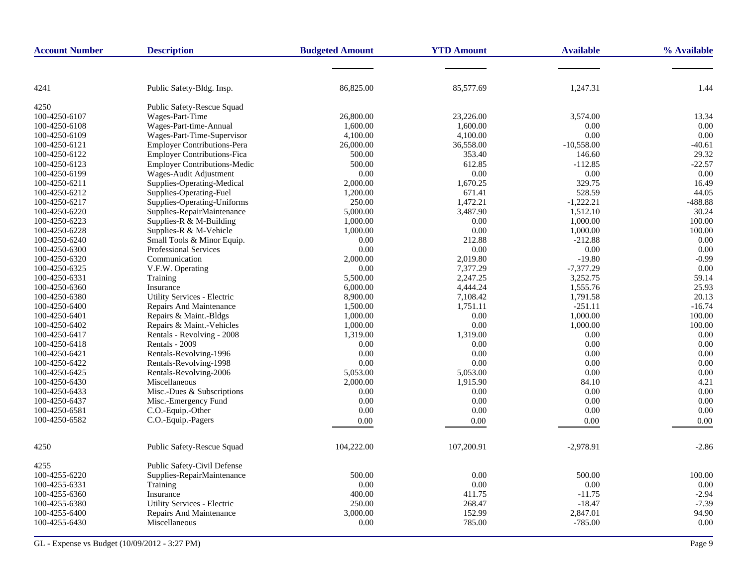| Account Number | Description | Budgeted Amount | YTD Amount | Available | % Available |
|---|---|---|---|---|---|
| 4241 | Public Safety-Bldg. Insp. | 86,825.00 | 85,577.69 | 1,247.31 | 1.44 |
| 4250 | Public Safety-Rescue Squad | | | | |
| 100-4250-6107 | Wages-Part-Time | 26,800.00 | 23,226.00 | 3,574.00 | 13.34 |
| 100-4250-6108 | Wages-Part-time-Annual | 1,600.00 | 1,600.00 | 0.00 | 0.00 |
| 100-4250-6109 | Wages-Part-Time-Supervisor | 4,100.00 | 4,100.00 | 0.00 | 0.00 |
| 100-4250-6121 | Employer Contributions-Pera | 26,000.00 | 36,558.00 | -10,558.00 | -40.61 |
| 100-4250-6122 | Employer Contributions-Fica | 500.00 | 353.40 | 146.60 | 29.32 |
| 100-4250-6123 | Employer Contributions-Medic | 500.00 | 612.85 | -112.85 | -22.57 |
| 100-4250-6199 | Wages-Audit Adjustment | 0.00 | 0.00 | 0.00 | 0.00 |
| 100-4250-6211 | Supplies-Operating-Medical | 2,000.00 | 1,670.25 | 329.75 | 16.49 |
| 100-4250-6212 | Supplies-Operating-Fuel | 1,200.00 | 671.41 | 528.59 | 44.05 |
| 100-4250-6217 | Supplies-Operating-Uniforms | 250.00 | 1,472.21 | -1,222.21 | -488.88 |
| 100-4250-6220 | Supplies-RepairMaintenance | 5,000.00 | 3,487.90 | 1,512.10 | 30.24 |
| 100-4250-6223 | Supplies-R & M-Building | 1,000.00 | 0.00 | 1,000.00 | 100.00 |
| 100-4250-6228 | Supplies-R & M-Vehicle | 1,000.00 | 0.00 | 1,000.00 | 100.00 |
| 100-4250-6240 | Small Tools & Minor Equip. | 0.00 | 212.88 | -212.88 | 0.00 |
| 100-4250-6300 | Professional Services | 0.00 | 0.00 | 0.00 | 0.00 |
| 100-4250-6320 | Communication | 2,000.00 | 2,019.80 | -19.80 | -0.99 |
| 100-4250-6325 | V.F.W. Operating | 0.00 | 7,377.29 | -7,377.29 | 0.00 |
| 100-4250-6331 | Training | 5,500.00 | 2,247.25 | 3,252.75 | 59.14 |
| 100-4250-6360 | Insurance | 6,000.00 | 4,444.24 | 1,555.76 | 25.93 |
| 100-4250-6380 | Utility Services - Electric | 8,900.00 | 7,108.42 | 1,791.58 | 20.13 |
| 100-4250-6400 | Repairs And Maintenance | 1,500.00 | 1,751.11 | -251.11 | -16.74 |
| 100-4250-6401 | Repairs & Maint.-Bldgs | 1,000.00 | 0.00 | 1,000.00 | 100.00 |
| 100-4250-6402 | Repairs & Maint.-Vehicles | 1,000.00 | 0.00 | 1,000.00 | 100.00 |
| 100-4250-6417 | Rentals - Revolving - 2008 | 1,319.00 | 1,319.00 | 0.00 | 0.00 |
| 100-4250-6418 | Rentals - 2009 | 0.00 | 0.00 | 0.00 | 0.00 |
| 100-4250-6421 | Rentals-Revolving-1996 | 0.00 | 0.00 | 0.00 | 0.00 |
| 100-4250-6422 | Rentals-Revolving-1998 | 0.00 | 0.00 | 0.00 | 0.00 |
| 100-4250-6425 | Rentals-Revolving-2006 | 5,053.00 | 5,053.00 | 0.00 | 0.00 |
| 100-4250-6430 | Miscellaneous | 2,000.00 | 1,915.90 | 84.10 | 4.21 |
| 100-4250-6433 | Misc.-Dues & Subscriptions | 0.00 | 0.00 | 0.00 | 0.00 |
| 100-4250-6437 | Misc.-Emergency Fund | 0.00 | 0.00 | 0.00 | 0.00 |
| 100-4250-6581 | C.O.-Equip.-Other | 0.00 | 0.00 | 0.00 | 0.00 |
| 100-4250-6582 | C.O.-Equip.-Pagers | 0.00 | 0.00 | 0.00 | 0.00 |
| 4250 | Public Safety-Rescue Squad | 104,222.00 | 107,200.91 | -2,978.91 | -2.86 |
| 4255 | Public Safety-Civil Defense | | | | |
| 100-4255-6220 | Supplies-RepairMaintenance | 500.00 | 0.00 | 500.00 | 100.00 |
| 100-4255-6331 | Training | 0.00 | 0.00 | 0.00 | 0.00 |
| 100-4255-6360 | Insurance | 400.00 | 411.75 | -11.75 | -2.94 |
| 100-4255-6380 | Utility Services - Electric | 250.00 | 268.47 | -18.47 | -7.39 |
| 100-4255-6400 | Repairs And Maintenance | 3,000.00 | 152.99 | 2,847.01 | 94.90 |
| 100-4255-6430 | Miscellaneous | 0.00 | 785.00 | -785.00 | 0.00 |

GL - Expense vs Budget (10/09/2012 - 3:27 PM)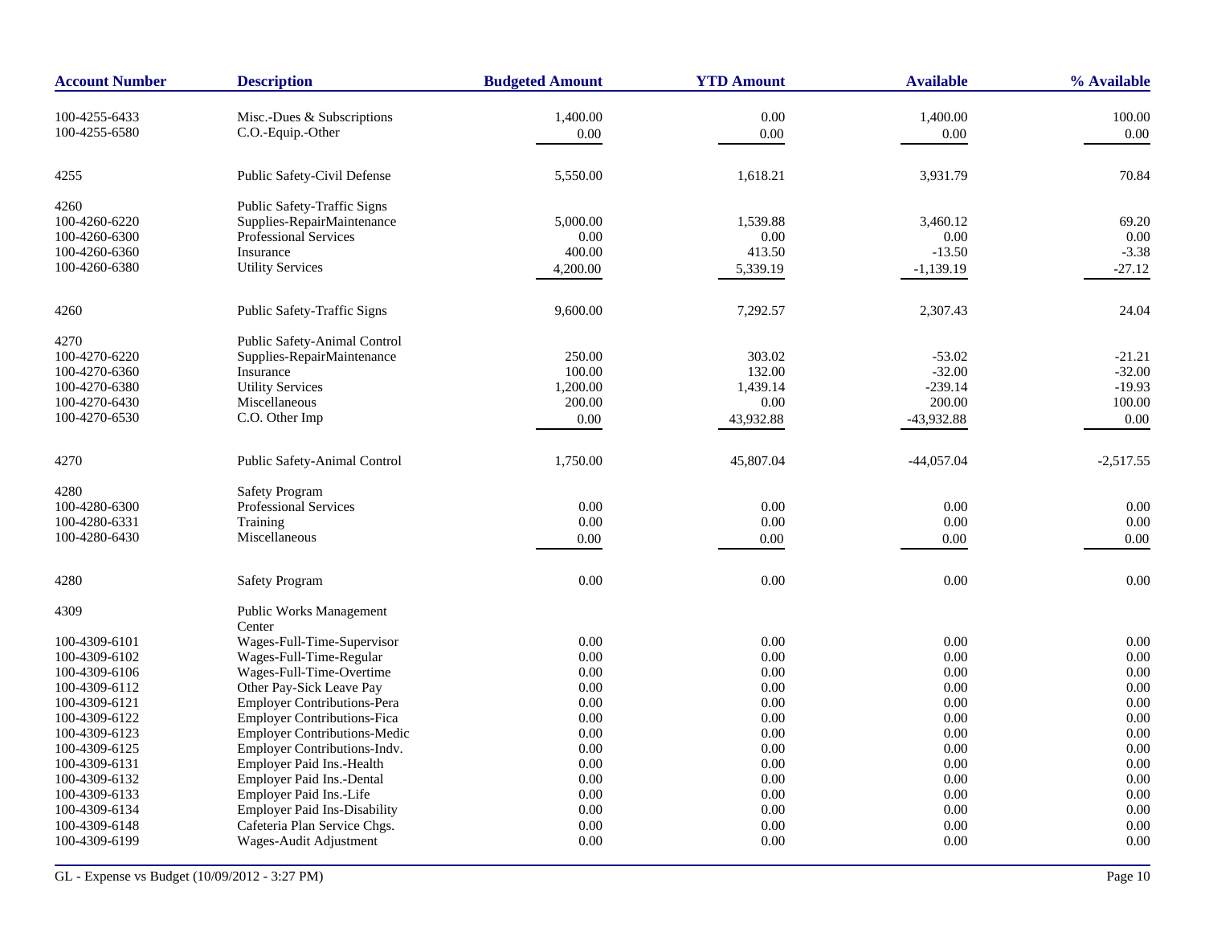| Account Number | Description | Budgeted Amount | YTD Amount | Available | % Available |
|---|---|---|---|---|---|
| 100-4255-6433 | Misc.-Dues & Subscriptions | 1,400.00 | 0.00 | 1,400.00 | 100.00 |
| 100-4255-6580 | C.O.-Equip.-Other | 0.00 | 0.00 | 0.00 | 0.00 |
| 4255 | Public Safety-Civil Defense | 5,550.00 | 1,618.21 | 3,931.79 | 70.84 |
| 4260 | Public Safety-Traffic Signs | | | | |
| 100-4260-6220 | Supplies-RepairMaintenance | 5,000.00 | 1,539.88 | 3,460.12 | 69.20 |
| 100-4260-6300 | Professional Services | 0.00 | 0.00 | 0.00 | 0.00 |
| 100-4260-6360 | Insurance | 400.00 | 413.50 | -13.50 | -3.38 |
| 100-4260-6380 | Utility Services | 4,200.00 | 5,339.19 | -1,139.19 | -27.12 |
| 4260 | Public Safety-Traffic Signs | 9,600.00 | 7,292.57 | 2,307.43 | 24.04 |
| 4270 | Public Safety-Animal Control | | | | |
| 100-4270-6220 | Supplies-RepairMaintenance | 250.00 | 303.02 | -53.02 | -21.21 |
| 100-4270-6360 | Insurance | 100.00 | 132.00 | -32.00 | -32.00 |
| 100-4270-6380 | Utility Services | 1,200.00 | 1,439.14 | -239.14 | -19.93 |
| 100-4270-6430 | Miscellaneous | 200.00 | 0.00 | 200.00 | 100.00 |
| 100-4270-6530 | C.O. Other Imp | 0.00 | 43,932.88 | -43,932.88 | 0.00 |
| 4270 | Public Safety-Animal Control | 1,750.00 | 45,807.04 | -44,057.04 | -2,517.55 |
| 4280 | Safety Program | | | | |
| 100-4280-6300 | Professional Services | 0.00 | 0.00 | 0.00 | 0.00 |
| 100-4280-6331 | Training | 0.00 | 0.00 | 0.00 | 0.00 |
| 100-4280-6430 | Miscellaneous | 0.00 | 0.00 | 0.00 | 0.00 |
| 4280 | Safety Program | 0.00 | 0.00 | 0.00 | 0.00 |
| 4309 | Public Works Management Center | | | | |
| 100-4309-6101 | Wages-Full-Time-Supervisor | 0.00 | 0.00 | 0.00 | 0.00 |
| 100-4309-6102 | Wages-Full-Time-Regular | 0.00 | 0.00 | 0.00 | 0.00 |
| 100-4309-6106 | Wages-Full-Time-Overtime | 0.00 | 0.00 | 0.00 | 0.00 |
| 100-4309-6112 | Other Pay-Sick Leave Pay | 0.00 | 0.00 | 0.00 | 0.00 |
| 100-4309-6121 | Employer Contributions-Pera | 0.00 | 0.00 | 0.00 | 0.00 |
| 100-4309-6122 | Employer Contributions-Fica | 0.00 | 0.00 | 0.00 | 0.00 |
| 100-4309-6123 | Employer Contributions-Medic | 0.00 | 0.00 | 0.00 | 0.00 |
| 100-4309-6125 | Employer Contributions-Indv. | 0.00 | 0.00 | 0.00 | 0.00 |
| 100-4309-6131 | Employer Paid Ins.-Health | 0.00 | 0.00 | 0.00 | 0.00 |
| 100-4309-6132 | Employer Paid Ins.-Dental | 0.00 | 0.00 | 0.00 | 0.00 |
| 100-4309-6133 | Employer Paid Ins.-Life | 0.00 | 0.00 | 0.00 | 0.00 |
| 100-4309-6134 | Employer Paid Ins-Disability | 0.00 | 0.00 | 0.00 | 0.00 |
| 100-4309-6148 | Cafeteria Plan Service Chgs. | 0.00 | 0.00 | 0.00 | 0.00 |
| 100-4309-6199 | Wages-Audit Adjustment | 0.00 | 0.00 | 0.00 | 0.00 |

GL - Expense vs Budget (10/09/2012 - 3:27 PM)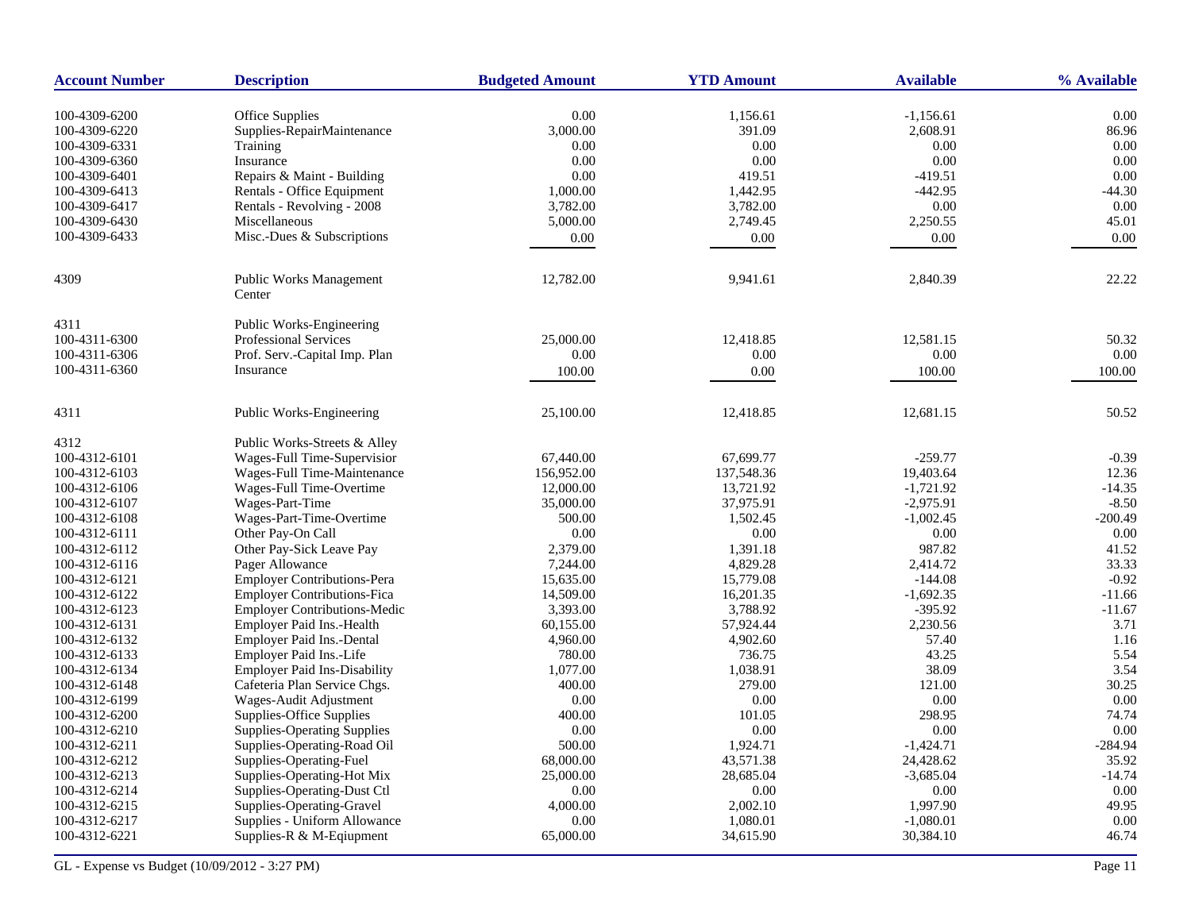| Account Number | Description | Budgeted Amount | YTD Amount | Available | % Available |
|---|---|---|---|---|---|
| 100-4309-6200 | Office Supplies | 0.00 | 1,156.61 | -1,156.61 | 0.00 |
| 100-4309-6220 | Supplies-RepairMaintenance | 3,000.00 | 391.09 | 2,608.91 | 86.96 |
| 100-4309-6331 | Training | 0.00 | 0.00 | 0.00 | 0.00 |
| 100-4309-6360 | Insurance | 0.00 | 0.00 | 0.00 | 0.00 |
| 100-4309-6401 | Repairs & Maint - Building | 0.00 | 419.51 | -419.51 | 0.00 |
| 100-4309-6413 | Rentals - Office Equipment | 1,000.00 | 1,442.95 | -442.95 | -44.30 |
| 100-4309-6417 | Rentals - Revolving - 2008 | 3,782.00 | 3,782.00 | 0.00 | 0.00 |
| 100-4309-6430 | Miscellaneous | 5,000.00 | 2,749.45 | 2,250.55 | 45.01 |
| 100-4309-6433 | Misc.-Dues & Subscriptions | 0.00 | 0.00 | 0.00 | 0.00 |
| 4309 | Public Works Management Center | 12,782.00 | 9,941.61 | 2,840.39 | 22.22 |
| 4311 | Public Works-Engineering | | | | |
| 100-4311-6300 | Professional Services | 25,000.00 | 12,418.85 | 12,581.15 | 50.32 |
| 100-4311-6306 | Prof. Serv.-Capital Imp. Plan | 0.00 | 0.00 | 0.00 | 0.00 |
| 100-4311-6360 | Insurance | 100.00 | 0.00 | 100.00 | 100.00 |
| 4311 | Public Works-Engineering | 25,100.00 | 12,418.85 | 12,681.15 | 50.52 |
| 4312 | Public Works-Streets & Alley | | | | |
| 100-4312-6101 | Wages-Full Time-Supervisior | 67,440.00 | 67,699.77 | -259.77 | -0.39 |
| 100-4312-6103 | Wages-Full Time-Maintenance | 156,952.00 | 137,548.36 | 19,403.64 | 12.36 |
| 100-4312-6106 | Wages-Full Time-Overtime | 12,000.00 | 13,721.92 | -1,721.92 | -14.35 |
| 100-4312-6107 | Wages-Part-Time | 35,000.00 | 37,975.91 | -2,975.91 | -8.50 |
| 100-4312-6108 | Wages-Part-Time-Overtime | 500.00 | 1,502.45 | -1,002.45 | -200.49 |
| 100-4312-6111 | Other Pay-On Call | 0.00 | 0.00 | 0.00 | 0.00 |
| 100-4312-6112 | Other Pay-Sick Leave Pay | 2,379.00 | 1,391.18 | 987.82 | 41.52 |
| 100-4312-6116 | Pager Allowance | 7,244.00 | 4,829.28 | 2,414.72 | 33.33 |
| 100-4312-6121 | Employer Contributions-Pera | 15,635.00 | 15,779.08 | -144.08 | -0.92 |
| 100-4312-6122 | Employer Contributions-Fica | 14,509.00 | 16,201.35 | -1,692.35 | -11.66 |
| 100-4312-6123 | Employer Contributions-Medic | 3,393.00 | 3,788.92 | -395.92 | -11.67 |
| 100-4312-6131 | Employer Paid Ins.-Health | 60,155.00 | 57,924.44 | 2,230.56 | 3.71 |
| 100-4312-6132 | Employer Paid Ins.-Dental | 4,960.00 | 4,902.60 | 57.40 | 1.16 |
| 100-4312-6133 | Employer Paid Ins.-Life | 780.00 | 736.75 | 43.25 | 5.54 |
| 100-4312-6134 | Employer Paid Ins-Disability | 1,077.00 | 1,038.91 | 38.09 | 3.54 |
| 100-4312-6148 | Cafeteria Plan Service Chgs. | 400.00 | 279.00 | 121.00 | 30.25 |
| 100-4312-6199 | Wages-Audit Adjustment | 0.00 | 0.00 | 0.00 | 0.00 |
| 100-4312-6200 | Supplies-Office Supplies | 400.00 | 101.05 | 298.95 | 74.74 |
| 100-4312-6210 | Supplies-Operating Supplies | 0.00 | 0.00 | 0.00 | 0.00 |
| 100-4312-6211 | Supplies-Operating-Road Oil | 500.00 | 1,924.71 | -1,424.71 | -284.94 |
| 100-4312-6212 | Supplies-Operating-Fuel | 68,000.00 | 43,571.38 | 24,428.62 | 35.92 |
| 100-4312-6213 | Supplies-Operating-Hot Mix | 25,000.00 | 28,685.04 | -3,685.04 | -14.74 |
| 100-4312-6214 | Supplies-Operating-Dust Ctl | 0.00 | 0.00 | 0.00 | 0.00 |
| 100-4312-6215 | Supplies-Operating-Gravel | 4,000.00 | 2,002.10 | 1,997.90 | 49.95 |
| 100-4312-6217 | Supplies - Uniform Allowance | 0.00 | 1,080.01 | -1,080.01 | 0.00 |
| 100-4312-6221 | Supplies-R & M-Eqiupment | 65,000.00 | 34,615.90 | 30,384.10 | 46.74 |

GL - Expense vs Budget (10/09/2012 - 3:27 PM)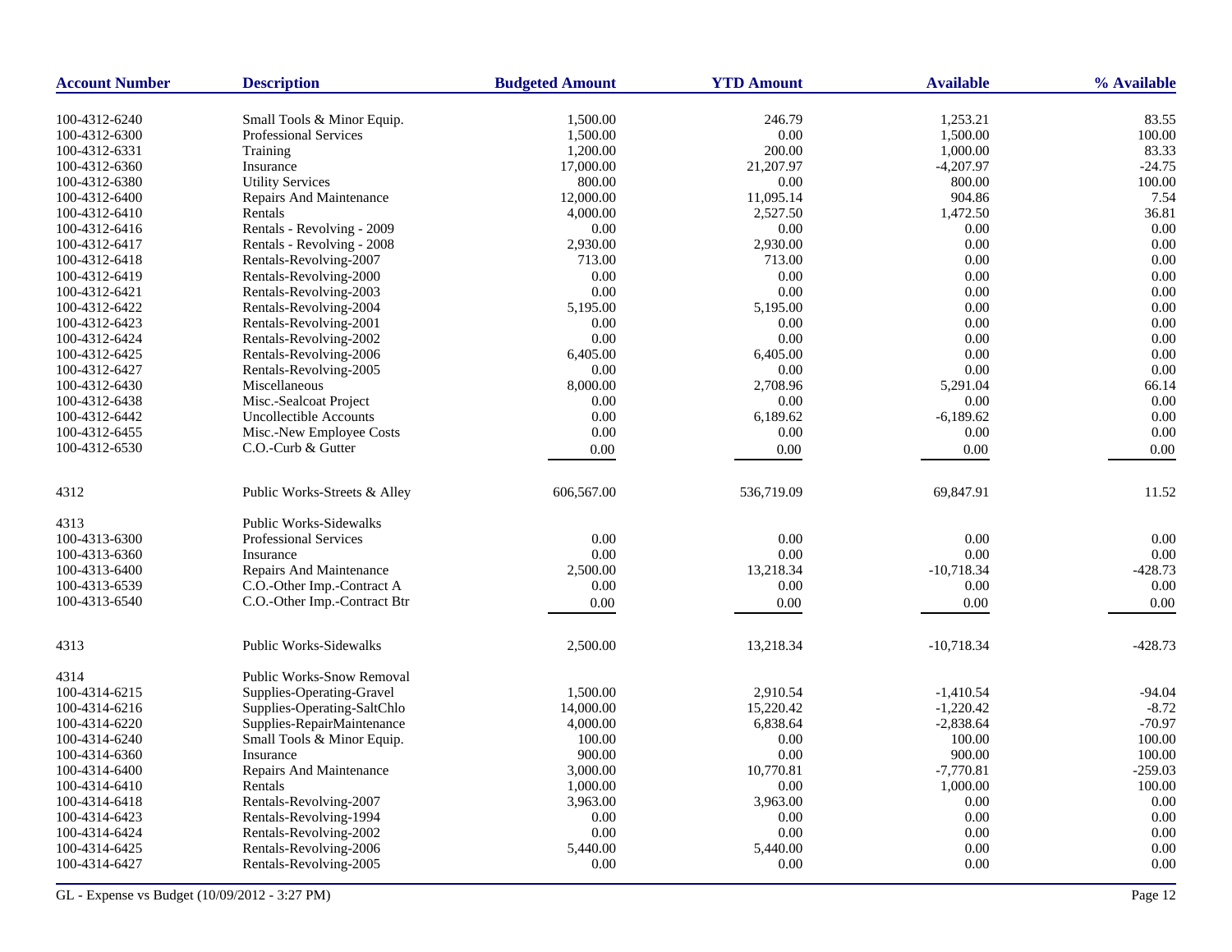| Account Number | Description | Budgeted Amount | YTD Amount | Available | % Available |
|---|---|---|---|---|---|
| 100-4312-6240 | Small Tools & Minor Equip. | 1,500.00 | 246.79 | 1,253.21 | 83.55 |
| 100-4312-6300 | Professional Services | 1,500.00 | 0.00 | 1,500.00 | 100.00 |
| 100-4312-6331 | Training | 1,200.00 | 200.00 | 1,000.00 | 83.33 |
| 100-4312-6360 | Insurance | 17,000.00 | 21,207.97 | -4,207.97 | -24.75 |
| 100-4312-6380 | Utility Services | 800.00 | 0.00 | 800.00 | 100.00 |
| 100-4312-6400 | Repairs And Maintenance | 12,000.00 | 11,095.14 | 904.86 | 7.54 |
| 100-4312-6410 | Rentals | 4,000.00 | 2,527.50 | 1,472.50 | 36.81 |
| 100-4312-6416 | Rentals - Revolving - 2009 | 0.00 | 0.00 | 0.00 | 0.00 |
| 100-4312-6417 | Rentals - Revolving - 2008 | 2,930.00 | 2,930.00 | 0.00 | 0.00 |
| 100-4312-6418 | Rentals-Revolving-2007 | 713.00 | 713.00 | 0.00 | 0.00 |
| 100-4312-6419 | Rentals-Revolving-2000 | 0.00 | 0.00 | 0.00 | 0.00 |
| 100-4312-6421 | Rentals-Revolving-2003 | 0.00 | 0.00 | 0.00 | 0.00 |
| 100-4312-6422 | Rentals-Revolving-2004 | 5,195.00 | 5,195.00 | 0.00 | 0.00 |
| 100-4312-6423 | Rentals-Revolving-2001 | 0.00 | 0.00 | 0.00 | 0.00 |
| 100-4312-6424 | Rentals-Revolving-2002 | 0.00 | 0.00 | 0.00 | 0.00 |
| 100-4312-6425 | Rentals-Revolving-2006 | 6,405.00 | 6,405.00 | 0.00 | 0.00 |
| 100-4312-6427 | Rentals-Revolving-2005 | 0.00 | 0.00 | 0.00 | 0.00 |
| 100-4312-6430 | Miscellaneous | 8,000.00 | 2,708.96 | 5,291.04 | 66.14 |
| 100-4312-6438 | Misc.-Sealcoat Project | 0.00 | 0.00 | 0.00 | 0.00 |
| 100-4312-6442 | Uncollectible Accounts | 0.00 | 6,189.62 | -6,189.62 | 0.00 |
| 100-4312-6455 | Misc.-New Employee Costs | 0.00 | 0.00 | 0.00 | 0.00 |
| 100-4312-6530 | C.O.-Curb & Gutter | 0.00 | 0.00 | 0.00 | 0.00 |
| 4312 | Public Works-Streets & Alley | 606,567.00 | 536,719.09 | 69,847.91 | 11.52 |
| 4313 | Public Works-Sidewalks | | | | |
| 100-4313-6300 | Professional Services | 0.00 | 0.00 | 0.00 | 0.00 |
| 100-4313-6360 | Insurance | 0.00 | 0.00 | 0.00 | 0.00 |
| 100-4313-6400 | Repairs And Maintenance | 2,500.00 | 13,218.34 | -10,718.34 | -428.73 |
| 100-4313-6539 | C.O.-Other Imp.-Contract A | 0.00 | 0.00 | 0.00 | 0.00 |
| 100-4313-6540 | C.O.-Other Imp.-Contract Btr | 0.00 | 0.00 | 0.00 | 0.00 |
| 4313 | Public Works-Sidewalks | 2,500.00 | 13,218.34 | -10,718.34 | -428.73 |
| 4314 | Public Works-Snow Removal | | | | |
| 100-4314-6215 | Supplies-Operating-Gravel | 1,500.00 | 2,910.54 | -1,410.54 | -94.04 |
| 100-4314-6216 | Supplies-Operating-SaltChlo | 14,000.00 | 15,220.42 | -1,220.42 | -8.72 |
| 100-4314-6220 | Supplies-RepairMaintenance | 4,000.00 | 6,838.64 | -2,838.64 | -70.97 |
| 100-4314-6240 | Small Tools & Minor Equip. | 100.00 | 0.00 | 100.00 | 100.00 |
| 100-4314-6360 | Insurance | 900.00 | 0.00 | 900.00 | 100.00 |
| 100-4314-6400 | Repairs And Maintenance | 3,000.00 | 10,770.81 | -7,770.81 | -259.03 |
| 100-4314-6410 | Rentals | 1,000.00 | 0.00 | 1,000.00 | 100.00 |
| 100-4314-6418 | Rentals-Revolving-2007 | 3,963.00 | 3,963.00 | 0.00 | 0.00 |
| 100-4314-6423 | Rentals-Revolving-1994 | 0.00 | 0.00 | 0.00 | 0.00 |
| 100-4314-6424 | Rentals-Revolving-2002 | 0.00 | 0.00 | 0.00 | 0.00 |
| 100-4314-6425 | Rentals-Revolving-2006 | 5,440.00 | 5,440.00 | 0.00 | 0.00 |
| 100-4314-6427 | Rentals-Revolving-2005 | 0.00 | 0.00 | 0.00 | 0.00 |

GL - Expense vs Budget (10/09/2012 - 3:27 PM)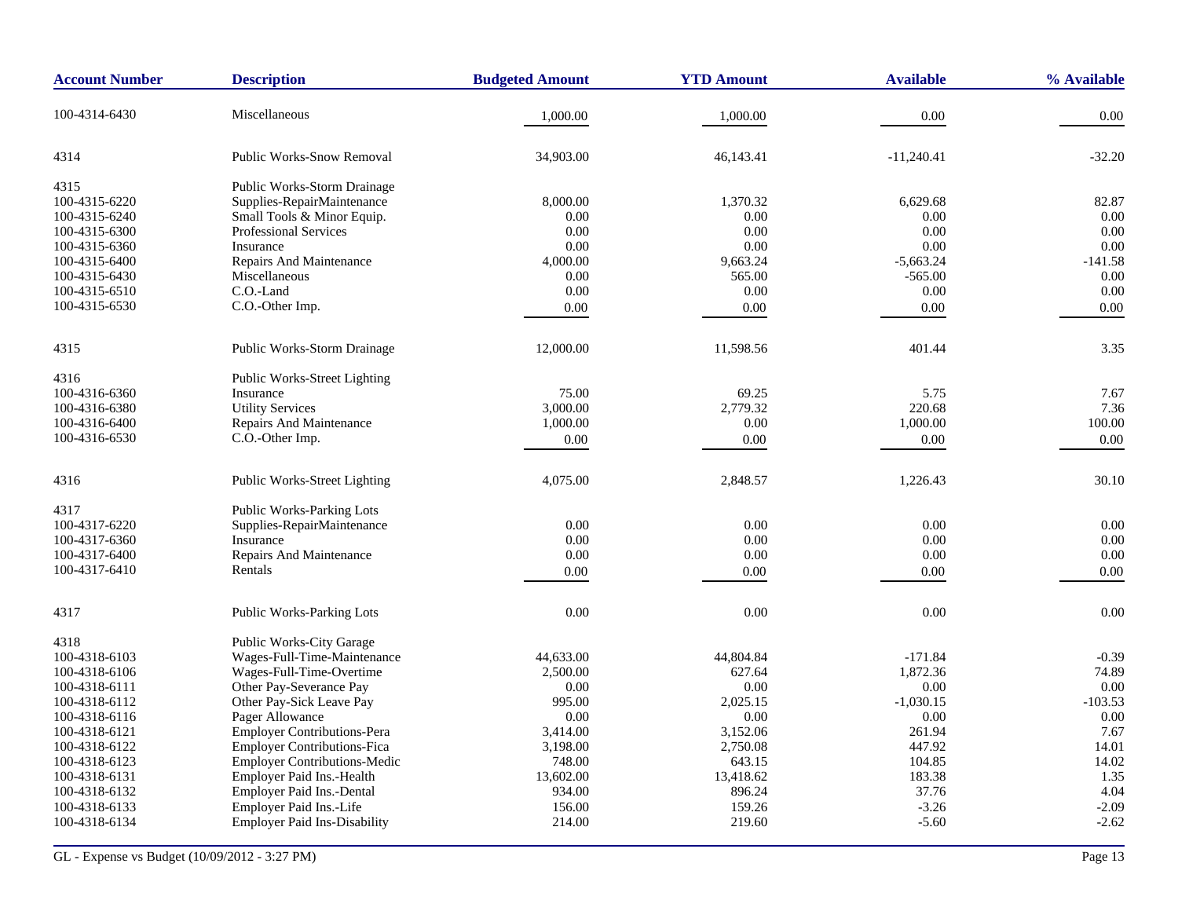| Account Number | Description | Budgeted Amount | YTD Amount | Available | % Available |
|---|---|---|---|---|---|
| 100-4314-6430 | Miscellaneous | 1,000.00 | 1,000.00 | 0.00 | 0.00 |
| 4314 | Public Works-Snow Removal | 34,903.00 | 46,143.41 | -11,240.41 | -32.20 |
| 4315 | Public Works-Storm Drainage | | | | |
| 100-4315-6220 | Supplies-RepairMaintenance | 8,000.00 | 1,370.32 | 6,629.68 | 82.87 |
| 100-4315-6240 | Small Tools & Minor Equip. | 0.00 | 0.00 | 0.00 | 0.00 |
| 100-4315-6300 | Professional Services | 0.00 | 0.00 | 0.00 | 0.00 |
| 100-4315-6360 | Insurance | 0.00 | 0.00 | 0.00 | 0.00 |
| 100-4315-6400 | Repairs And Maintenance | 4,000.00 | 9,663.24 | -5,663.24 | -141.58 |
| 100-4315-6430 | Miscellaneous | 0.00 | 565.00 | -565.00 | 0.00 |
| 100-4315-6510 | C.O.-Land | 0.00 | 0.00 | 0.00 | 0.00 |
| 100-4315-6530 | C.O.-Other Imp. | 0.00 | 0.00 | 0.00 | 0.00 |
| 4315 | Public Works-Storm Drainage | 12,000.00 | 11,598.56 | 401.44 | 3.35 |
| 4316 | Public Works-Street Lighting | | | | |
| 100-4316-6360 | Insurance | 75.00 | 69.25 | 5.75 | 7.67 |
| 100-4316-6380 | Utility Services | 3,000.00 | 2,779.32 | 220.68 | 7.36 |
| 100-4316-6400 | Repairs And Maintenance | 1,000.00 | 0.00 | 1,000.00 | 100.00 |
| 100-4316-6530 | C.O.-Other Imp. | 0.00 | 0.00 | 0.00 | 0.00 |
| 4316 | Public Works-Street Lighting | 4,075.00 | 2,848.57 | 1,226.43 | 30.10 |
| 4317 | Public Works-Parking Lots | | | | |
| 100-4317-6220 | Supplies-RepairMaintenance | 0.00 | 0.00 | 0.00 | 0.00 |
| 100-4317-6360 | Insurance | 0.00 | 0.00 | 0.00 | 0.00 |
| 100-4317-6400 | Repairs And Maintenance | 0.00 | 0.00 | 0.00 | 0.00 |
| 100-4317-6410 | Rentals | 0.00 | 0.00 | 0.00 | 0.00 |
| 4317 | Public Works-Parking Lots | 0.00 | 0.00 | 0.00 | 0.00 |
| 4318 | Public Works-City Garage | | | | |
| 100-4318-6103 | Wages-Full-Time-Maintenance | 44,633.00 | 44,804.84 | -171.84 | -0.39 |
| 100-4318-6106 | Wages-Full-Time-Overtime | 2,500.00 | 627.64 | 1,872.36 | 74.89 |
| 100-4318-6111 | Other Pay-Severance Pay | 0.00 | 0.00 | 0.00 | 0.00 |
| 100-4318-6112 | Other Pay-Sick Leave Pay | 995.00 | 2,025.15 | -1,030.15 | -103.53 |
| 100-4318-6116 | Pager Allowance | 0.00 | 0.00 | 0.00 | 0.00 |
| 100-4318-6121 | Employer Contributions-Pera | 3,414.00 | 3,152.06 | 261.94 | 7.67 |
| 100-4318-6122 | Employer Contributions-Fica | 3,198.00 | 2,750.08 | 447.92 | 14.01 |
| 100-4318-6123 | Employer Contributions-Medic | 748.00 | 643.15 | 104.85 | 14.02 |
| 100-4318-6131 | Employer Paid Ins.-Health | 13,602.00 | 13,418.62 | 183.38 | 1.35 |
| 100-4318-6132 | Employer Paid Ins.-Dental | 934.00 | 896.24 | 37.76 | 4.04 |
| 100-4318-6133 | Employer Paid Ins.-Life | 156.00 | 159.26 | -3.26 | -2.09 |
| 100-4318-6134 | Employer Paid Ins-Disability | 214.00 | 219.60 | -5.60 | -2.62 |

GL - Expense vs Budget (10/09/2012 - 3:27 PM)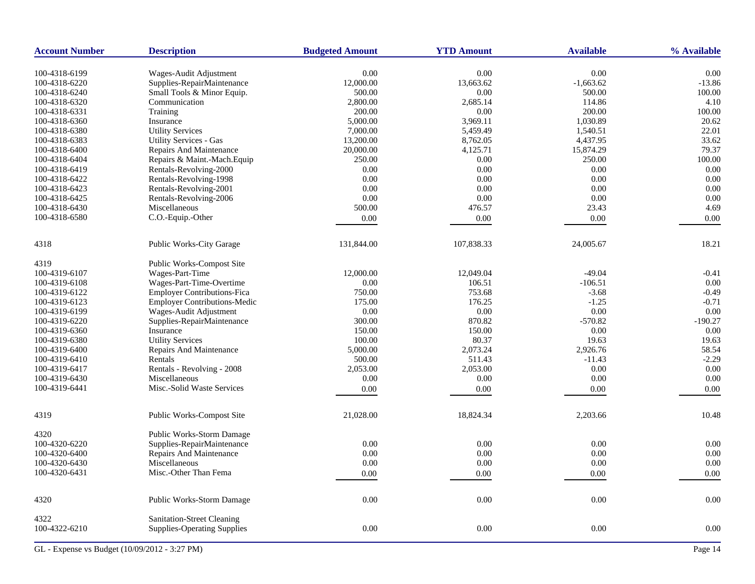| Account Number | Description | Budgeted Amount | YTD Amount | Available | % Available |
|---|---|---|---|---|---|
| 100-4318-6199 | Wages-Audit Adjustment | 0.00 | 0.00 | 0.00 | 0.00 |
| 100-4318-6220 | Supplies-RepairMaintenance | 12,000.00 | 13,663.62 | -1,663.62 | -13.86 |
| 100-4318-6240 | Small Tools & Minor Equip. | 500.00 | 0.00 | 500.00 | 100.00 |
| 100-4318-6320 | Communication | 2,800.00 | 2,685.14 | 114.86 | 4.10 |
| 100-4318-6331 | Training | 200.00 | 0.00 | 200.00 | 100.00 |
| 100-4318-6360 | Insurance | 5,000.00 | 3,969.11 | 1,030.89 | 20.62 |
| 100-4318-6380 | Utility Services | 7,000.00 | 5,459.49 | 1,540.51 | 22.01 |
| 100-4318-6383 | Utility Services - Gas | 13,200.00 | 8,762.05 | 4,437.95 | 33.62 |
| 100-4318-6400 | Repairs And Maintenance | 20,000.00 | 4,125.71 | 15,874.29 | 79.37 |
| 100-4318-6404 | Repairs & Maint.-Mach.Equip | 250.00 | 0.00 | 250.00 | 100.00 |
| 100-4318-6419 | Rentals-Revolving-2000 | 0.00 | 0.00 | 0.00 | 0.00 |
| 100-4318-6422 | Rentals-Revolving-1998 | 0.00 | 0.00 | 0.00 | 0.00 |
| 100-4318-6423 | Rentals-Revolving-2001 | 0.00 | 0.00 | 0.00 | 0.00 |
| 100-4318-6425 | Rentals-Revolving-2006 | 0.00 | 0.00 | 0.00 | 0.00 |
| 100-4318-6430 | Miscellaneous | 500.00 | 476.57 | 23.43 | 4.69 |
| 100-4318-6580 | C.O.-Equip.-Other | 0.00 | 0.00 | 0.00 | 0.00 |
| 4318 | Public Works-City Garage | 131,844.00 | 107,838.33 | 24,005.67 | 18.21 |
| 4319 | Public Works-Compost Site | | | | |
| 100-4319-6107 | Wages-Part-Time | 12,000.00 | 12,049.04 | -49.04 | -0.41 |
| 100-4319-6108 | Wages-Part-Time-Overtime | 0.00 | 106.51 | -106.51 | 0.00 |
| 100-4319-6122 | Employer Contributions-Fica | 750.00 | 753.68 | -3.68 | -0.49 |
| 100-4319-6123 | Employer Contributions-Medic | 175.00 | 176.25 | -1.25 | -0.71 |
| 100-4319-6199 | Wages-Audit Adjustment | 0.00 | 0.00 | 0.00 | 0.00 |
| 100-4319-6220 | Supplies-RepairMaintenance | 300.00 | 870.82 | -570.82 | -190.27 |
| 100-4319-6360 | Insurance | 150.00 | 150.00 | 0.00 | 0.00 |
| 100-4319-6380 | Utility Services | 100.00 | 80.37 | 19.63 | 19.63 |
| 100-4319-6400 | Repairs And Maintenance | 5,000.00 | 2,073.24 | 2,926.76 | 58.54 |
| 100-4319-6410 | Rentals | 500.00 | 511.43 | -11.43 | -2.29 |
| 100-4319-6417 | Rentals - Revolving - 2008 | 2,053.00 | 2,053.00 | 0.00 | 0.00 |
| 100-4319-6430 | Miscellaneous | 0.00 | 0.00 | 0.00 | 0.00 |
| 100-4319-6441 | Misc.-Solid Waste Services | 0.00 | 0.00 | 0.00 | 0.00 |
| 4319 | Public Works-Compost Site | 21,028.00 | 18,824.34 | 2,203.66 | 10.48 |
| 4320 | Public Works-Storm Damage | | | | |
| 100-4320-6220 | Supplies-RepairMaintenance | 0.00 | 0.00 | 0.00 | 0.00 |
| 100-4320-6400 | Repairs And Maintenance | 0.00 | 0.00 | 0.00 | 0.00 |
| 100-4320-6430 | Miscellaneous | 0.00 | 0.00 | 0.00 | 0.00 |
| 100-4320-6431 | Misc.-Other Than Fema | 0.00 | 0.00 | 0.00 | 0.00 |
| 4320 | Public Works-Storm Damage | 0.00 | 0.00 | 0.00 | 0.00 |
| 4322 | Sanitation-Street Cleaning | | | | |
| 100-4322-6210 | Supplies-Operating Supplies | 0.00 | 0.00 | 0.00 | 0.00 |

GL - Expense vs Budget (10/09/2012 - 3:27 PM)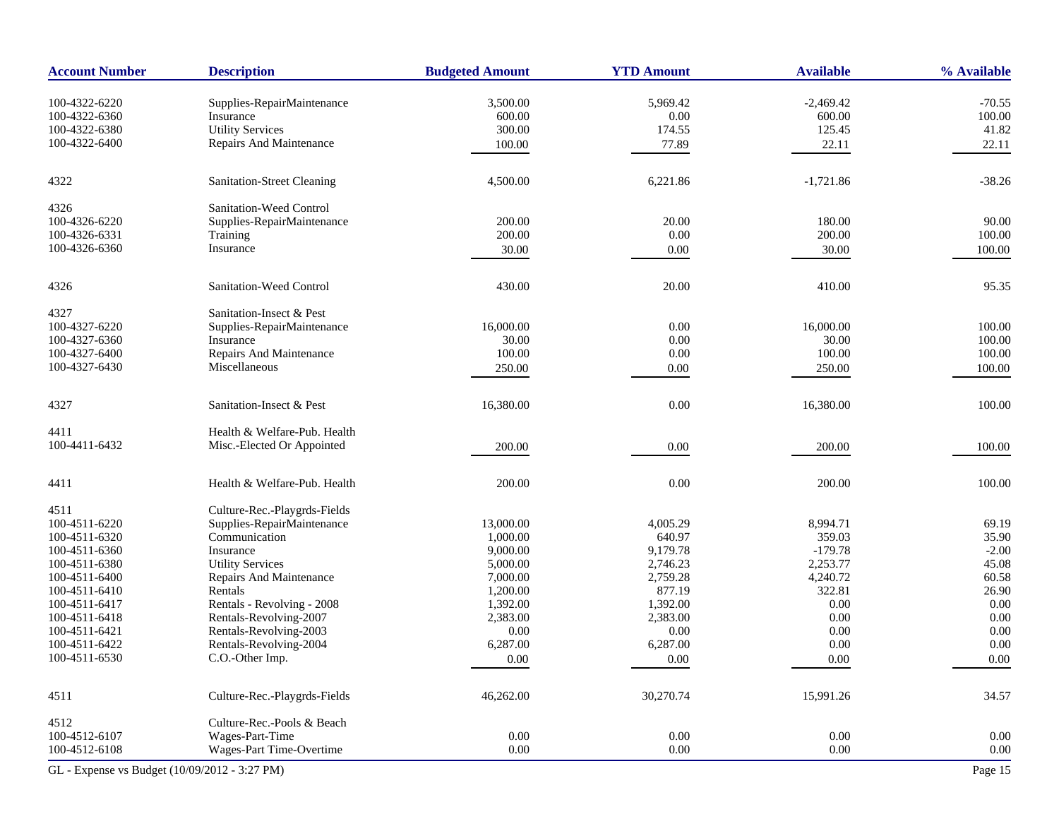| Account Number | Description | Budgeted Amount | YTD Amount | Available | % Available |
|---|---|---|---|---|---|
| 100-4322-6220 | Supplies-RepairMaintenance | 3,500.00 | 5,969.42 | -2,469.42 | -70.55 |
| 100-4322-6360 | Insurance | 600.00 | 0.00 | 600.00 | 100.00 |
| 100-4322-6380 | Utility Services | 300.00 | 174.55 | 125.45 | 41.82 |
| 100-4322-6400 | Repairs And Maintenance | 100.00 | 77.89 | 22.11 | 22.11 |
| 4322 | Sanitation-Street Cleaning | 4,500.00 | 6,221.86 | -1,721.86 | -38.26 |
| 4326 | Sanitation-Weed Control | | | | |
| 100-4326-6220 | Supplies-RepairMaintenance | 200.00 | 20.00 | 180.00 | 90.00 |
| 100-4326-6331 | Training | 200.00 | 0.00 | 200.00 | 100.00 |
| 100-4326-6360 | Insurance | 30.00 | 0.00 | 30.00 | 100.00 |
| 4326 | Sanitation-Weed Control | 430.00 | 20.00 | 410.00 | 95.35 |
| 4327 | Sanitation-Insect & Pest | | | | |
| 100-4327-6220 | Supplies-RepairMaintenance | 16,000.00 | 0.00 | 16,000.00 | 100.00 |
| 100-4327-6360 | Insurance | 30.00 | 0.00 | 30.00 | 100.00 |
| 100-4327-6400 | Repairs And Maintenance | 100.00 | 0.00 | 100.00 | 100.00 |
| 100-4327-6430 | Miscellaneous | 250.00 | 0.00 | 250.00 | 100.00 |
| 4327 | Sanitation-Insect & Pest | 16,380.00 | 0.00 | 16,380.00 | 100.00 |
| 4411 | Health & Welfare-Pub. Health | | | | |
| 100-4411-6432 | Misc.-Elected Or Appointed | 200.00 | 0.00 | 200.00 | 100.00 |
| 4411 | Health & Welfare-Pub. Health | 200.00 | 0.00 | 200.00 | 100.00 |
| 4511 | Culture-Rec.-Playgrds-Fields | | | | |
| 100-4511-6220 | Supplies-RepairMaintenance | 13,000.00 | 4,005.29 | 8,994.71 | 69.19 |
| 100-4511-6320 | Communication | 1,000.00 | 640.97 | 359.03 | 35.90 |
| 100-4511-6360 | Insurance | 9,000.00 | 9,179.78 | -179.78 | -2.00 |
| 100-4511-6380 | Utility Services | 5,000.00 | 2,746.23 | 2,253.77 | 45.08 |
| 100-4511-6400 | Repairs And Maintenance | 7,000.00 | 2,759.28 | 4,240.72 | 60.58 |
| 100-4511-6410 | Rentals | 1,200.00 | 877.19 | 322.81 | 26.90 |
| 100-4511-6417 | Rentals - Revolving - 2008 | 1,392.00 | 1,392.00 | 0.00 | 0.00 |
| 100-4511-6418 | Rentals-Revolving-2007 | 2,383.00 | 2,383.00 | 0.00 | 0.00 |
| 100-4511-6421 | Rentals-Revolving-2003 | 0.00 | 0.00 | 0.00 | 0.00 |
| 100-4511-6422 | Rentals-Revolving-2004 | 6,287.00 | 6,287.00 | 0.00 | 0.00 |
| 100-4511-6530 | C.O.-Other Imp. | 0.00 | 0.00 | 0.00 | 0.00 |
| 4511 | Culture-Rec.-Playgrds-Fields | 46,262.00 | 30,270.74 | 15,991.26 | 34.57 |
| 4512 | Culture-Rec.-Pools & Beach | | | | |
| 100-4512-6107 | Wages-Part-Time | 0.00 | 0.00 | 0.00 | 0.00 |
| 100-4512-6108 | Wages-Part Time-Overtime | 0.00 | 0.00 | 0.00 | 0.00 |

GL - Expense vs Budget (10/09/2012 - 3:27 PM)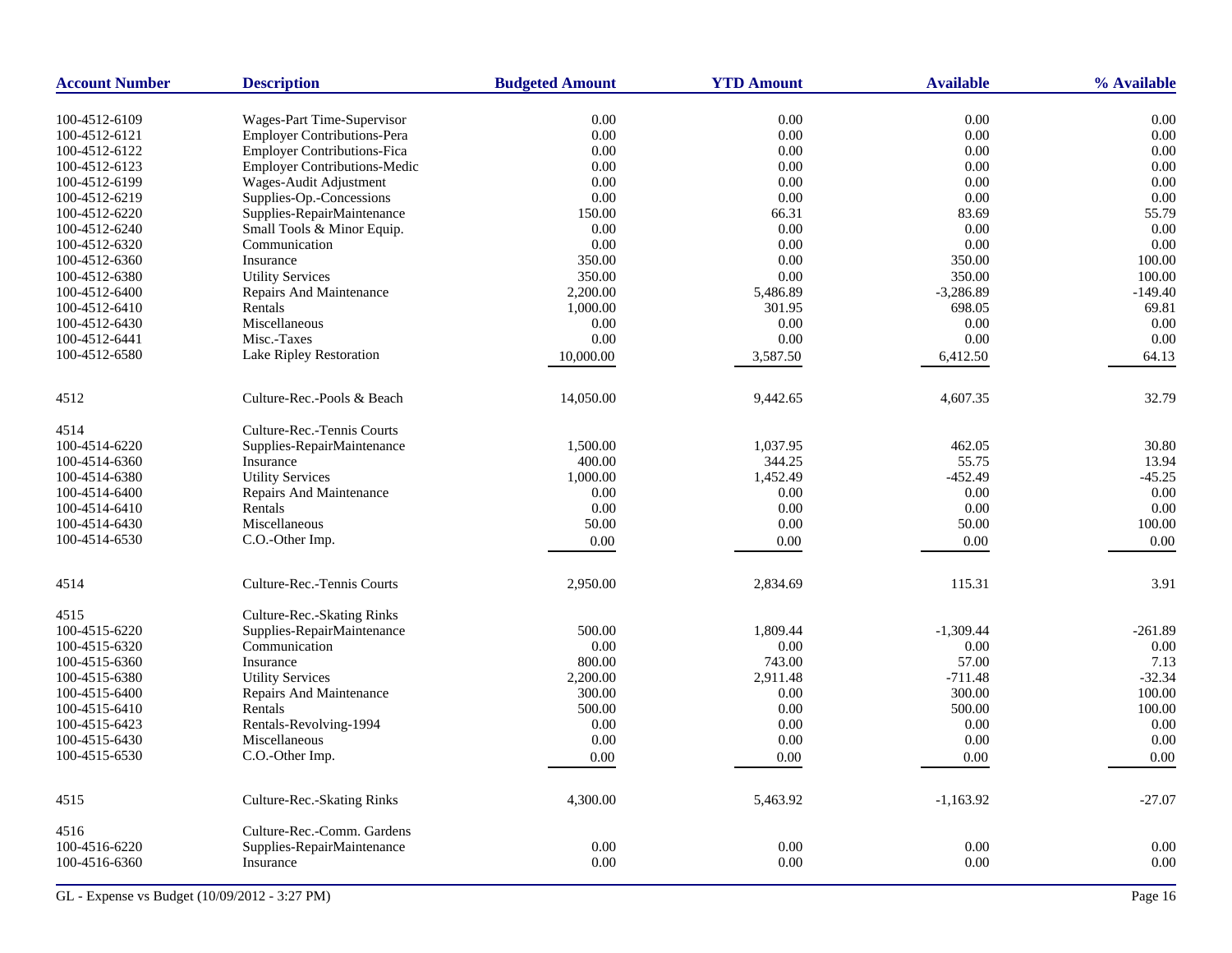| Account Number | Description | Budgeted Amount | YTD Amount | Available | % Available |
|---|---|---|---|---|---|
| 100-4512-6109 | Wages-Part Time-Supervisor | 0.00 | 0.00 | 0.00 | 0.00 |
| 100-4512-6121 | Employer Contributions-Pera | 0.00 | 0.00 | 0.00 | 0.00 |
| 100-4512-6122 | Employer Contributions-Fica | 0.00 | 0.00 | 0.00 | 0.00 |
| 100-4512-6123 | Employer Contributions-Medic | 0.00 | 0.00 | 0.00 | 0.00 |
| 100-4512-6199 | Wages-Audit Adjustment | 0.00 | 0.00 | 0.00 | 0.00 |
| 100-4512-6219 | Supplies-Op.-Concessions | 0.00 | 0.00 | 0.00 | 0.00 |
| 100-4512-6220 | Supplies-RepairMaintenance | 150.00 | 66.31 | 83.69 | 55.79 |
| 100-4512-6240 | Small Tools & Minor Equip. | 0.00 | 0.00 | 0.00 | 0.00 |
| 100-4512-6320 | Communication | 0.00 | 0.00 | 0.00 | 0.00 |
| 100-4512-6360 | Insurance | 350.00 | 0.00 | 350.00 | 100.00 |
| 100-4512-6380 | Utility Services | 350.00 | 0.00 | 350.00 | 100.00 |
| 100-4512-6400 | Repairs And Maintenance | 2,200.00 | 5,486.89 | -3,286.89 | -149.40 |
| 100-4512-6410 | Rentals | 1,000.00 | 301.95 | 698.05 | 69.81 |
| 100-4512-6430 | Miscellaneous | 0.00 | 0.00 | 0.00 | 0.00 |
| 100-4512-6441 | Misc.-Taxes | 0.00 | 0.00 | 0.00 | 0.00 |
| 100-4512-6580 | Lake Ripley Restoration | 10,000.00 | 3,587.50 | 6,412.50 | 64.13 |
| 4512 | Culture-Rec.-Pools & Beach | 14,050.00 | 9,442.65 | 4,607.35 | 32.79 |
| 4514 | Culture-Rec.-Tennis Courts | | | | |
| 100-4514-6220 | Supplies-RepairMaintenance | 1,500.00 | 1,037.95 | 462.05 | 30.80 |
| 100-4514-6360 | Insurance | 400.00 | 344.25 | 55.75 | 13.94 |
| 100-4514-6380 | Utility Services | 1,000.00 | 1,452.49 | -452.49 | -45.25 |
| 100-4514-6400 | Repairs And Maintenance | 0.00 | 0.00 | 0.00 | 0.00 |
| 100-4514-6410 | Rentals | 0.00 | 0.00 | 0.00 | 0.00 |
| 100-4514-6430 | Miscellaneous | 50.00 | 0.00 | 50.00 | 100.00 |
| 100-4514-6530 | C.O.-Other Imp. | 0.00 | 0.00 | 0.00 | 0.00 |
| 4514 | Culture-Rec.-Tennis Courts | 2,950.00 | 2,834.69 | 115.31 | 3.91 |
| 4515 | Culture-Rec.-Skating Rinks | | | | |
| 100-4515-6220 | Supplies-RepairMaintenance | 500.00 | 1,809.44 | -1,309.44 | -261.89 |
| 100-4515-6320 | Communication | 0.00 | 0.00 | 0.00 | 0.00 |
| 100-4515-6360 | Insurance | 800.00 | 743.00 | 57.00 | 7.13 |
| 100-4515-6380 | Utility Services | 2,200.00 | 2,911.48 | -711.48 | -32.34 |
| 100-4515-6400 | Repairs And Maintenance | 300.00 | 0.00 | 300.00 | 100.00 |
| 100-4515-6410 | Rentals | 500.00 | 0.00 | 500.00 | 100.00 |
| 100-4515-6423 | Rentals-Revolving-1994 | 0.00 | 0.00 | 0.00 | 0.00 |
| 100-4515-6430 | Miscellaneous | 0.00 | 0.00 | 0.00 | 0.00 |
| 100-4515-6530 | C.O.-Other Imp. | 0.00 | 0.00 | 0.00 | 0.00 |
| 4515 | Culture-Rec.-Skating Rinks | 4,300.00 | 5,463.92 | -1,163.92 | -27.07 |
| 4516 | Culture-Rec.-Comm. Gardens | | | | |
| 100-4516-6220 | Supplies-RepairMaintenance | 0.00 | 0.00 | 0.00 | 0.00 |
| 100-4516-6360 | Insurance | 0.00 | 0.00 | 0.00 | 0.00 |

GL - Expense vs Budget (10/09/2012 - 3:27 PM)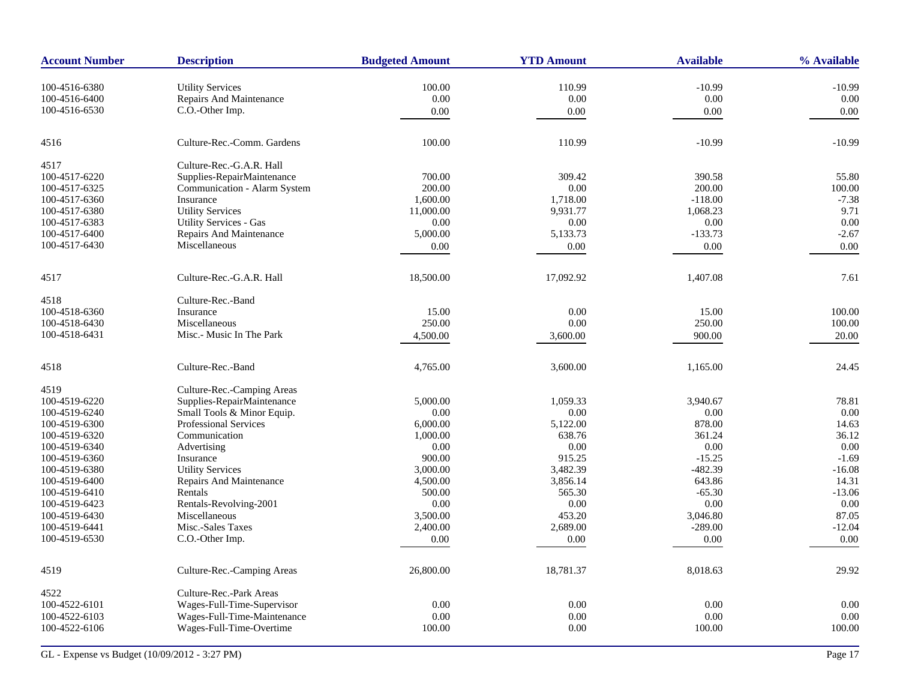| Account Number | Description | Budgeted Amount | YTD Amount | Available | % Available |
|---|---|---|---|---|---|
| 100-4516-6380 | Utility Services | 100.00 | 110.99 | -10.99 | -10.99 |
| 100-4516-6400 | Repairs And Maintenance | 0.00 | 0.00 | 0.00 | 0.00 |
| 100-4516-6530 | C.O.-Other Imp. | 0.00 | 0.00 | 0.00 | 0.00 |
| 4516 | Culture-Rec.-Comm. Gardens | 100.00 | 110.99 | -10.99 | -10.99 |
| 4517 | Culture-Rec.-G.A.R. Hall | | | | |
| 100-4517-6220 | Supplies-RepairMaintenance | 700.00 | 309.42 | 390.58 | 55.80 |
| 100-4517-6325 | Communication - Alarm System | 200.00 | 0.00 | 200.00 | 100.00 |
| 100-4517-6360 | Insurance | 1,600.00 | 1,718.00 | -118.00 | -7.38 |
| 100-4517-6380 | Utility Services | 11,000.00 | 9,931.77 | 1,068.23 | 9.71 |
| 100-4517-6383 | Utility Services - Gas | 0.00 | 0.00 | 0.00 | 0.00 |
| 100-4517-6400 | Repairs And Maintenance | 5,000.00 | 5,133.73 | -133.73 | -2.67 |
| 100-4517-6430 | Miscellaneous | 0.00 | 0.00 | 0.00 | 0.00 |
| 4517 | Culture-Rec.-G.A.R. Hall | 18,500.00 | 17,092.92 | 1,407.08 | 7.61 |
| 4518 | Culture-Rec.-Band | | | | |
| 100-4518-6360 | Insurance | 15.00 | 0.00 | 15.00 | 100.00 |
| 100-4518-6430 | Miscellaneous | 250.00 | 0.00 | 250.00 | 100.00 |
| 100-4518-6431 | Misc.- Music In The Park | 4,500.00 | 3,600.00 | 900.00 | 20.00 |
| 4518 | Culture-Rec.-Band | 4,765.00 | 3,600.00 | 1,165.00 | 24.45 |
| 4519 | Culture-Rec.-Camping Areas | | | | |
| 100-4519-6220 | Supplies-RepairMaintenance | 5,000.00 | 1,059.33 | 3,940.67 | 78.81 |
| 100-4519-6240 | Small Tools & Minor Equip. | 0.00 | 0.00 | 0.00 | 0.00 |
| 100-4519-6300 | Professional Services | 6,000.00 | 5,122.00 | 878.00 | 14.63 |
| 100-4519-6320 | Communication | 1,000.00 | 638.76 | 361.24 | 36.12 |
| 100-4519-6340 | Advertising | 0.00 | 0.00 | 0.00 | 0.00 |
| 100-4519-6360 | Insurance | 900.00 | 915.25 | -15.25 | -1.69 |
| 100-4519-6380 | Utility Services | 3,000.00 | 3,482.39 | -482.39 | -16.08 |
| 100-4519-6400 | Repairs And Maintenance | 4,500.00 | 3,856.14 | 643.86 | 14.31 |
| 100-4519-6410 | Rentals | 500.00 | 565.30 | -65.30 | -13.06 |
| 100-4519-6423 | Rentals-Revolving-2001 | 0.00 | 0.00 | 0.00 | 0.00 |
| 100-4519-6430 | Miscellaneous | 3,500.00 | 453.20 | 3,046.80 | 87.05 |
| 100-4519-6441 | Misc.-Sales Taxes | 2,400.00 | 2,689.00 | -289.00 | -12.04 |
| 100-4519-6530 | C.O.-Other Imp. | 0.00 | 0.00 | 0.00 | 0.00 |
| 4519 | Culture-Rec.-Camping Areas | 26,800.00 | 18,781.37 | 8,018.63 | 29.92 |
| 4522 | Culture-Rec.-Park Areas | | | | |
| 100-4522-6101 | Wages-Full-Time-Supervisor | 0.00 | 0.00 | 0.00 | 0.00 |
| 100-4522-6103 | Wages-Full-Time-Maintenance | 0.00 | 0.00 | 0.00 | 0.00 |
| 100-4522-6106 | Wages-Full-Time-Overtime | 100.00 | 0.00 | 100.00 | 100.00 |

GL - Expense vs Budget (10/09/2012 - 3:27 PM)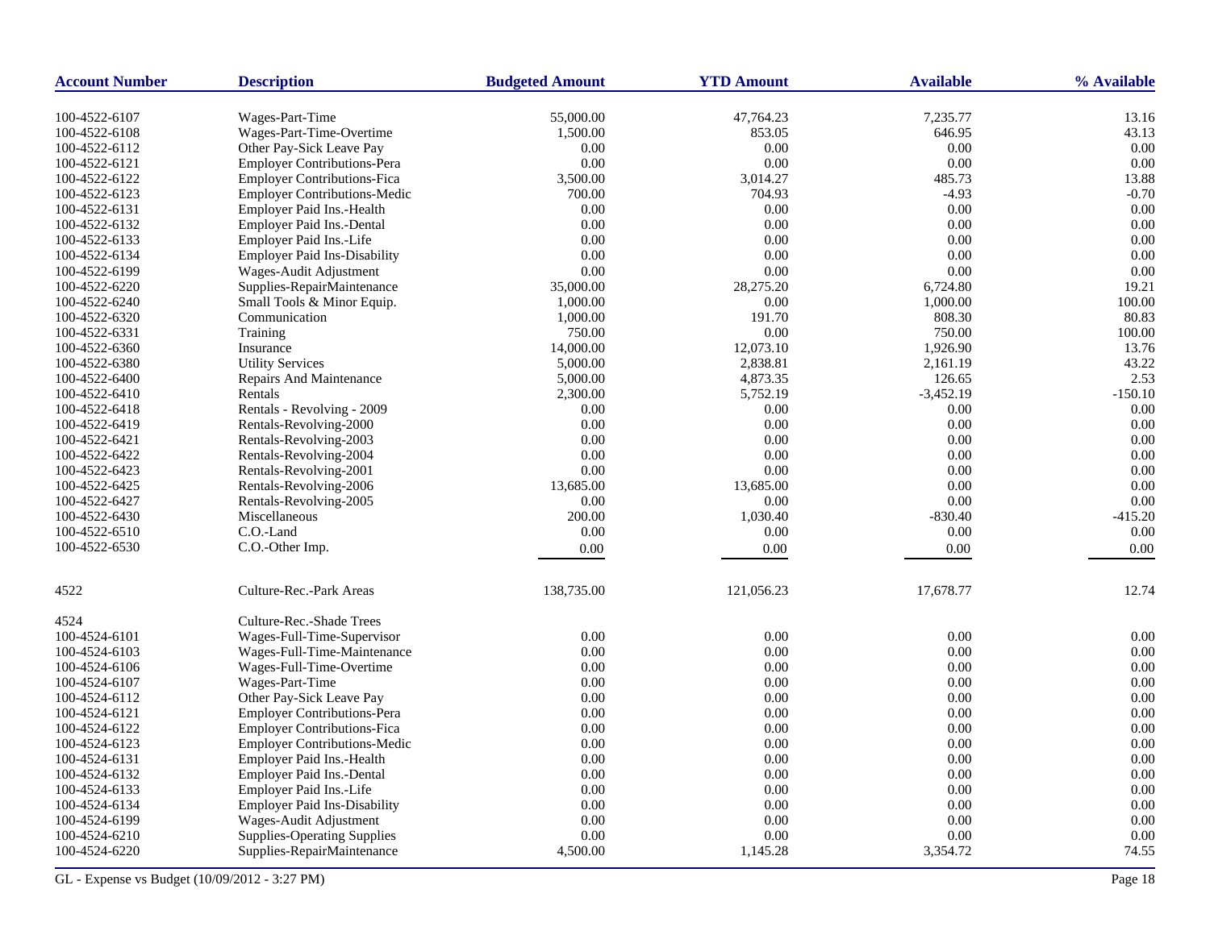| Account Number | Description | Budgeted Amount | YTD Amount | Available | % Available |
|---|---|---|---|---|---|
| 100-4522-6107 | Wages-Part-Time | 55,000.00 | 47,764.23 | 7,235.77 | 13.16 |
| 100-4522-6108 | Wages-Part-Time-Overtime | 1,500.00 | 853.05 | 646.95 | 43.13 |
| 100-4522-6112 | Other Pay-Sick Leave Pay | 0.00 | 0.00 | 0.00 | 0.00 |
| 100-4522-6121 | Employer Contributions-Pera | 0.00 | 0.00 | 0.00 | 0.00 |
| 100-4522-6122 | Employer Contributions-Fica | 3,500.00 | 3,014.27 | 485.73 | 13.88 |
| 100-4522-6123 | Employer Contributions-Medic | 700.00 | 704.93 | -4.93 | -0.70 |
| 100-4522-6131 | Employer Paid Ins.-Health | 0.00 | 0.00 | 0.00 | 0.00 |
| 100-4522-6132 | Employer Paid Ins.-Dental | 0.00 | 0.00 | 0.00 | 0.00 |
| 100-4522-6133 | Employer Paid Ins.-Life | 0.00 | 0.00 | 0.00 | 0.00 |
| 100-4522-6134 | Employer Paid Ins-Disability | 0.00 | 0.00 | 0.00 | 0.00 |
| 100-4522-6199 | Wages-Audit Adjustment | 0.00 | 0.00 | 0.00 | 0.00 |
| 100-4522-6220 | Supplies-RepairMaintenance | 35,000.00 | 28,275.20 | 6,724.80 | 19.21 |
| 100-4522-6240 | Small Tools & Minor Equip. | 1,000.00 | 0.00 | 1,000.00 | 100.00 |
| 100-4522-6320 | Communication | 1,000.00 | 191.70 | 808.30 | 80.83 |
| 100-4522-6331 | Training | 750.00 | 0.00 | 750.00 | 100.00 |
| 100-4522-6360 | Insurance | 14,000.00 | 12,073.10 | 1,926.90 | 13.76 |
| 100-4522-6380 | Utility Services | 5,000.00 | 2,838.81 | 2,161.19 | 43.22 |
| 100-4522-6400 | Repairs And Maintenance | 5,000.00 | 4,873.35 | 126.65 | 2.53 |
| 100-4522-6410 | Rentals | 2,300.00 | 5,752.19 | -3,452.19 | -150.10 |
| 100-4522-6418 | Rentals - Revolving - 2009 | 0.00 | 0.00 | 0.00 | 0.00 |
| 100-4522-6419 | Rentals-Revolving-2000 | 0.00 | 0.00 | 0.00 | 0.00 |
| 100-4522-6421 | Rentals-Revolving-2003 | 0.00 | 0.00 | 0.00 | 0.00 |
| 100-4522-6422 | Rentals-Revolving-2004 | 0.00 | 0.00 | 0.00 | 0.00 |
| 100-4522-6423 | Rentals-Revolving-2001 | 0.00 | 0.00 | 0.00 | 0.00 |
| 100-4522-6425 | Rentals-Revolving-2006 | 13,685.00 | 13,685.00 | 0.00 | 0.00 |
| 100-4522-6427 | Rentals-Revolving-2005 | 0.00 | 0.00 | 0.00 | 0.00 |
| 100-4522-6430 | Miscellaneous | 200.00 | 1,030.40 | -830.40 | -415.20 |
| 100-4522-6510 | C.O.-Land | 0.00 | 0.00 | 0.00 | 0.00 |
| 100-4522-6530 | C.O.-Other Imp. | 0.00 | 0.00 | 0.00 | 0.00 |
| 4522 | Culture-Rec.-Park Areas | 138,735.00 | 121,056.23 | 17,678.77 | 12.74 |
| 4524 | Culture-Rec.-Shade Trees | | | | |
| 100-4524-6101 | Wages-Full-Time-Supervisor | 0.00 | 0.00 | 0.00 | 0.00 |
| 100-4524-6103 | Wages-Full-Time-Maintenance | 0.00 | 0.00 | 0.00 | 0.00 |
| 100-4524-6106 | Wages-Full-Time-Overtime | 0.00 | 0.00 | 0.00 | 0.00 |
| 100-4524-6107 | Wages-Part-Time | 0.00 | 0.00 | 0.00 | 0.00 |
| 100-4524-6112 | Other Pay-Sick Leave Pay | 0.00 | 0.00 | 0.00 | 0.00 |
| 100-4524-6121 | Employer Contributions-Pera | 0.00 | 0.00 | 0.00 | 0.00 |
| 100-4524-6122 | Employer Contributions-Fica | 0.00 | 0.00 | 0.00 | 0.00 |
| 100-4524-6123 | Employer Contributions-Medic | 0.00 | 0.00 | 0.00 | 0.00 |
| 100-4524-6131 | Employer Paid Ins.-Health | 0.00 | 0.00 | 0.00 | 0.00 |
| 100-4524-6132 | Employer Paid Ins.-Dental | 0.00 | 0.00 | 0.00 | 0.00 |
| 100-4524-6133 | Employer Paid Ins.-Life | 0.00 | 0.00 | 0.00 | 0.00 |
| 100-4524-6134 | Employer Paid Ins-Disability | 0.00 | 0.00 | 0.00 | 0.00 |
| 100-4524-6199 | Wages-Audit Adjustment | 0.00 | 0.00 | 0.00 | 0.00 |
| 100-4524-6210 | Supplies-Operating Supplies | 0.00 | 0.00 | 0.00 | 0.00 |
| 100-4524-6220 | Supplies-RepairMaintenance | 4,500.00 | 1,145.28 | 3,354.72 | 74.55 |

GL - Expense vs Budget (10/09/2012 - 3:27 PM)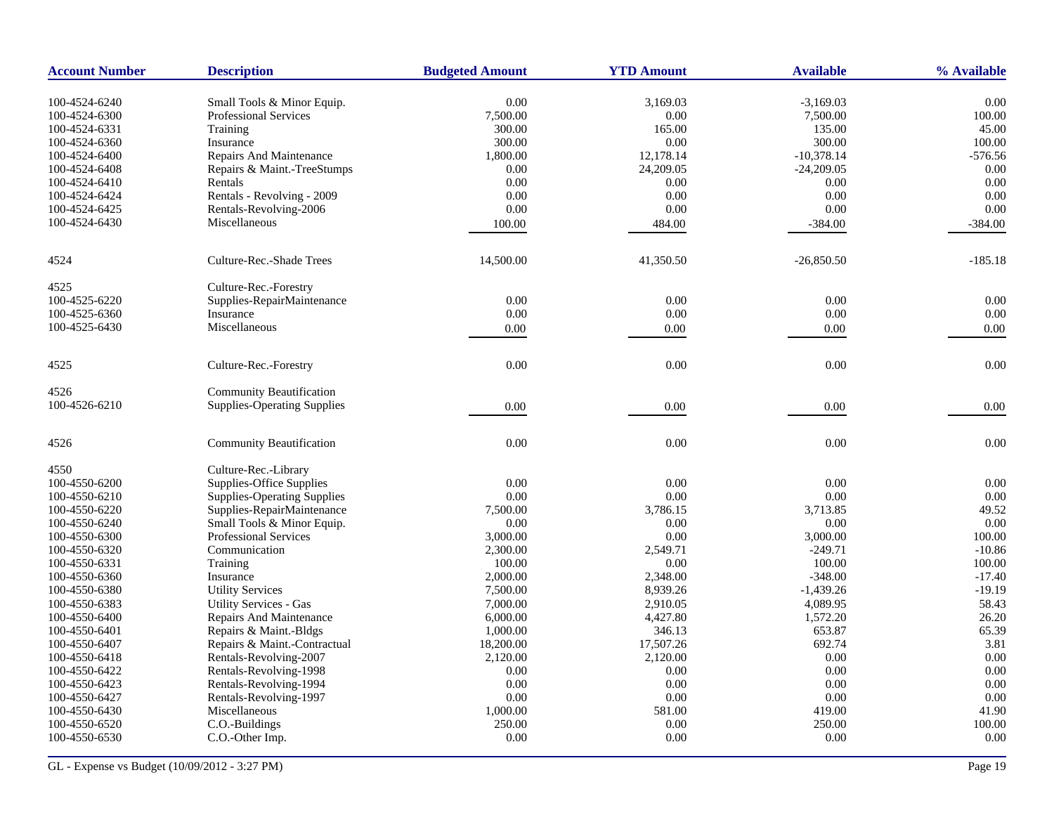| Account Number | Description | Budgeted Amount | YTD Amount | Available | % Available |
|---|---|---|---|---|---|
| 100-4524-6240 | Small Tools & Minor Equip. | 0.00 | 3,169.03 | -3,169.03 | 0.00 |
| 100-4524-6300 | Professional Services | 7,500.00 | 0.00 | 7,500.00 | 100.00 |
| 100-4524-6331 | Training | 300.00 | 165.00 | 135.00 | 45.00 |
| 100-4524-6360 | Insurance | 300.00 | 0.00 | 300.00 | 100.00 |
| 100-4524-6400 | Repairs And Maintenance | 1,800.00 | 12,178.14 | -10,378.14 | -576.56 |
| 100-4524-6408 | Repairs & Maint.-TreeStumps | 0.00 | 24,209.05 | -24,209.05 | 0.00 |
| 100-4524-6410 | Rentals | 0.00 | 0.00 | 0.00 | 0.00 |
| 100-4524-6424 | Rentals - Revolving - 2009 | 0.00 | 0.00 | 0.00 | 0.00 |
| 100-4524-6425 | Rentals-Revolving-2006 | 0.00 | 0.00 | 0.00 | 0.00 |
| 100-4524-6430 | Miscellaneous | 100.00 | 484.00 | -384.00 | -384.00 |
| 4524 | Culture-Rec.-Shade Trees | 14,500.00 | 41,350.50 | -26,850.50 | -185.18 |
| 4525 | Culture-Rec.-Forestry | | | | |
| 100-4525-6220 | Supplies-RepairMaintenance | 0.00 | 0.00 | 0.00 | 0.00 |
| 100-4525-6360 | Insurance | 0.00 | 0.00 | 0.00 | 0.00 |
| 100-4525-6430 | Miscellaneous | 0.00 | 0.00 | 0.00 | 0.00 |
| 4525 | Culture-Rec.-Forestry | 0.00 | 0.00 | 0.00 | 0.00 |
| 4526 | Community Beautification | | | | |
| 100-4526-6210 | Supplies-Operating Supplies | 0.00 | 0.00 | 0.00 | 0.00 |
| 4526 | Community Beautification | 0.00 | 0.00 | 0.00 | 0.00 |
| 4550 | Culture-Rec.-Library | | | | |
| 100-4550-6200 | Supplies-Office Supplies | 0.00 | 0.00 | 0.00 | 0.00 |
| 100-4550-6210 | Supplies-Operating Supplies | 0.00 | 0.00 | 0.00 | 0.00 |
| 100-4550-6220 | Supplies-RepairMaintenance | 7,500.00 | 3,786.15 | 3,713.85 | 49.52 |
| 100-4550-6240 | Small Tools & Minor Equip. | 0.00 | 0.00 | 0.00 | 0.00 |
| 100-4550-6300 | Professional Services | 3,000.00 | 0.00 | 3,000.00 | 100.00 |
| 100-4550-6320 | Communication | 2,300.00 | 2,549.71 | -249.71 | -10.86 |
| 100-4550-6331 | Training | 100.00 | 0.00 | 100.00 | 100.00 |
| 100-4550-6360 | Insurance | 2,000.00 | 2,348.00 | -348.00 | -17.40 |
| 100-4550-6380 | Utility Services | 7,500.00 | 8,939.26 | -1,439.26 | -19.19 |
| 100-4550-6383 | Utility Services - Gas | 7,000.00 | 2,910.05 | 4,089.95 | 58.43 |
| 100-4550-6400 | Repairs And Maintenance | 6,000.00 | 4,427.80 | 1,572.20 | 26.20 |
| 100-4550-6401 | Repairs & Maint.-Bldgs | 1,000.00 | 346.13 | 653.87 | 65.39 |
| 100-4550-6407 | Repairs & Maint.-Contractual | 18,200.00 | 17,507.26 | 692.74 | 3.81 |
| 100-4550-6418 | Rentals-Revolving-2007 | 2,120.00 | 2,120.00 | 0.00 | 0.00 |
| 100-4550-6422 | Rentals-Revolving-1998 | 0.00 | 0.00 | 0.00 | 0.00 |
| 100-4550-6423 | Rentals-Revolving-1994 | 0.00 | 0.00 | 0.00 | 0.00 |
| 100-4550-6427 | Rentals-Revolving-1997 | 0.00 | 0.00 | 0.00 | 0.00 |
| 100-4550-6430 | Miscellaneous | 1,000.00 | 581.00 | 419.00 | 41.90 |
| 100-4550-6520 | C.O.-Buildings | 250.00 | 0.00 | 250.00 | 100.00 |
| 100-4550-6530 | C.O.-Other Imp. | 0.00 | 0.00 | 0.00 | 0.00 |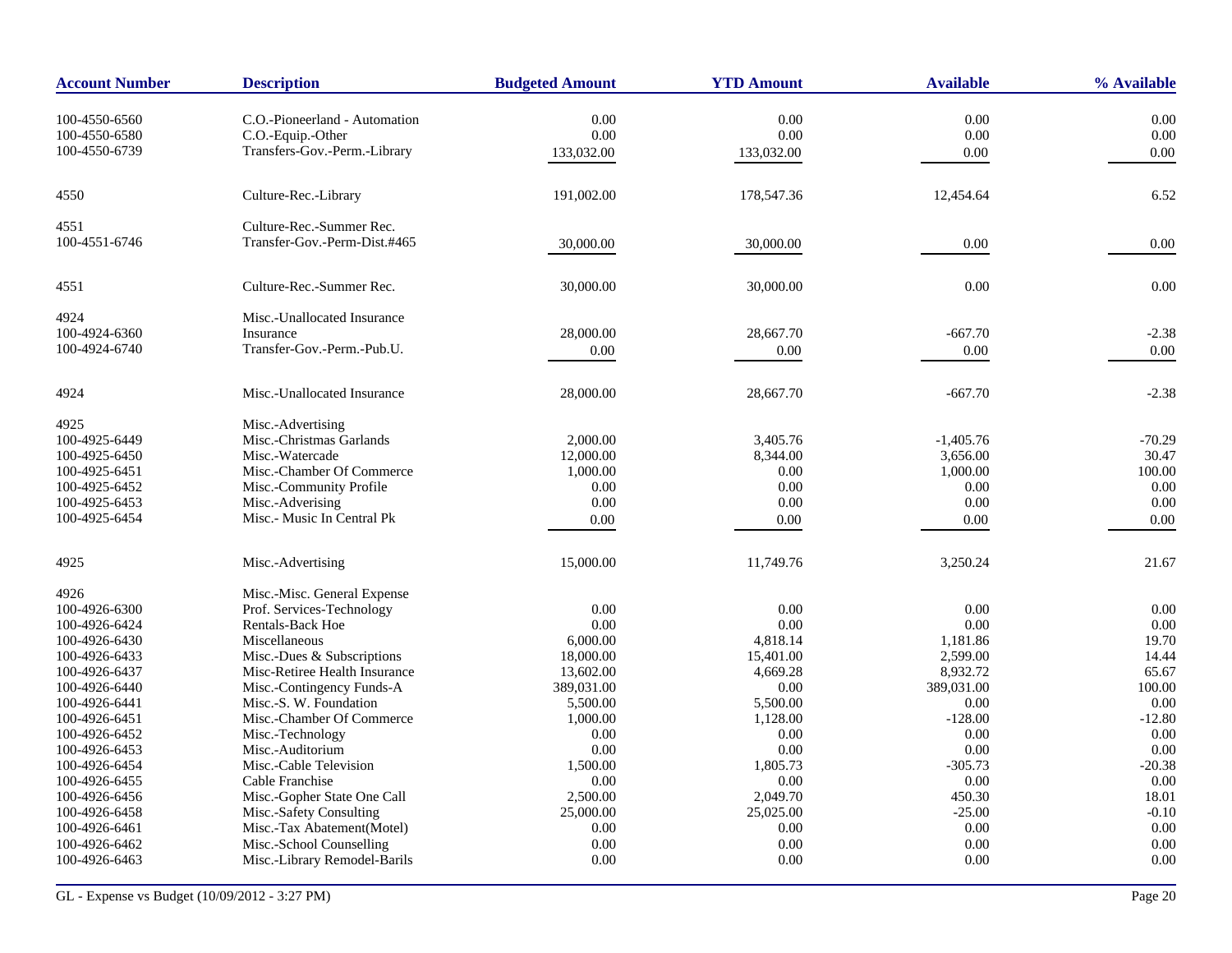| Account Number | Description | Budgeted Amount | YTD Amount | Available | % Available |
|---|---|---|---|---|---|
| 100-4550-6560 | C.O.-Pioneerland - Automation | 0.00 | 0.00 | 0.00 | 0.00 |
| 100-4550-6580 | C.O.-Equip.-Other | 0.00 | 0.00 | 0.00 | 0.00 |
| 100-4550-6739 | Transfers-Gov.-Perm.-Library | 133,032.00 | 133,032.00 | 0.00 | 0.00 |
| 4550 | Culture-Rec.-Library | 191,002.00 | 178,547.36 | 12,454.64 | 6.52 |
| 4551 | Culture-Rec.-Summer Rec. | | | | |
| 100-4551-6746 | Transfer-Gov.-Perm-Dist.#465 | 30,000.00 | 30,000.00 | 0.00 | 0.00 |
| 4551 | Culture-Rec.-Summer Rec. | 30,000.00 | 30,000.00 | 0.00 | 0.00 |
| 4924 | Misc.-Unallocated Insurance | | | | |
| 100-4924-6360 | Insurance | 28,000.00 | 28,667.70 | -667.70 | -2.38 |
| 100-4924-6740 | Transfer-Gov.-Perm.-Pub.U. | 0.00 | 0.00 | 0.00 | 0.00 |
| 4924 | Misc.-Unallocated Insurance | 28,000.00 | 28,667.70 | -667.70 | -2.38 |
| 4925 | Misc.-Advertising | | | | |
| 100-4925-6449 | Misc.-Christmas Garlands | 2,000.00 | 3,405.76 | -1,405.76 | -70.29 |
| 100-4925-6450 | Misc.-Watercade | 12,000.00 | 8,344.00 | 3,656.00 | 30.47 |
| 100-4925-6451 | Misc.-Chamber Of Commerce | 1,000.00 | 0.00 | 1,000.00 | 100.00 |
| 100-4925-6452 | Misc.-Community Profile | 0.00 | 0.00 | 0.00 | 0.00 |
| 100-4925-6453 | Misc.-Adverising | 0.00 | 0.00 | 0.00 | 0.00 |
| 100-4925-6454 | Misc.- Music In Central Pk | 0.00 | 0.00 | 0.00 | 0.00 |
| 4925 | Misc.-Advertising | 15,000.00 | 11,749.76 | 3,250.24 | 21.67 |
| 4926 | Misc.-Misc. General Expense | | | | |
| 100-4926-6300 | Prof. Services-Technology | 0.00 | 0.00 | 0.00 | 0.00 |
| 100-4926-6424 | Rentals-Back Hoe | 0.00 | 0.00 | 0.00 | 0.00 |
| 100-4926-6430 | Miscellaneous | 6,000.00 | 4,818.14 | 1,181.86 | 19.70 |
| 100-4926-6433 | Misc.-Dues & Subscriptions | 18,000.00 | 15,401.00 | 2,599.00 | 14.44 |
| 100-4926-6437 | Misc-Retiree Health Insurance | 13,602.00 | 4,669.28 | 8,932.72 | 65.67 |
| 100-4926-6440 | Misc.-Contingency Funds-A | 389,031.00 | 0.00 | 389,031.00 | 100.00 |
| 100-4926-6441 | Misc.-S. W. Foundation | 5,500.00 | 5,500.00 | 0.00 | 0.00 |
| 100-4926-6451 | Misc.-Chamber Of Commerce | 1,000.00 | 1,128.00 | -128.00 | -12.80 |
| 100-4926-6452 | Misc.-Technology | 0.00 | 0.00 | 0.00 | 0.00 |
| 100-4926-6453 | Misc.-Auditorium | 0.00 | 0.00 | 0.00 | 0.00 |
| 100-4926-6454 | Misc.-Cable Television | 1,500.00 | 1,805.73 | -305.73 | -20.38 |
| 100-4926-6455 | Cable Franchise | 0.00 | 0.00 | 0.00 | 0.00 |
| 100-4926-6456 | Misc.-Gopher State One Call | 2,500.00 | 2,049.70 | 450.30 | 18.01 |
| 100-4926-6458 | Misc.-Safety Consulting | 25,000.00 | 25,025.00 | -25.00 | -0.10 |
| 100-4926-6461 | Misc.-Tax Abatement(Motel) | 0.00 | 0.00 | 0.00 | 0.00 |
| 100-4926-6462 | Misc.-School Counselling | 0.00 | 0.00 | 0.00 | 0.00 |
| 100-4926-6463 | Misc.-Library Remodel-Barils | 0.00 | 0.00 | 0.00 | 0.00 |

GL - Expense vs Budget (10/09/2012 - 3:27 PM)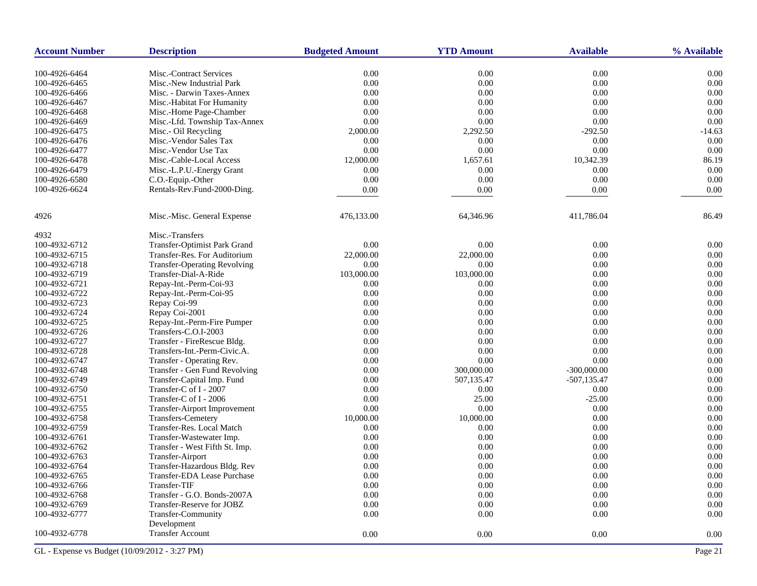| Account Number | Description | Budgeted Amount | YTD Amount | Available | % Available |
|---|---|---|---|---|---|
| 100-4926-6464 | Misc.-Contract Services | 0.00 | 0.00 | 0.00 | 0.00 |
| 100-4926-6465 | Misc.-New Industrial Park | 0.00 | 0.00 | 0.00 | 0.00 |
| 100-4926-6466 | Misc. - Darwin Taxes-Annex | 0.00 | 0.00 | 0.00 | 0.00 |
| 100-4926-6467 | Misc.-Habitat For Humanity | 0.00 | 0.00 | 0.00 | 0.00 |
| 100-4926-6468 | Misc.-Home Page-Chamber | 0.00 | 0.00 | 0.00 | 0.00 |
| 100-4926-6469 | Misc.-Lfd. Township Tax-Annex | 0.00 | 0.00 | 0.00 | 0.00 |
| 100-4926-6475 | Misc.- Oil Recycling | 2,000.00 | 2,292.50 | -292.50 | -14.63 |
| 100-4926-6476 | Misc.-Vendor Sales Tax | 0.00 | 0.00 | 0.00 | 0.00 |
| 100-4926-6477 | Misc.-Vendor Use Tax | 0.00 | 0.00 | 0.00 | 0.00 |
| 100-4926-6478 | Misc.-Cable-Local Access | 12,000.00 | 1,657.61 | 10,342.39 | 86.19 |
| 100-4926-6479 | Misc.-L.P.U.-Energy Grant | 0.00 | 0.00 | 0.00 | 0.00 |
| 100-4926-6580 | C.O.-Equip.-Other | 0.00 | 0.00 | 0.00 | 0.00 |
| 100-4926-6624 | Rentals-Rev.Fund-2000-Ding. | 0.00 | 0.00 | 0.00 | 0.00 |
| 4926 | Misc.-Misc. General Expense | 476,133.00 | 64,346.96 | 411,786.04 | 86.49 |
| 4932 | Misc.-Transfers | | | | |
| 100-4932-6712 | Transfer-Optimist Park Grand | 0.00 | 0.00 | 0.00 | 0.00 |
| 100-4932-6715 | Transfer-Res. For Auditorium | 22,000.00 | 22,000.00 | 0.00 | 0.00 |
| 100-4932-6718 | Transfer-Operating Revolving | 0.00 | 0.00 | 0.00 | 0.00 |
| 100-4932-6719 | Transfer-Dial-A-Ride | 103,000.00 | 103,000.00 | 0.00 | 0.00 |
| 100-4932-6721 | Repay-Int.-Perm-Coi-93 | 0.00 | 0.00 | 0.00 | 0.00 |
| 100-4932-6722 | Repay-Int.-Perm-Coi-95 | 0.00 | 0.00 | 0.00 | 0.00 |
| 100-4932-6723 | Repay Coi-99 | 0.00 | 0.00 | 0.00 | 0.00 |
| 100-4932-6724 | Repay Coi-2001 | 0.00 | 0.00 | 0.00 | 0.00 |
| 100-4932-6725 | Repay-Int.-Perm-Fire Pumper | 0.00 | 0.00 | 0.00 | 0.00 |
| 100-4932-6726 | Transfers-C.O.I-2003 | 0.00 | 0.00 | 0.00 | 0.00 |
| 100-4932-6727 | Transfer - FireRescue Bldg. | 0.00 | 0.00 | 0.00 | 0.00 |
| 100-4932-6728 | Transfers-Int.-Perm-Civic.A. | 0.00 | 0.00 | 0.00 | 0.00 |
| 100-4932-6747 | Transfer - Operating Rev. | 0.00 | 0.00 | 0.00 | 0.00 |
| 100-4932-6748 | Transfer - Gen Fund Revolving | 0.00 | 300,000.00 | -300,000.00 | 0.00 |
| 100-4932-6749 | Transfer-Capital Imp. Fund | 0.00 | 507,135.47 | -507,135.47 | 0.00 |
| 100-4932-6750 | Transfer-C of I - 2007 | 0.00 | 0.00 | 0.00 | 0.00 |
| 100-4932-6751 | Transfer-C of I - 2006 | 0.00 | 25.00 | -25.00 | 0.00 |
| 100-4932-6755 | Transfer-Airport Improvement | 0.00 | 0.00 | 0.00 | 0.00 |
| 100-4932-6758 | Transfers-Cemetery | 10,000.00 | 10,000.00 | 0.00 | 0.00 |
| 100-4932-6759 | Transfer-Res. Local Match | 0.00 | 0.00 | 0.00 | 0.00 |
| 100-4932-6761 | Transfer-Wastewater Imp. | 0.00 | 0.00 | 0.00 | 0.00 |
| 100-4932-6762 | Transfer - West Fifth St. Imp. | 0.00 | 0.00 | 0.00 | 0.00 |
| 100-4932-6763 | Transfer-Airport | 0.00 | 0.00 | 0.00 | 0.00 |
| 100-4932-6764 | Transfer-Hazardous Bldg. Rev | 0.00 | 0.00 | 0.00 | 0.00 |
| 100-4932-6765 | Transfer-EDA Lease Purchase | 0.00 | 0.00 | 0.00 | 0.00 |
| 100-4932-6766 | Transfer-TIF | 0.00 | 0.00 | 0.00 | 0.00 |
| 100-4932-6768 | Transfer - G.O. Bonds-2007A | 0.00 | 0.00 | 0.00 | 0.00 |
| 100-4932-6769 | Transfer-Reserve for JOBZ | 0.00 | 0.00 | 0.00 | 0.00 |
| 100-4932-6777 | Transfer-Community Development | 0.00 | 0.00 | 0.00 | 0.00 |
| 100-4932-6778 | Transfer Account | 0.00 | 0.00 | 0.00 | 0.00 |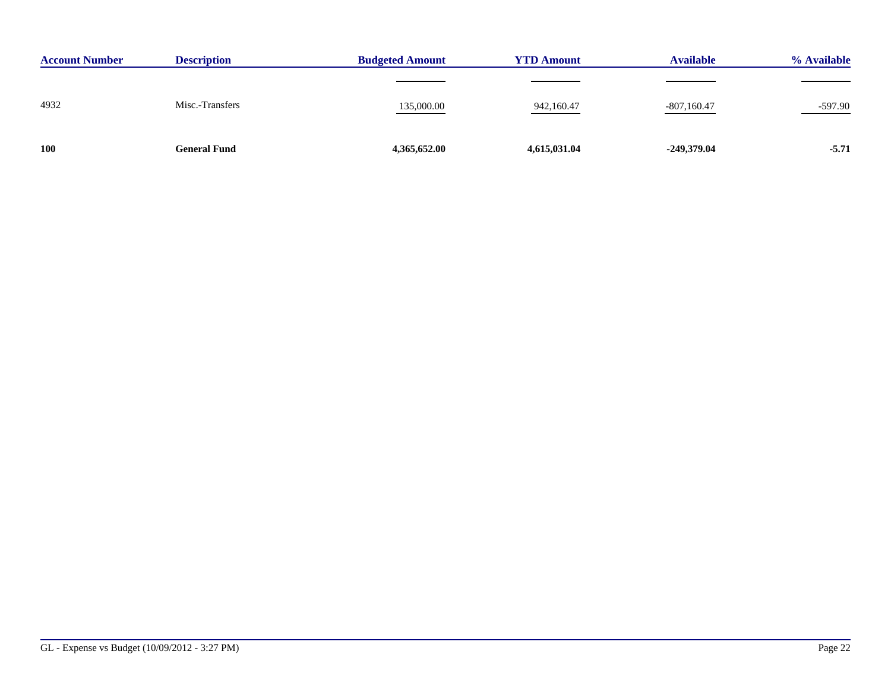| Account Number | Description | Budgeted Amount | YTD Amount | Available | % Available |
|---|---|---|---|---|---|
| 4932 | Misc.-Transfers | 135,000.00 | 942,160.47 | -807,160.47 | -597.90 |
| **100** | **General Fund** | **4,365,652.00** | **4,615,031.04** | **-249,379.04** | **-5.71** |

GL - Expense vs Budget (10/09/2012 - 3:27 PM)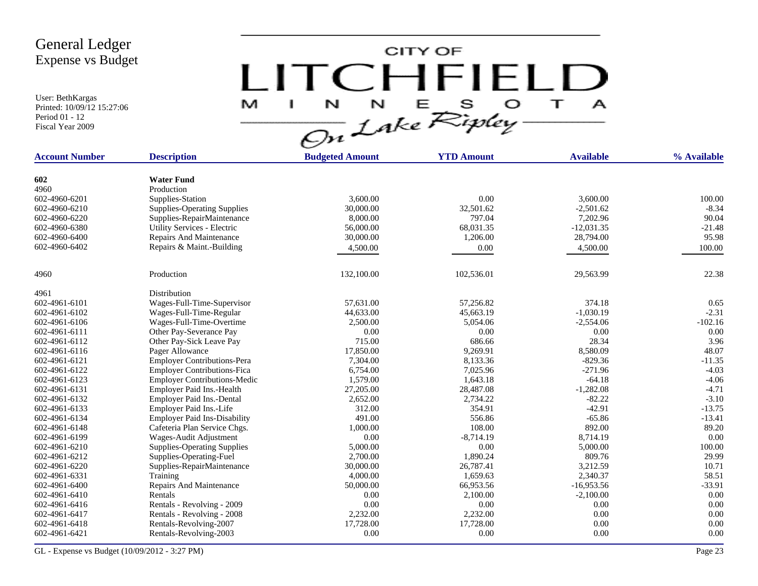# General Ledger
## Expense vs Budget

User: BethKargas
Printed: 10/09/12 15:27:06
Period 01 - 12
Fiscal Year 2009

CITY OF LITCHFIELD MINNESOTA On Lake Ripley

| Account Number | Description | Budgeted Amount | YTD Amount | Available | % Available |
|---|---|---|---|---|---|
| **602** | **Water Fund** | | | | |
| 4960 | Production | | | | |
| 602-4960-6201 | Supplies-Station | 3,600.00 | 0.00 | 3,600.00 | 100.00 |
| 602-4960-6210 | Supplies-Operating Supplies | 30,000.00 | 32,501.62 | -2,501.62 | -8.34 |
| 602-4960-6220 | Supplies-RepairMaintenance | 8,000.00 | 797.04 | 7,202.96 | 90.04 |
| 602-4960-6380 | Utility Services - Electric | 56,000.00 | 68,031.35 | -12,031.35 | -21.48 |
| 602-4960-6400 | Repairs And Maintenance | 30,000.00 | 1,206.00 | 28,794.00 | 95.98 |
| 602-4960-6402 | Repairs & Maint.-Building | 4,500.00 | 0.00 | 4,500.00 | 100.00 |
| 4960 | Production | 132,100.00 | 102,536.01 | 29,563.99 | 22.38 |
| 4961 | Distribution | | | | |
| 602-4961-6101 | Wages-Full-Time-Supervisor | 57,631.00 | 57,256.82 | 374.18 | 0.65 |
| 602-4961-6102 | Wages-Full-Time-Regular | 44,633.00 | 45,663.19 | -1,030.19 | -2.31 |
| 602-4961-6106 | Wages-Full-Time-Overtime | 2,500.00 | 5,054.06 | -2,554.06 | -102.16 |
| 602-4961-6111 | Other Pay-Severance Pay | 0.00 | 0.00 | 0.00 | 0.00 |
| 602-4961-6112 | Other Pay-Sick Leave Pay | 715.00 | 686.66 | 28.34 | 3.96 |
| 602-4961-6116 | Pager Allowance | 17,850.00 | 9,269.91 | 8,580.09 | 48.07 |
| 602-4961-6121 | Employer Contributions-Pera | 7,304.00 | 8,133.36 | -829.36 | -11.35 |
| 602-4961-6122 | Employer Contributions-Fica | 6,754.00 | 7,025.96 | -271.96 | -4.03 |
| 602-4961-6123 | Employer Contributions-Medic | 1,579.00 | 1,643.18 | -64.18 | -4.06 |
| 602-4961-6131 | Employer Paid Ins.-Health | 27,205.00 | 28,487.08 | -1,282.08 | -4.71 |
| 602-4961-6132 | Employer Paid Ins.-Dental | 2,652.00 | 2,734.22 | -82.22 | -3.10 |
| 602-4961-6133 | Employer Paid Ins.-Life | 312.00 | 354.91 | -42.91 | -13.75 |
| 602-4961-6134 | Employer Paid Ins-Disability | 491.00 | 556.86 | -65.86 | -13.41 |
| 602-4961-6148 | Cafeteria Plan Service Chgs. | 1,000.00 | 108.00 | 892.00 | 89.20 |
| 602-4961-6199 | Wages-Audit Adjustment | 0.00 | -8,714.19 | 8,714.19 | 0.00 |
| 602-4961-6210 | Supplies-Operating Supplies | 5,000.00 | 0.00 | 5,000.00 | 100.00 |
| 602-4961-6212 | Supplies-Operating-Fuel | 2,700.00 | 1,890.24 | 809.76 | 29.99 |
| 602-4961-6220 | Supplies-RepairMaintenance | 30,000.00 | 26,787.41 | 3,212.59 | 10.71 |
| 602-4961-6331 | Training | 4,000.00 | 1,659.63 | 2,340.37 | 58.51 |
| 602-4961-6400 | Repairs And Maintenance | 50,000.00 | 66,953.56 | -16,953.56 | -33.91 |
| 602-4961-6410 | Rentals | 0.00 | 2,100.00 | -2,100.00 | 0.00 |
| 602-4961-6416 | Rentals - Revolving - 2009 | 0.00 | 0.00 | 0.00 | 0.00 |
| 602-4961-6417 | Rentals - Revolving - 2008 | 2,232.00 | 2,232.00 | 0.00 | 0.00 |
| 602-4961-6418 | Rentals-Revolving-2007 | 17,728.00 | 17,728.00 | 0.00 | 0.00 |
| 602-4961-6421 | Rentals-Revolving-2003 | 0.00 | 0.00 | 0.00 | 0.00 |

GL - Expense vs Budget (10/09/2012 - 3:27 PM)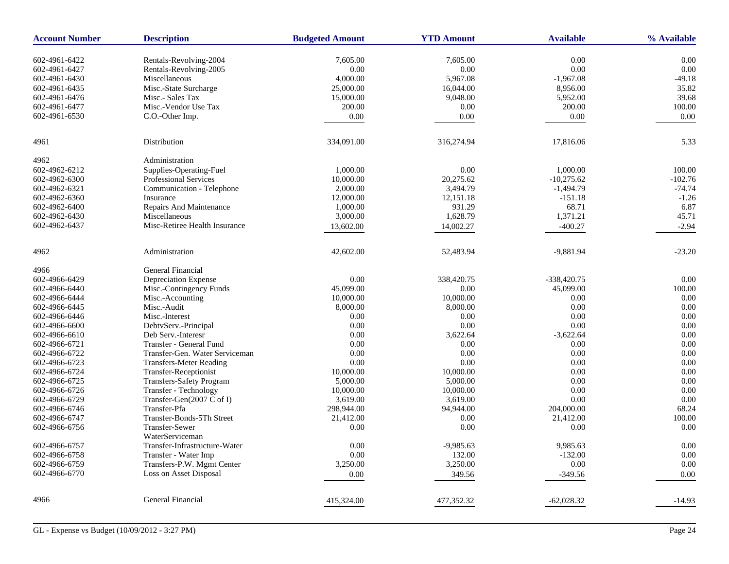| Account Number | Description | Budgeted Amount | YTD Amount | Available | % Available |
|---|---|---|---|---|---|
| 602-4961-6422 | Rentals-Revolving-2004 | 7,605.00 | 7,605.00 | 0.00 | 0.00 |
| 602-4961-6427 | Rentals-Revolving-2005 | 0.00 | 0.00 | 0.00 | 0.00 |
| 602-4961-6430 | Miscellaneous | 4,000.00 | 5,967.08 | -1,967.08 | -49.18 |
| 602-4961-6435 | Misc.-State Surcharge | 25,000.00 | 16,044.00 | 8,956.00 | 35.82 |
| 602-4961-6476 | Misc.- Sales Tax | 15,000.00 | 9,048.00 | 5,952.00 | 39.68 |
| 602-4961-6477 | Misc.-Vendor Use Tax | 200.00 | 0.00 | 200.00 | 100.00 |
| 602-4961-6530 | C.O.-Other Imp. | 0.00 | 0.00 | 0.00 | 0.00 |
| 4961 | Distribution | 334,091.00 | 316,274.94 | 17,816.06 | 5.33 |
| 4962 | Administration | | | | |
| 602-4962-6212 | Supplies-Operating-Fuel | 1,000.00 | 0.00 | 1,000.00 | 100.00 |
| 602-4962-6300 | Professional Services | 10,000.00 | 20,275.62 | -10,275.62 | -102.76 |
| 602-4962-6321 | Communication - Telephone | 2,000.00 | 3,494.79 | -1,494.79 | -74.74 |
| 602-4962-6360 | Insurance | 12,000.00 | 12,151.18 | -151.18 | -1.26 |
| 602-4962-6400 | Repairs And Maintenance | 1,000.00 | 931.29 | 68.71 | 6.87 |
| 602-4962-6430 | Miscellaneous | 3,000.00 | 1,628.79 | 1,371.21 | 45.71 |
| 602-4962-6437 | Misc-Retiree Health Insurance | 13,602.00 | 14,002.27 | -400.27 | -2.94 |
| 4962 | Administration | 42,602.00 | 52,483.94 | -9,881.94 | -23.20 |
| 4966 | General Financial | | | | |
| 602-4966-6429 | Depreciation Expense | 0.00 | 338,420.75 | -338,420.75 | 0.00 |
| 602-4966-6440 | Misc.-Contingency Funds | 45,099.00 | 0.00 | 45,099.00 | 100.00 |
| 602-4966-6444 | Misc.-Accounting | 10,000.00 | 10,000.00 | 0.00 | 0.00 |
| 602-4966-6445 | Misc.-Audit | 8,000.00 | 8,000.00 | 0.00 | 0.00 |
| 602-4966-6446 | Misc.-Interest | 0.00 | 0.00 | 0.00 | 0.00 |
| 602-4966-6600 | DebtvServ.-Principal | 0.00 | 0.00 | 0.00 | 0.00 |
| 602-4966-6610 | Deb Serv.-Interesr | 0.00 | 3,622.64 | -3,622.64 | 0.00 |
| 602-4966-6721 | Transfer - General Fund | 0.00 | 0.00 | 0.00 | 0.00 |
| 602-4966-6722 | Transfer-Gen. Water Serviceman | 0.00 | 0.00 | 0.00 | 0.00 |
| 602-4966-6723 | Transfers-Meter Reading | 0.00 | 0.00 | 0.00 | 0.00 |
| 602-4966-6724 | Transfer-Receptionist | 10,000.00 | 10,000.00 | 0.00 | 0.00 |
| 602-4966-6725 | Transfers-Safety Program | 5,000.00 | 5,000.00 | 0.00 | 0.00 |
| 602-4966-6726 | Transfer - Technology | 10,000.00 | 10,000.00 | 0.00 | 0.00 |
| 602-4966-6729 | Transfer-Gen(2007 C of I) | 3,619.00 | 3,619.00 | 0.00 | 0.00 |
| 602-4966-6746 | Transfer-Pfa | 298,944.00 | 94,944.00 | 204,000.00 | 68.24 |
| 602-4966-6747 | Transfer-Bonds-5Th Street | 21,412.00 | 0.00 | 21,412.00 | 100.00 |
| 602-4966-6756 | Transfer-Sewer WaterServiceman | 0.00 | 0.00 | 0.00 | 0.00 |
| 602-4966-6757 | Transfer-Infrastructure-Water | 0.00 | -9,985.63 | 9,985.63 | 0.00 |
| 602-4966-6758 | Transfer - Water Imp | 0.00 | 132.00 | -132.00 | 0.00 |
| 602-4966-6759 | Transfers-P.W. Mgmt Center | 3,250.00 | 3,250.00 | 0.00 | 0.00 |
| 602-4966-6770 | Loss on Asset Disposal | 0.00 | 349.56 | -349.56 | 0.00 |
| 4966 | General Financial | 415,324.00 | 477,352.32 | -62,028.32 | -14.93 |

GL - Expense vs Budget (10/09/2012 - 3:27 PM)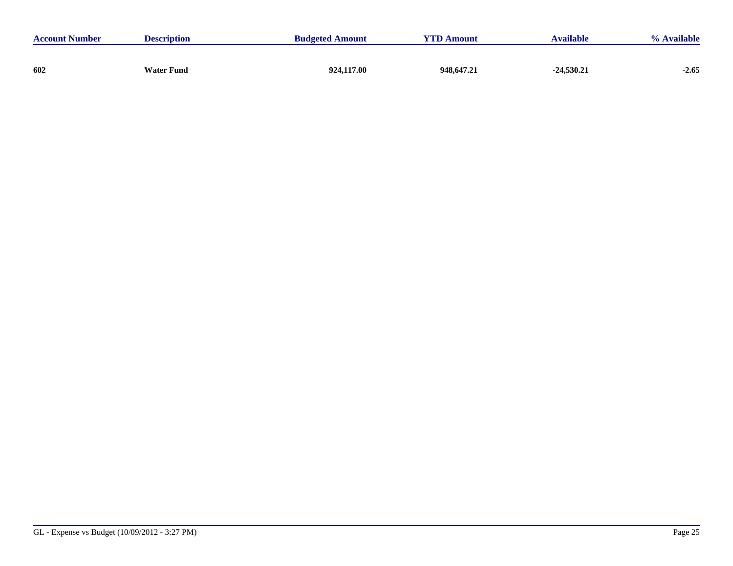| Account Number | Description | Budgeted Amount | YTD Amount | Available | % Available |
|---|---|---|---|---|---|
| **602** | **Water Fund** | **924,117.00** | **948,647.21** | **-24,530.21** | **-2.65** |

GL - Expense vs Budget (10/09/2012 - 3:27 PM)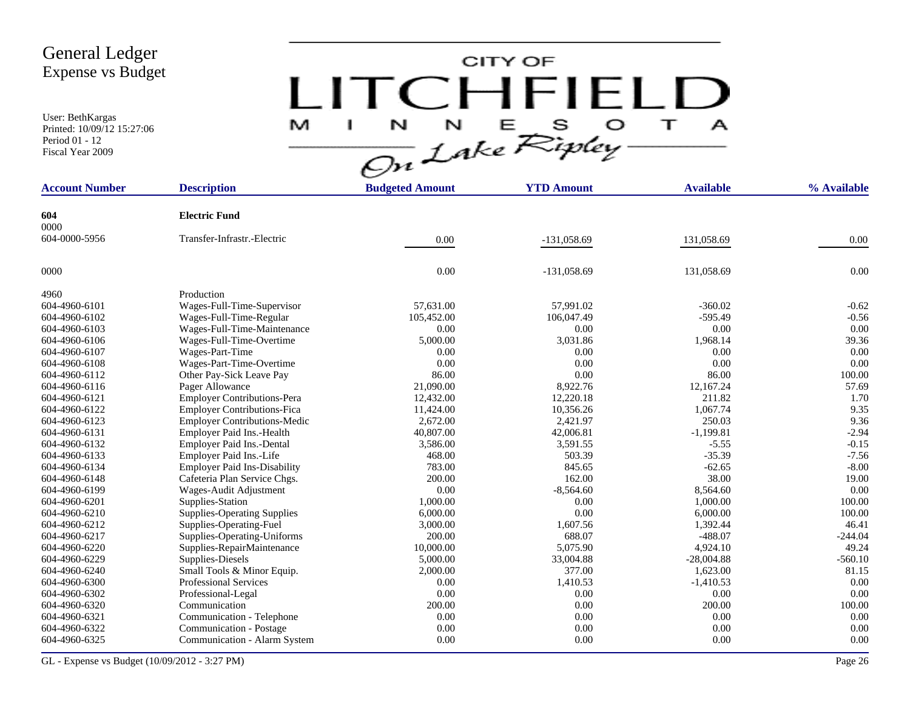# General Ledger
## Expense vs Budget

User: BethKargas
Printed: 10/09/12 15:27:06
Period 01 - 12
Fiscal Year 2009

CITY OF LITCHFIELD MINNESOTA On Lake Ripley

| Account Number | Description | Budgeted Amount | YTD Amount | Available | % Available |
|---|---|---|---|---|---|
| **604** | **Electric Fund** | | | | |
| 0000 | | | | | |
| 604-0000-5956 | Transfer-Infrastr.-Electric | 0.00 | -131,058.69 | 131,058.69 | 0.00 |
| 0000 | | 0.00 | -131,058.69 | 131,058.69 | 0.00 |
| 4960 | Production | | | | |
| 604-4960-6101 | Wages-Full-Time-Supervisor | 57,631.00 | 57,991.02 | -360.02 | -0.62 |
| 604-4960-6102 | Wages-Full-Time-Regular | 105,452.00 | 106,047.49 | -595.49 | -0.56 |
| 604-4960-6103 | Wages-Full-Time-Maintenance | 0.00 | 0.00 | 0.00 | 0.00 |
| 604-4960-6106 | Wages-Full-Time-Overtime | 5,000.00 | 3,031.86 | 1,968.14 | 39.36 |
| 604-4960-6107 | Wages-Part-Time | 0.00 | 0.00 | 0.00 | 0.00 |
| 604-4960-6108 | Wages-Part-Time-Overtime | 0.00 | 0.00 | 0.00 | 0.00 |
| 604-4960-6112 | Other Pay-Sick Leave Pay | 86.00 | 0.00 | 86.00 | 100.00 |
| 604-4960-6116 | Pager Allowance | 21,090.00 | 8,922.76 | 12,167.24 | 57.69 |
| 604-4960-6121 | Employer Contributions-Pera | 12,432.00 | 12,220.18 | 211.82 | 1.70 |
| 604-4960-6122 | Employer Contributions-Fica | 11,424.00 | 10,356.26 | 1,067.74 | 9.35 |
| 604-4960-6123 | Employer Contributions-Medic | 2,672.00 | 2,421.97 | 250.03 | 9.36 |
| 604-4960-6131 | Employer Paid Ins.-Health | 40,807.00 | 42,006.81 | -1,199.81 | -2.94 |
| 604-4960-6132 | Employer Paid Ins.-Dental | 3,586.00 | 3,591.55 | -5.55 | -0.15 |
| 604-4960-6133 | Employer Paid Ins.-Life | 468.00 | 503.39 | -35.39 | -7.56 |
| 604-4960-6134 | Employer Paid Ins-Disability | 783.00 | 845.65 | -62.65 | -8.00 |
| 604-4960-6148 | Cafeteria Plan Service Chgs. | 200.00 | 162.00 | 38.00 | 19.00 |
| 604-4960-6199 | Wages-Audit Adjustment | 0.00 | -8,564.60 | 8,564.60 | 0.00 |
| 604-4960-6201 | Supplies-Station | 1,000.00 | 0.00 | 1,000.00 | 100.00 |
| 604-4960-6210 | Supplies-Operating Supplies | 6,000.00 | 0.00 | 6,000.00 | 100.00 |
| 604-4960-6212 | Supplies-Operating-Fuel | 3,000.00 | 1,607.56 | 1,392.44 | 46.41 |
| 604-4960-6217 | Supplies-Operating-Uniforms | 200.00 | 688.07 | -488.07 | -244.04 |
| 604-4960-6220 | Supplies-RepairMaintenance | 10,000.00 | 5,075.90 | 4,924.10 | 49.24 |
| 604-4960-6229 | Supplies-Diesels | 5,000.00 | 33,004.88 | -28,004.88 | -560.10 |
| 604-4960-6240 | Small Tools & Minor Equip. | 2,000.00 | 377.00 | 1,623.00 | 81.15 |
| 604-4960-6300 | Professional Services | 0.00 | 1,410.53 | -1,410.53 | 0.00 |
| 604-4960-6302 | Professional-Legal | 0.00 | 0.00 | 0.00 | 0.00 |
| 604-4960-6320 | Communication | 200.00 | 0.00 | 200.00 | 100.00 |
| 604-4960-6321 | Communication - Telephone | 0.00 | 0.00 | 0.00 | 0.00 |
| 604-4960-6322 | Communication - Postage | 0.00 | 0.00 | 0.00 | 0.00 |
| 604-4960-6325 | Communication - Alarm System | 0.00 | 0.00 | 0.00 | 0.00 |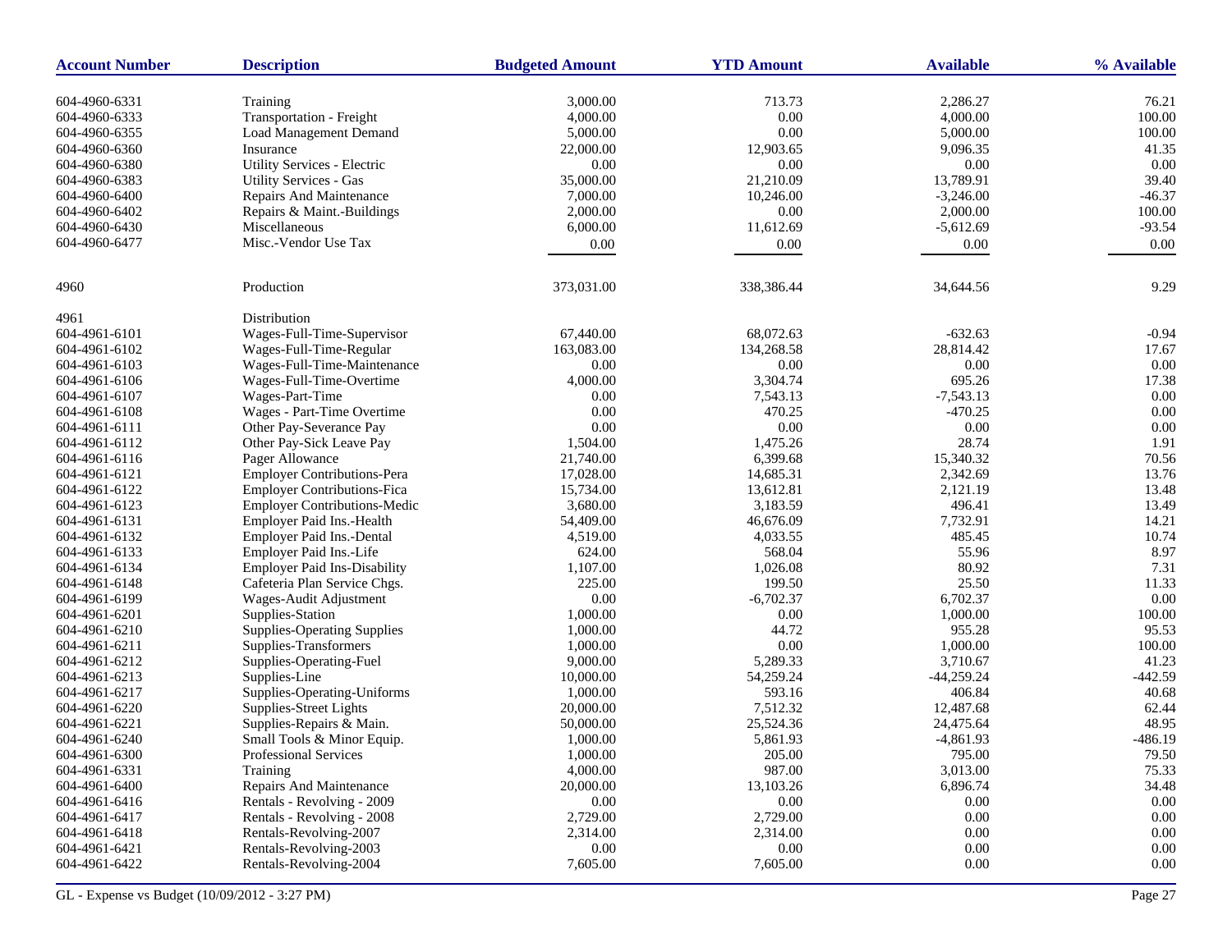| Account Number | Description | Budgeted Amount | YTD Amount | Available | % Available |
|---|---|---|---|---|---|
| 604-4960-6331 | Training | 3,000.00 | 713.73 | 2,286.27 | 76.21 |
| 604-4960-6333 | Transportation - Freight | 4,000.00 | 0.00 | 4,000.00 | 100.00 |
| 604-4960-6355 | Load Management Demand | 5,000.00 | 0.00 | 5,000.00 | 100.00 |
| 604-4960-6360 | Insurance | 22,000.00 | 12,903.65 | 9,096.35 | 41.35 |
| 604-4960-6380 | Utility Services - Electric | 0.00 | 0.00 | 0.00 | 0.00 |
| 604-4960-6383 | Utility Services - Gas | 35,000.00 | 21,210.09 | 13,789.91 | 39.40 |
| 604-4960-6400 | Repairs And Maintenance | 7,000.00 | 10,246.00 | -3,246.00 | -46.37 |
| 604-4960-6402 | Repairs & Maint.-Buildings | 2,000.00 | 0.00 | 2,000.00 | 100.00 |
| 604-4960-6430 | Miscellaneous | 6,000.00 | 11,612.69 | -5,612.69 | -93.54 |
| 604-4960-6477 | Misc.-Vendor Use Tax | 0.00 | 0.00 | 0.00 | 0.00 |
| 4960 | Production | 373,031.00 | 338,386.44 | 34,644.56 | 9.29 |
| 4961 | Distribution | | | | |
| 604-4961-6101 | Wages-Full-Time-Supervisor | 67,440.00 | 68,072.63 | -632.63 | -0.94 |
| 604-4961-6102 | Wages-Full-Time-Regular | 163,083.00 | 134,268.58 | 28,814.42 | 17.67 |
| 604-4961-6103 | Wages-Full-Time-Maintenance | 0.00 | 0.00 | 0.00 | 0.00 |
| 604-4961-6106 | Wages-Full-Time-Overtime | 4,000.00 | 3,304.74 | 695.26 | 17.38 |
| 604-4961-6107 | Wages-Part-Time | 0.00 | 7,543.13 | -7,543.13 | 0.00 |
| 604-4961-6108 | Wages - Part-Time Overtime | 0.00 | 470.25 | -470.25 | 0.00 |
| 604-4961-6111 | Other Pay-Severance Pay | 0.00 | 0.00 | 0.00 | 0.00 |
| 604-4961-6112 | Other Pay-Sick Leave Pay | 1,504.00 | 1,475.26 | 28.74 | 1.91 |
| 604-4961-6116 | Pager Allowance | 21,740.00 | 6,399.68 | 15,340.32 | 70.56 |
| 604-4961-6121 | Employer Contributions-Pera | 17,028.00 | 14,685.31 | 2,342.69 | 13.76 |
| 604-4961-6122 | Employer Contributions-Fica | 15,734.00 | 13,612.81 | 2,121.19 | 13.48 |
| 604-4961-6123 | Employer Contributions-Medic | 3,680.00 | 3,183.59 | 496.41 | 13.49 |
| 604-4961-6131 | Employer Paid Ins.-Health | 54,409.00 | 46,676.09 | 7,732.91 | 14.21 |
| 604-4961-6132 | Employer Paid Ins.-Dental | 4,519.00 | 4,033.55 | 485.45 | 10.74 |
| 604-4961-6133 | Employer Paid Ins.-Life | 624.00 | 568.04 | 55.96 | 8.97 |
| 604-4961-6134 | Employer Paid Ins-Disability | 1,107.00 | 1,026.08 | 80.92 | 7.31 |
| 604-4961-6148 | Cafeteria Plan Service Chgs. | 225.00 | 199.50 | 25.50 | 11.33 |
| 604-4961-6199 | Wages-Audit Adjustment | 0.00 | -6,702.37 | 6,702.37 | 0.00 |
| 604-4961-6201 | Supplies-Station | 1,000.00 | 0.00 | 1,000.00 | 100.00 |
| 604-4961-6210 | Supplies-Operating Supplies | 1,000.00 | 44.72 | 955.28 | 95.53 |
| 604-4961-6211 | Supplies-Transformers | 1,000.00 | 0.00 | 1,000.00 | 100.00 |
| 604-4961-6212 | Supplies-Operating-Fuel | 9,000.00 | 5,289.33 | 3,710.67 | 41.23 |
| 604-4961-6213 | Supplies-Line | 10,000.00 | 54,259.24 | -44,259.24 | -442.59 |
| 604-4961-6217 | Supplies-Operating-Uniforms | 1,000.00 | 593.16 | 406.84 | 40.68 |
| 604-4961-6220 | Supplies-Street Lights | 20,000.00 | 7,512.32 | 12,487.68 | 62.44 |
| 604-4961-6221 | Supplies-Repairs & Main. | 50,000.00 | 25,524.36 | 24,475.64 | 48.95 |
| 604-4961-6240 | Small Tools & Minor Equip. | 1,000.00 | 5,861.93 | -4,861.93 | -486.19 |
| 604-4961-6300 | Professional Services | 1,000.00 | 205.00 | 795.00 | 79.50 |
| 604-4961-6331 | Training | 4,000.00 | 987.00 | 3,013.00 | 75.33 |
| 604-4961-6400 | Repairs And Maintenance | 20,000.00 | 13,103.26 | 6,896.74 | 34.48 |
| 604-4961-6416 | Rentals - Revolving - 2009 | 0.00 | 0.00 | 0.00 | 0.00 |
| 604-4961-6417 | Rentals - Revolving - 2008 | 2,729.00 | 2,729.00 | 0.00 | 0.00 |
| 604-4961-6418 | Rentals-Revolving-2007 | 2,314.00 | 2,314.00 | 0.00 | 0.00 |
| 604-4961-6421 | Rentals-Revolving-2003 | 0.00 | 0.00 | 0.00 | 0.00 |
| 604-4961-6422 | Rentals-Revolving-2004 | 7,605.00 | 7,605.00 | 0.00 | 0.00 |

GL - Expense vs Budget (10/09/2012 - 3:27 PM)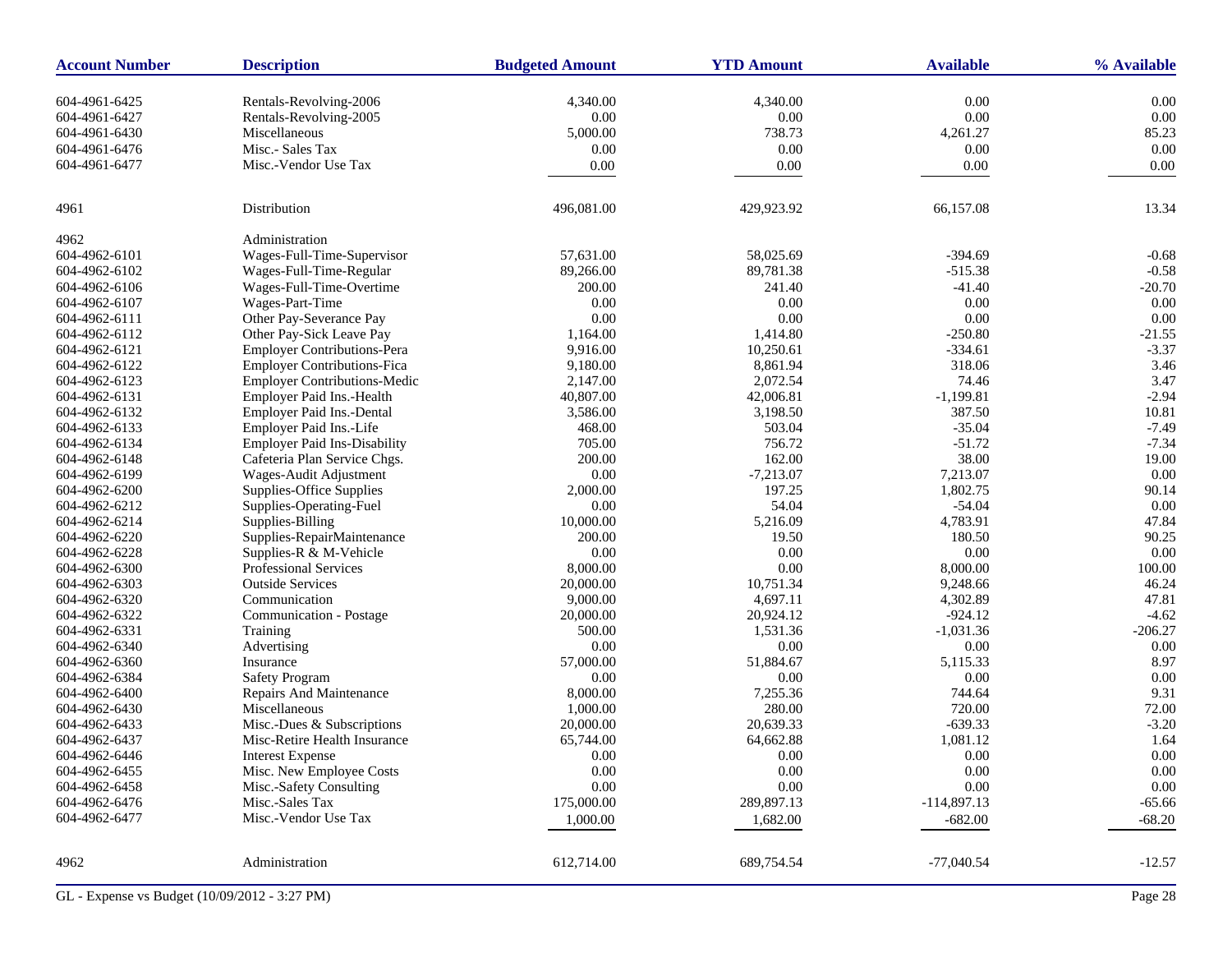| Account Number | Description | Budgeted Amount | YTD Amount | Available | % Available |
|---|---|---|---|---|---|
| 604-4961-6425 | Rentals-Revolving-2006 | 4,340.00 | 4,340.00 | 0.00 | 0.00 |
| 604-4961-6427 | Rentals-Revolving-2005 | 0.00 | 0.00 | 0.00 | 0.00 |
| 604-4961-6430 | Miscellaneous | 5,000.00 | 738.73 | 4,261.27 | 85.23 |
| 604-4961-6476 | Misc.- Sales Tax | 0.00 | 0.00 | 0.00 | 0.00 |
| 604-4961-6477 | Misc.-Vendor Use Tax | 0.00 | 0.00 | 0.00 | 0.00 |
| 4961 | Distribution | 496,081.00 | 429,923.92 | 66,157.08 | 13.34 |
| 4962 | Administration | | | | |
| 604-4962-6101 | Wages-Full-Time-Supervisor | 57,631.00 | 58,025.69 | -394.69 | -0.68 |
| 604-4962-6102 | Wages-Full-Time-Regular | 89,266.00 | 89,781.38 | -515.38 | -0.58 |
| 604-4962-6106 | Wages-Full-Time-Overtime | 200.00 | 241.40 | -41.40 | -20.70 |
| 604-4962-6107 | Wages-Part-Time | 0.00 | 0.00 | 0.00 | 0.00 |
| 604-4962-6111 | Other Pay-Severance Pay | 0.00 | 0.00 | 0.00 | 0.00 |
| 604-4962-6112 | Other Pay-Sick Leave Pay | 1,164.00 | 1,414.80 | -250.80 | -21.55 |
| 604-4962-6121 | Employer Contributions-Pera | 9,916.00 | 10,250.61 | -334.61 | -3.37 |
| 604-4962-6122 | Employer Contributions-Fica | 9,180.00 | 8,861.94 | 318.06 | 3.46 |
| 604-4962-6123 | Employer Contributions-Medic | 2,147.00 | 2,072.54 | 74.46 | 3.47 |
| 604-4962-6131 | Employer Paid Ins.-Health | 40,807.00 | 42,006.81 | -1,199.81 | -2.94 |
| 604-4962-6132 | Employer Paid Ins.-Dental | 3,586.00 | 3,198.50 | 387.50 | 10.81 |
| 604-4962-6133 | Employer Paid Ins.-Life | 468.00 | 503.04 | -35.04 | -7.49 |
| 604-4962-6134 | Employer Paid Ins-Disability | 705.00 | 756.72 | -51.72 | -7.34 |
| 604-4962-6148 | Cafeteria Plan Service Chgs. | 200.00 | 162.00 | 38.00 | 19.00 |
| 604-4962-6199 | Wages-Audit Adjustment | 0.00 | -7,213.07 | 7,213.07 | 0.00 |
| 604-4962-6200 | Supplies-Office Supplies | 2,000.00 | 197.25 | 1,802.75 | 90.14 |
| 604-4962-6212 | Supplies-Operating-Fuel | 0.00 | 54.04 | -54.04 | 0.00 |
| 604-4962-6214 | Supplies-Billing | 10,000.00 | 5,216.09 | 4,783.91 | 47.84 |
| 604-4962-6220 | Supplies-RepairMaintenance | 200.00 | 19.50 | 180.50 | 90.25 |
| 604-4962-6228 | Supplies-R & M-Vehicle | 0.00 | 0.00 | 0.00 | 0.00 |
| 604-4962-6300 | Professional Services | 8,000.00 | 0.00 | 8,000.00 | 100.00 |
| 604-4962-6303 | Outside Services | 20,000.00 | 10,751.34 | 9,248.66 | 46.24 |
| 604-4962-6320 | Communication | 9,000.00 | 4,697.11 | 4,302.89 | 47.81 |
| 604-4962-6322 | Communication - Postage | 20,000.00 | 20,924.12 | -924.12 | -4.62 |
| 604-4962-6331 | Training | 500.00 | 1,531.36 | -1,031.36 | -206.27 |
| 604-4962-6340 | Advertising | 0.00 | 0.00 | 0.00 | 0.00 |
| 604-4962-6360 | Insurance | 57,000.00 | 51,884.67 | 5,115.33 | 8.97 |
| 604-4962-6384 | Safety Program | 0.00 | 0.00 | 0.00 | 0.00 |
| 604-4962-6400 | Repairs And Maintenance | 8,000.00 | 7,255.36 | 744.64 | 9.31 |
| 604-4962-6430 | Miscellaneous | 1,000.00 | 280.00 | 720.00 | 72.00 |
| 604-4962-6433 | Misc.-Dues & Subscriptions | 20,000.00 | 20,639.33 | -639.33 | -3.20 |
| 604-4962-6437 | Misc-Retire Health Insurance | 65,744.00 | 64,662.88 | 1,081.12 | 1.64 |
| 604-4962-6446 | Interest Expense | 0.00 | 0.00 | 0.00 | 0.00 |
| 604-4962-6455 | Misc. New Employee Costs | 0.00 | 0.00 | 0.00 | 0.00 |
| 604-4962-6458 | Misc.-Safety Consulting | 0.00 | 0.00 | 0.00 | 0.00 |
| 604-4962-6476 | Misc.-Sales Tax | 175,000.00 | 289,897.13 | -114,897.13 | -65.66 |
| 604-4962-6477 | Misc.-Vendor Use Tax | 1,000.00 | 1,682.00 | -682.00 | -68.20 |
| 4962 | Administration | 612,714.00 | 689,754.54 | -77,040.54 | -12.57 |

GL - Expense vs Budget (10/09/2012 - 3:27 PM)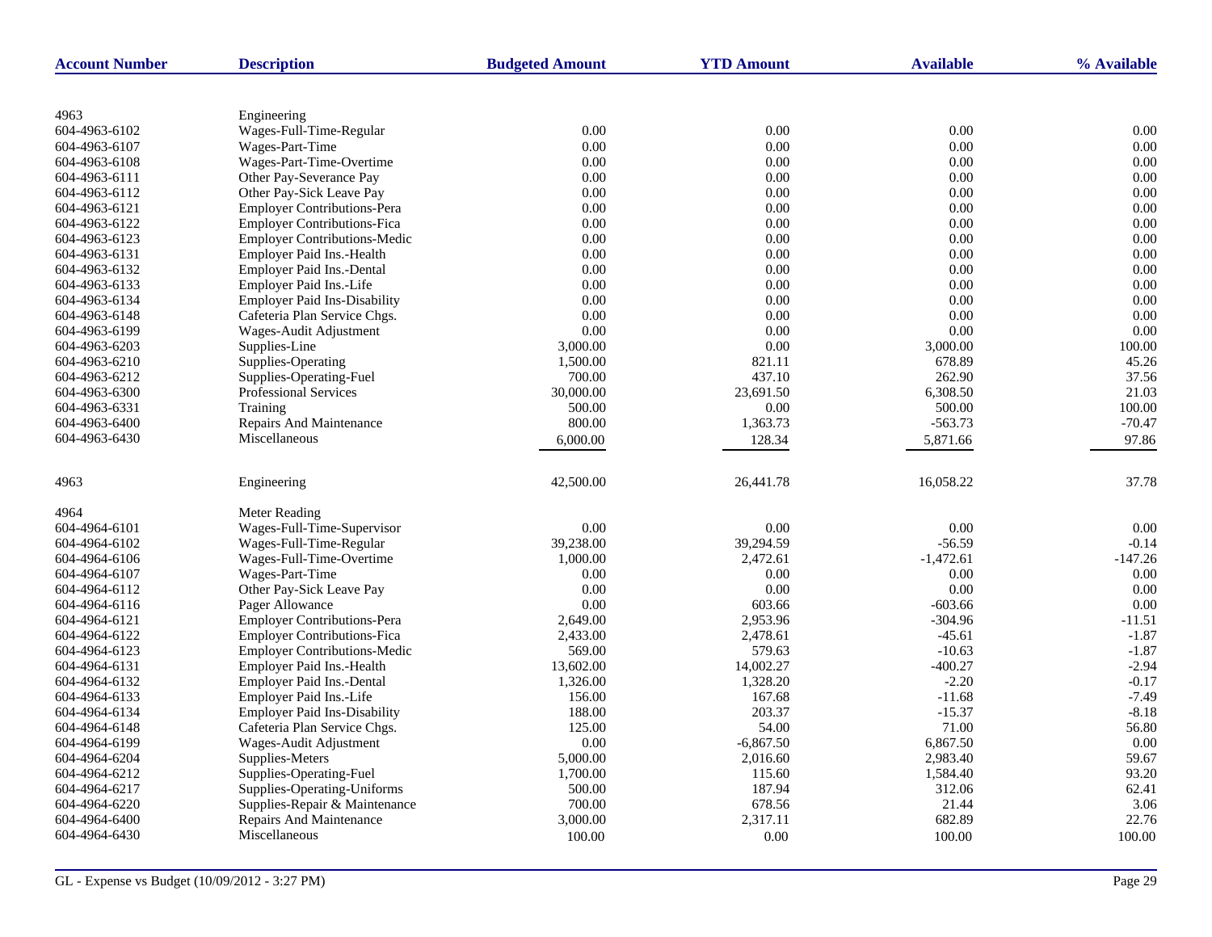| Account Number | Description | Budgeted Amount | YTD Amount | Available | % Available |
|---|---|---|---|---|---|
| 4963 | Engineering | | | | |
| 604-4963-6102 | Wages-Full-Time-Regular | 0.00 | 0.00 | 0.00 | 0.00 |
| 604-4963-6107 | Wages-Part-Time | 0.00 | 0.00 | 0.00 | 0.00 |
| 604-4963-6108 | Wages-Part-Time-Overtime | 0.00 | 0.00 | 0.00 | 0.00 |
| 604-4963-6111 | Other Pay-Severance Pay | 0.00 | 0.00 | 0.00 | 0.00 |
| 604-4963-6112 | Other Pay-Sick Leave Pay | 0.00 | 0.00 | 0.00 | 0.00 |
| 604-4963-6121 | Employer Contributions-Pera | 0.00 | 0.00 | 0.00 | 0.00 |
| 604-4963-6122 | Employer Contributions-Fica | 0.00 | 0.00 | 0.00 | 0.00 |
| 604-4963-6123 | Employer Contributions-Medic | 0.00 | 0.00 | 0.00 | 0.00 |
| 604-4963-6131 | Employer Paid Ins.-Health | 0.00 | 0.00 | 0.00 | 0.00 |
| 604-4963-6132 | Employer Paid Ins.-Dental | 0.00 | 0.00 | 0.00 | 0.00 |
| 604-4963-6133 | Employer Paid Ins.-Life | 0.00 | 0.00 | 0.00 | 0.00 |
| 604-4963-6134 | Employer Paid Ins-Disability | 0.00 | 0.00 | 0.00 | 0.00 |
| 604-4963-6148 | Cafeteria Plan Service Chgs. | 0.00 | 0.00 | 0.00 | 0.00 |
| 604-4963-6199 | Wages-Audit Adjustment | 0.00 | 0.00 | 0.00 | 0.00 |
| 604-4963-6203 | Supplies-Line | 3,000.00 | 0.00 | 3,000.00 | 100.00 |
| 604-4963-6210 | Supplies-Operating | 1,500.00 | 821.11 | 678.89 | 45.26 |
| 604-4963-6212 | Supplies-Operating-Fuel | 700.00 | 437.10 | 262.90 | 37.56 |
| 604-4963-6300 | Professional Services | 30,000.00 | 23,691.50 | 6,308.50 | 21.03 |
| 604-4963-6331 | Training | 500.00 | 0.00 | 500.00 | 100.00 |
| 604-4963-6400 | Repairs And Maintenance | 800.00 | 1,363.73 | -563.73 | -70.47 |
| 604-4963-6430 | Miscellaneous | 6,000.00 | 128.34 | 5,871.66 | 97.86 |
| 4963 | Engineering | 42,500.00 | 26,441.78 | 16,058.22 | 37.78 |
| 4964 | Meter Reading | | | | |
| 604-4964-6101 | Wages-Full-Time-Supervisor | 0.00 | 0.00 | 0.00 | 0.00 |
| 604-4964-6102 | Wages-Full-Time-Regular | 39,238.00 | 39,294.59 | -56.59 | -0.14 |
| 604-4964-6106 | Wages-Full-Time-Overtime | 1,000.00 | 2,472.61 | -1,472.61 | -147.26 |
| 604-4964-6107 | Wages-Part-Time | 0.00 | 0.00 | 0.00 | 0.00 |
| 604-4964-6112 | Other Pay-Sick Leave Pay | 0.00 | 0.00 | 0.00 | 0.00 |
| 604-4964-6116 | Pager Allowance | 0.00 | 603.66 | -603.66 | 0.00 |
| 604-4964-6121 | Employer Contributions-Pera | 2,649.00 | 2,953.96 | -304.96 | -11.51 |
| 604-4964-6122 | Employer Contributions-Fica | 2,433.00 | 2,478.61 | -45.61 | -1.87 |
| 604-4964-6123 | Employer Contributions-Medic | 569.00 | 579.63 | -10.63 | -1.87 |
| 604-4964-6131 | Employer Paid Ins.-Health | 13,602.00 | 14,002.27 | -400.27 | -2.94 |
| 604-4964-6132 | Employer Paid Ins.-Dental | 1,326.00 | 1,328.20 | -2.20 | -0.17 |
| 604-4964-6133 | Employer Paid Ins.-Life | 156.00 | 167.68 | -11.68 | -7.49 |
| 604-4964-6134 | Employer Paid Ins-Disability | 188.00 | 203.37 | -15.37 | -8.18 |
| 604-4964-6148 | Cafeteria Plan Service Chgs. | 125.00 | 54.00 | 71.00 | 56.80 |
| 604-4964-6199 | Wages-Audit Adjustment | 0.00 | -6,867.50 | 6,867.50 | 0.00 |
| 604-4964-6204 | Supplies-Meters | 5,000.00 | 2,016.60 | 2,983.40 | 59.67 |
| 604-4964-6212 | Supplies-Operating-Fuel | 1,700.00 | 115.60 | 1,584.40 | 93.20 |
| 604-4964-6217 | Supplies-Operating-Uniforms | 500.00 | 187.94 | 312.06 | 62.41 |
| 604-4964-6220 | Supplies-Repair & Maintenance | 700.00 | 678.56 | 21.44 | 3.06 |
| 604-4964-6400 | Repairs And Maintenance | 3,000.00 | 2,317.11 | 682.89 | 22.76 |
| 604-4964-6430 | Miscellaneous | 100.00 | 0.00 | 100.00 | 100.00 |

GL - Expense vs Budget (10/09/2012 - 3:27 PM)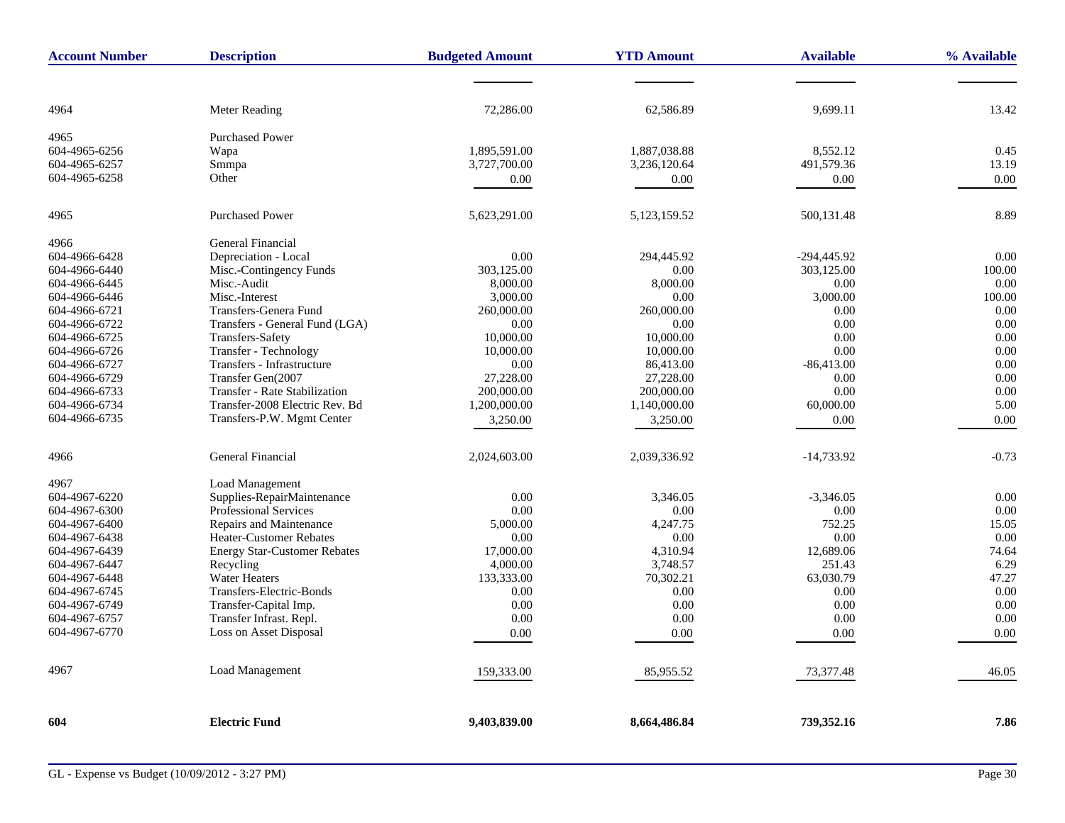| Account Number | Description | Budgeted Amount | YTD Amount | Available | % Available |
|---|---|---|---|---|---|
| 4964 | Meter Reading | 72,286.00 | 62,586.89 | 9,699.11 | 13.42 |
| 4965 | Purchased Power | | | | |
| 604-4965-6256 | Wapa | 1,895,591.00 | 1,887,038.88 | 8,552.12 | 0.45 |
| 604-4965-6257 | Smmpa | 3,727,700.00 | 3,236,120.64 | 491,579.36 | 13.19 |
| 604-4965-6258 | Other | 0.00 | 0.00 | 0.00 | 0.00 |
| 4965 | Purchased Power | 5,623,291.00 | 5,123,159.52 | 500,131.48 | 8.89 |
| 4966 | General Financial | | | | |
| 604-4966-6428 | Depreciation - Local | 0.00 | 294,445.92 | -294,445.92 | 0.00 |
| 604-4966-6440 | Misc.-Contingency Funds | 303,125.00 | 0.00 | 303,125.00 | 100.00 |
| 604-4966-6445 | Misc.-Audit | 8,000.00 | 8,000.00 | 0.00 | 0.00 |
| 604-4966-6446 | Misc.-Interest | 3,000.00 | 0.00 | 3,000.00 | 100.00 |
| 604-4966-6721 | Transfers-Genera Fund | 260,000.00 | 260,000.00 | 0.00 | 0.00 |
| 604-4966-6722 | Transfers - General Fund (LGA) | 0.00 | 0.00 | 0.00 | 0.00 |
| 604-4966-6725 | Transfers-Safety | 10,000.00 | 10,000.00 | 0.00 | 0.00 |
| 604-4966-6726 | Transfer - Technology | 10,000.00 | 10,000.00 | 0.00 | 0.00 |
| 604-4966-6727 | Transfers - Infrastructure | 0.00 | 86,413.00 | -86,413.00 | 0.00 |
| 604-4966-6729 | Transfer Gen(2007 | 27,228.00 | 27,228.00 | 0.00 | 0.00 |
| 604-4966-6733 | Transfer - Rate Stabilization | 200,000.00 | 200,000.00 | 0.00 | 0.00 |
| 604-4966-6734 | Transfer-2008 Electric Rev. Bd | 1,200,000.00 | 1,140,000.00 | 60,000.00 | 5.00 |
| 604-4966-6735 | Transfers-P.W. Mgmt Center | 3,250.00 | 3,250.00 | 0.00 | 0.00 |
| 4966 | General Financial | 2,024,603.00 | 2,039,336.92 | -14,733.92 | -0.73 |
| 4967 | Load Management | | | | |
| 604-4967-6220 | Supplies-RepairMaintenance | 0.00 | 3,346.05 | -3,346.05 | 0.00 |
| 604-4967-6300 | Professional Services | 0.00 | 0.00 | 0.00 | 0.00 |
| 604-4967-6400 | Repairs and Maintenance | 5,000.00 | 4,247.75 | 752.25 | 15.05 |
| 604-4967-6438 | Heater-Customer Rebates | 0.00 | 0.00 | 0.00 | 0.00 |
| 604-4967-6439 | Energy Star-Customer Rebates | 17,000.00 | 4,310.94 | 12,689.06 | 74.64 |
| 604-4967-6447 | Recycling | 4,000.00 | 3,748.57 | 251.43 | 6.29 |
| 604-4967-6448 | Water Heaters | 133,333.00 | 70,302.21 | 63,030.79 | 47.27 |
| 604-4967-6745 | Transfers-Electric-Bonds | 0.00 | 0.00 | 0.00 | 0.00 |
| 604-4967-6749 | Transfer-Capital Imp. | 0.00 | 0.00 | 0.00 | 0.00 |
| 604-4967-6757 | Transfer Infrast. Repl. | 0.00 | 0.00 | 0.00 | 0.00 |
| 604-4967-6770 | Loss on Asset Disposal | 0.00 | 0.00 | 0.00 | 0.00 |
| 4967 | Load Management | 159,333.00 | 85,955.52 | 73,377.48 | 46.05 |
| **604** | **Electric Fund** | **9,403,839.00** | **8,664,486.84** | **739,352.16** | **7.86** |

GL - Expense vs Budget (10/09/2012 - 3:27 PM)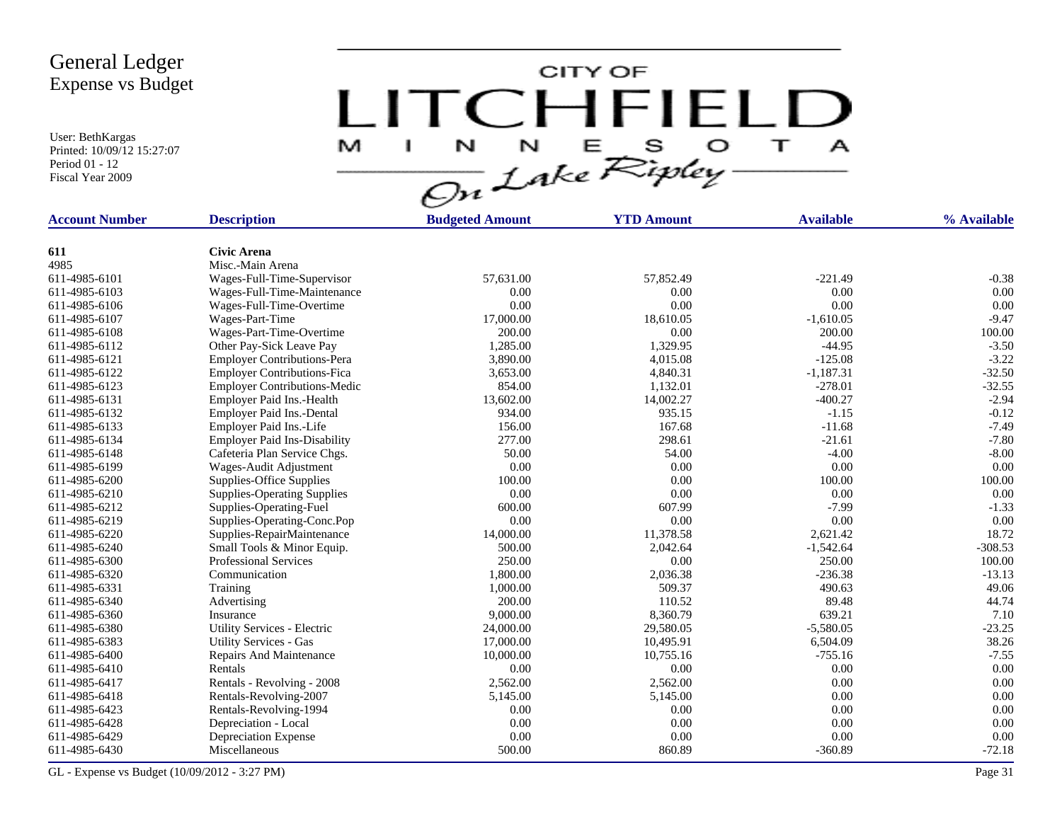# General Ledger
## Expense vs Budget

User: BethKargas
Printed: 10/09/12 15:27:07
Period 01 - 12
Fiscal Year 2009

CITY OF LITCHFIELD MINNESOTA *On Lake Ripley*

| Account Number | Description | Budgeted Amount | YTD Amount | Available | % Available |
|---|---|---|---|---|---|
| **611** | **Civic Arena** | | | | |
| 4985 | Misc.-Main Arena | | | | |
| 611-4985-6101 | Wages-Full-Time-Supervisor | 57,631.00 | 57,852.49 | -221.49 | -0.38 |
| 611-4985-6103 | Wages-Full-Time-Maintenance | 0.00 | 0.00 | 0.00 | 0.00 |
| 611-4985-6106 | Wages-Full-Time-Overtime | 0.00 | 0.00 | 0.00 | 0.00 |
| 611-4985-6107 | Wages-Part-Time | 17,000.00 | 18,610.05 | -1,610.05 | -9.47 |
| 611-4985-6108 | Wages-Part-Time-Overtime | 200.00 | 0.00 | 200.00 | 100.00 |
| 611-4985-6112 | Other Pay-Sick Leave Pay | 1,285.00 | 1,329.95 | -44.95 | -3.50 |
| 611-4985-6121 | Employer Contributions-Pera | 3,890.00 | 4,015.08 | -125.08 | -3.22 |
| 611-4985-6122 | Employer Contributions-Fica | 3,653.00 | 4,840.31 | -1,187.31 | -32.50 |
| 611-4985-6123 | Employer Contributions-Medic | 854.00 | 1,132.01 | -278.01 | -32.55 |
| 611-4985-6131 | Employer Paid Ins.-Health | 13,602.00 | 14,002.27 | -400.27 | -2.94 |
| 611-4985-6132 | Employer Paid Ins.-Dental | 934.00 | 935.15 | -1.15 | -0.12 |
| 611-4985-6133 | Employer Paid Ins.-Life | 156.00 | 167.68 | -11.68 | -7.49 |
| 611-4985-6134 | Employer Paid Ins-Disability | 277.00 | 298.61 | -21.61 | -7.80 |
| 611-4985-6148 | Cafeteria Plan Service Chgs. | 50.00 | 54.00 | -4.00 | -8.00 |
| 611-4985-6199 | Wages-Audit Adjustment | 0.00 | 0.00 | 0.00 | 0.00 |
| 611-4985-6200 | Supplies-Office Supplies | 100.00 | 0.00 | 100.00 | 100.00 |
| 611-4985-6210 | Supplies-Operating Supplies | 0.00 | 0.00 | 0.00 | 0.00 |
| 611-4985-6212 | Supplies-Operating-Fuel | 600.00 | 607.99 | -7.99 | -1.33 |
| 611-4985-6219 | Supplies-Operating-Conc.Pop | 0.00 | 0.00 | 0.00 | 0.00 |
| 611-4985-6220 | Supplies-RepairMaintenance | 14,000.00 | 11,378.58 | 2,621.42 | 18.72 |
| 611-4985-6240 | Small Tools & Minor Equip. | 500.00 | 2,042.64 | -1,542.64 | -308.53 |
| 611-4985-6300 | Professional Services | 250.00 | 0.00 | 250.00 | 100.00 |
| 611-4985-6320 | Communication | 1,800.00 | 2,036.38 | -236.38 | -13.13 |
| 611-4985-6331 | Training | 1,000.00 | 509.37 | 490.63 | 49.06 |
| 611-4985-6340 | Advertising | 200.00 | 110.52 | 89.48 | 44.74 |
| 611-4985-6360 | Insurance | 9,000.00 | 8,360.79 | 639.21 | 7.10 |
| 611-4985-6380 | Utility Services - Electric | 24,000.00 | 29,580.05 | -5,580.05 | -23.25 |
| 611-4985-6383 | Utility Services - Gas | 17,000.00 | 10,495.91 | 6,504.09 | 38.26 |
| 611-4985-6400 | Repairs And Maintenance | 10,000.00 | 10,755.16 | -755.16 | -7.55 |
| 611-4985-6410 | Rentals | 0.00 | 0.00 | 0.00 | 0.00 |
| 611-4985-6417 | Rentals - Revolving - 2008 | 2,562.00 | 2,562.00 | 0.00 | 0.00 |
| 611-4985-6418 | Rentals-Revolving-2007 | 5,145.00 | 5,145.00 | 0.00 | 0.00 |
| 611-4985-6423 | Rentals-Revolving-1994 | 0.00 | 0.00 | 0.00 | 0.00 |
| 611-4985-6428 | Depreciation - Local | 0.00 | 0.00 | 0.00 | 0.00 |
| 611-4985-6429 | Depreciation Expense | 0.00 | 0.00 | 0.00 | 0.00 |
| 611-4985-6430 | Miscellaneous | 500.00 | 860.89 | -360.89 | -72.18 |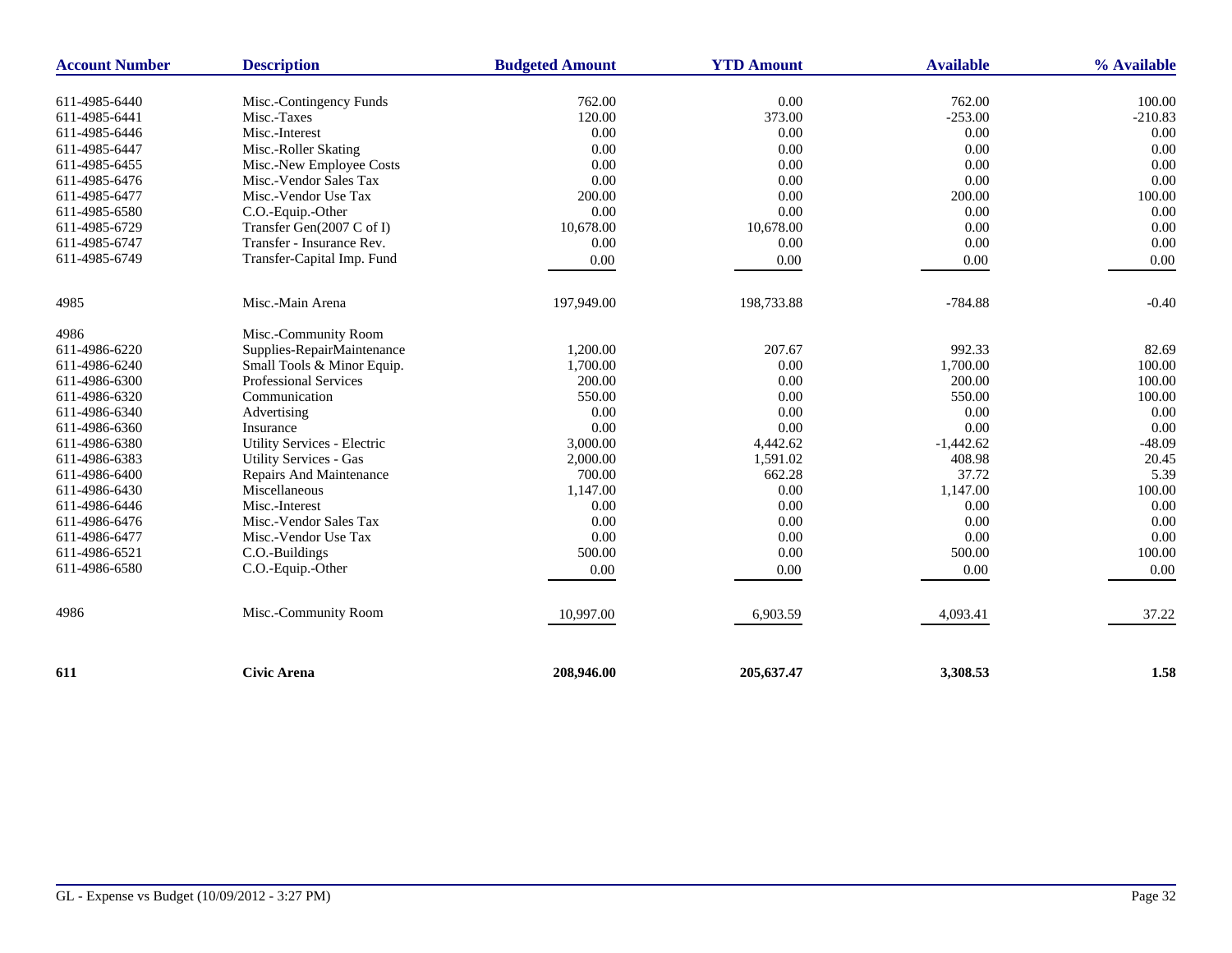| Account Number | Description | Budgeted Amount | YTD Amount | Available | % Available |
|---|---|---|---|---|---|
| 611-4985-6440 | Misc.-Contingency Funds | 762.00 | 0.00 | 762.00 | 100.00 |
| 611-4985-6441 | Misc.-Taxes | 120.00 | 373.00 | -253.00 | -210.83 |
| 611-4985-6446 | Misc.-Interest | 0.00 | 0.00 | 0.00 | 0.00 |
| 611-4985-6447 | Misc.-Roller Skating | 0.00 | 0.00 | 0.00 | 0.00 |
| 611-4985-6455 | Misc.-New Employee Costs | 0.00 | 0.00 | 0.00 | 0.00 |
| 611-4985-6476 | Misc.-Vendor Sales Tax | 0.00 | 0.00 | 0.00 | 0.00 |
| 611-4985-6477 | Misc.-Vendor Use Tax | 200.00 | 0.00 | 200.00 | 100.00 |
| 611-4985-6580 | C.O.-Equip.-Other | 0.00 | 0.00 | 0.00 | 0.00 |
| 611-4985-6729 | Transfer Gen(2007 C of I) | 10,678.00 | 10,678.00 | 0.00 | 0.00 |
| 611-4985-6747 | Transfer - Insurance Rev. | 0.00 | 0.00 | 0.00 | 0.00 |
| 611-4985-6749 | Transfer-Capital Imp. Fund | 0.00 | 0.00 | 0.00 | 0.00 |
| 4985 | Misc.-Main Arena | 197,949.00 | 198,733.88 | -784.88 | -0.40 |
| 4986 | Misc.-Community Room | | | | |
| 611-4986-6220 | Supplies-RepairMaintenance | 1,200.00 | 207.67 | 992.33 | 82.69 |
| 611-4986-6240 | Small Tools & Minor Equip. | 1,700.00 | 0.00 | 1,700.00 | 100.00 |
| 611-4986-6300 | Professional Services | 200.00 | 0.00 | 200.00 | 100.00 |
| 611-4986-6320 | Communication | 550.00 | 0.00 | 550.00 | 100.00 |
| 611-4986-6340 | Advertising | 0.00 | 0.00 | 0.00 | 0.00 |
| 611-4986-6360 | Insurance | 0.00 | 0.00 | 0.00 | 0.00 |
| 611-4986-6380 | Utility Services - Electric | 3,000.00 | 4,442.62 | -1,442.62 | -48.09 |
| 611-4986-6383 | Utility Services - Gas | 2,000.00 | 1,591.02 | 408.98 | 20.45 |
| 611-4986-6400 | Repairs And Maintenance | 700.00 | 662.28 | 37.72 | 5.39 |
| 611-4986-6430 | Miscellaneous | 1,147.00 | 0.00 | 1,147.00 | 100.00 |
| 611-4986-6446 | Misc.-Interest | 0.00 | 0.00 | 0.00 | 0.00 |
| 611-4986-6476 | Misc.-Vendor Sales Tax | 0.00 | 0.00 | 0.00 | 0.00 |
| 611-4986-6477 | Misc.-Vendor Use Tax | 0.00 | 0.00 | 0.00 | 0.00 |
| 611-4986-6521 | C.O.-Buildings | 500.00 | 0.00 | 500.00 | 100.00 |
| 611-4986-6580 | C.O.-Equip.-Other | 0.00 | 0.00 | 0.00 | 0.00 |
| 4986 | Misc.-Community Room | 10,997.00 | 6,903.59 | 4,093.41 | 37.22 |
| **611** | **Civic Arena** | **208,946.00** | **205,637.47** | **3,308.53** | **1.58** |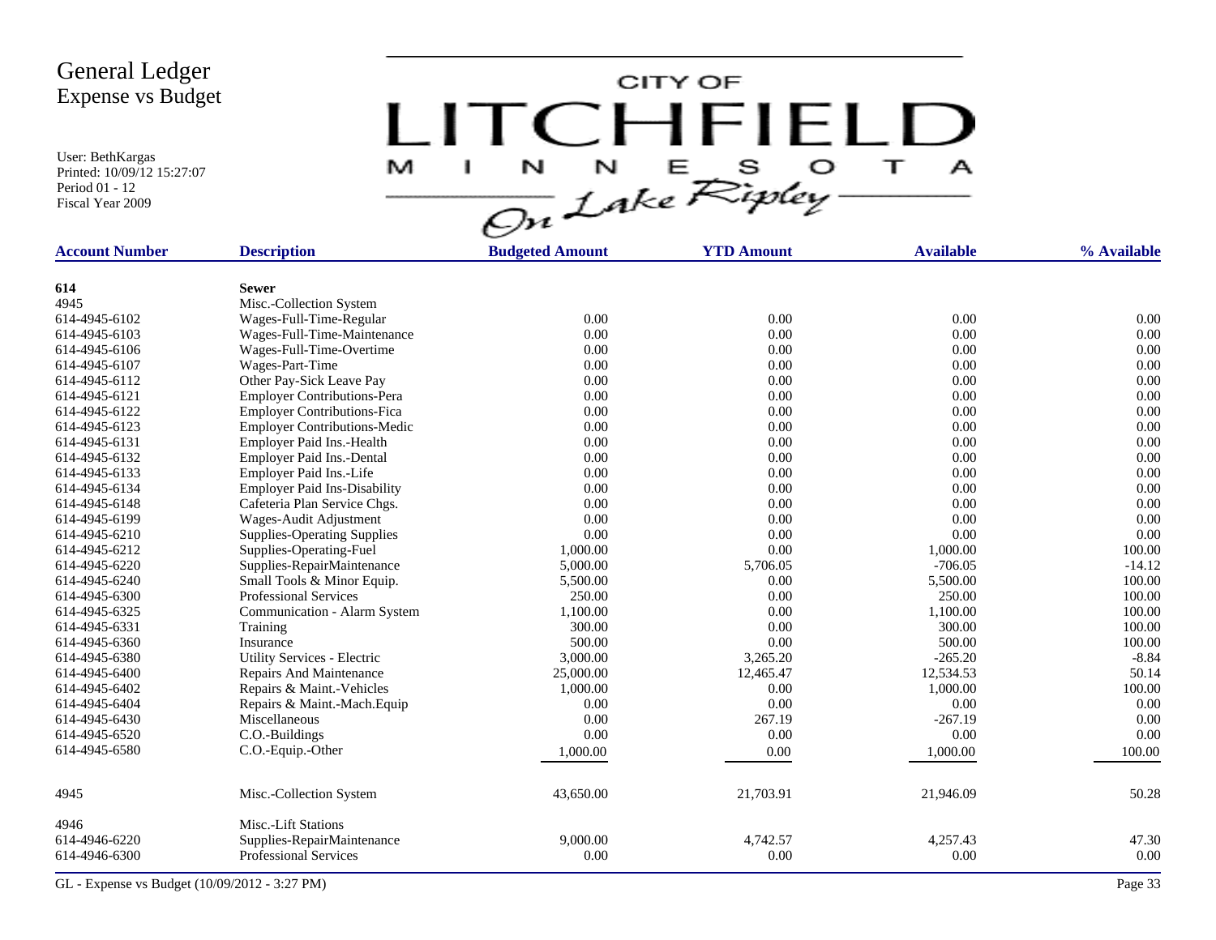# General Ledger
## Expense vs Budget

User: BethKargas
Printed: 10/09/12 15:27:07
Period 01 - 12
Fiscal Year 2009

CITY OF LITCHFIELD MINNESOTA On Lake Ripley

| Account Number | Description | Budgeted Amount | YTD Amount | Available | % Available |
|---|---|---|---|---|---|
| **614** | **Sewer** | | | | |
| 4945 | Misc.-Collection System | | | | |
| 614-4945-6102 | Wages-Full-Time-Regular | 0.00 | 0.00 | 0.00 | 0.00 |
| 614-4945-6103 | Wages-Full-Time-Maintenance | 0.00 | 0.00 | 0.00 | 0.00 |
| 614-4945-6106 | Wages-Full-Time-Overtime | 0.00 | 0.00 | 0.00 | 0.00 |
| 614-4945-6107 | Wages-Part-Time | 0.00 | 0.00 | 0.00 | 0.00 |
| 614-4945-6112 | Other Pay-Sick Leave Pay | 0.00 | 0.00 | 0.00 | 0.00 |
| 614-4945-6121 | Employer Contributions-Pera | 0.00 | 0.00 | 0.00 | 0.00 |
| 614-4945-6122 | Employer Contributions-Fica | 0.00 | 0.00 | 0.00 | 0.00 |
| 614-4945-6123 | Employer Contributions-Medic | 0.00 | 0.00 | 0.00 | 0.00 |
| 614-4945-6131 | Employer Paid Ins.-Health | 0.00 | 0.00 | 0.00 | 0.00 |
| 614-4945-6132 | Employer Paid Ins.-Dental | 0.00 | 0.00 | 0.00 | 0.00 |
| 614-4945-6133 | Employer Paid Ins.-Life | 0.00 | 0.00 | 0.00 | 0.00 |
| 614-4945-6134 | Employer Paid Ins-Disability | 0.00 | 0.00 | 0.00 | 0.00 |
| 614-4945-6148 | Cafeteria Plan Service Chgs. | 0.00 | 0.00 | 0.00 | 0.00 |
| 614-4945-6199 | Wages-Audit Adjustment | 0.00 | 0.00 | 0.00 | 0.00 |
| 614-4945-6210 | Supplies-Operating Supplies | 0.00 | 0.00 | 0.00 | 0.00 |
| 614-4945-6212 | Supplies-Operating-Fuel | 1,000.00 | 0.00 | 1,000.00 | 100.00 |
| 614-4945-6220 | Supplies-RepairMaintenance | 5,000.00 | 5,706.05 | -706.05 | -14.12 |
| 614-4945-6240 | Small Tools & Minor Equip. | 5,500.00 | 0.00 | 5,500.00 | 100.00 |
| 614-4945-6300 | Professional Services | 250.00 | 0.00 | 250.00 | 100.00 |
| 614-4945-6325 | Communication - Alarm System | 1,100.00 | 0.00 | 1,100.00 | 100.00 |
| 614-4945-6331 | Training | 300.00 | 0.00 | 300.00 | 100.00 |
| 614-4945-6360 | Insurance | 500.00 | 0.00 | 500.00 | 100.00 |
| 614-4945-6380 | Utility Services - Electric | 3,000.00 | 3,265.20 | -265.20 | -8.84 |
| 614-4945-6400 | Repairs And Maintenance | 25,000.00 | 12,465.47 | 12,534.53 | 50.14 |
| 614-4945-6402 | Repairs & Maint.-Vehicles | 1,000.00 | 0.00 | 1,000.00 | 100.00 |
| 614-4945-6404 | Repairs & Maint.-Mach.Equip | 0.00 | 0.00 | 0.00 | 0.00 |
| 614-4945-6430 | Miscellaneous | 0.00 | 267.19 | -267.19 | 0.00 |
| 614-4945-6520 | C.O.-Buildings | 0.00 | 0.00 | 0.00 | 0.00 |
| 614-4945-6580 | C.O.-Equip.-Other | 1,000.00 | 0.00 | 1,000.00 | 100.00 |
| 4945 | Misc.-Collection System | 43,650.00 | 21,703.91 | 21,946.09 | 50.28 |
| 4946 | Misc.-Lift Stations | | | | |
| 614-4946-6220 | Supplies-RepairMaintenance | 9,000.00 | 4,742.57 | 4,257.43 | 47.30 |
| 614-4946-6300 | Professional Services | 0.00 | 0.00 | 0.00 | 0.00 |

GL - Expense vs Budget (10/09/2012 - 3:27 PM)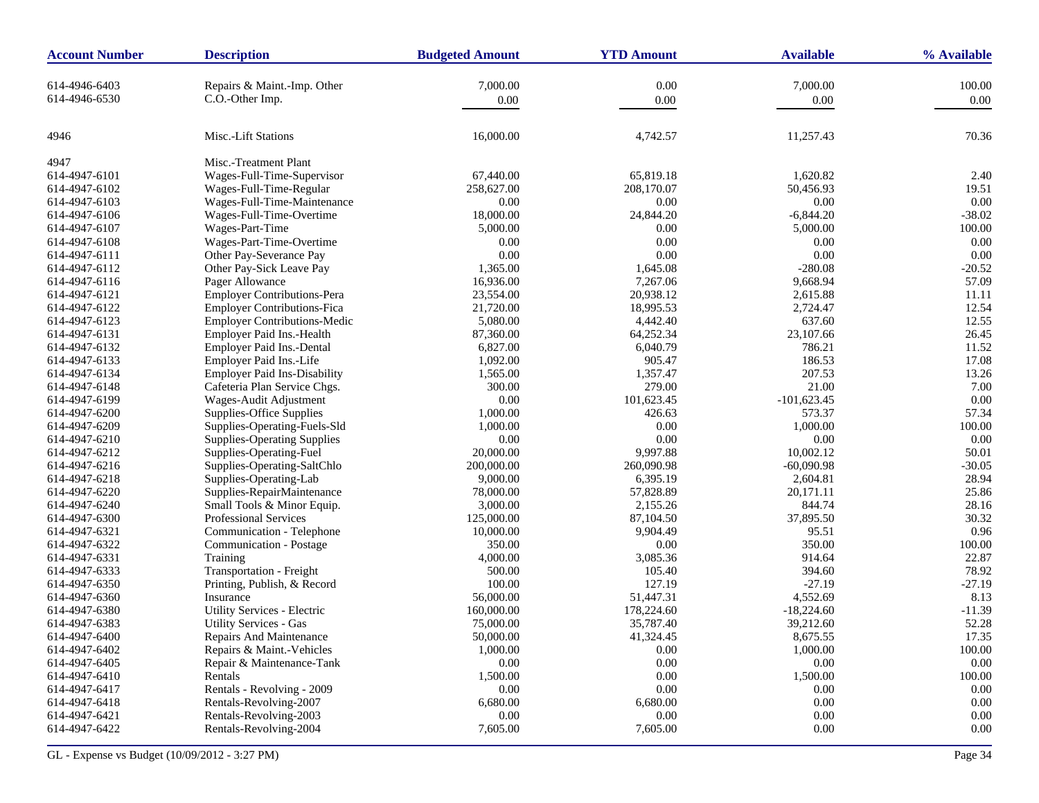| Account Number | Description | Budgeted Amount | YTD Amount | Available | % Available |
|---|---|---|---|---|---|
| 614-4946-6403 | Repairs & Maint.-Imp. Other | 7,000.00 | 0.00 | 7,000.00 | 100.00 |
| 614-4946-6530 | C.O.-Other Imp. | 0.00 | 0.00 | 0.00 | 0.00 |
| 4946 | Misc.-Lift Stations | 16,000.00 | 4,742.57 | 11,257.43 | 70.36 |
| 4947 | Misc.-Treatment Plant | | | | |
| 614-4947-6101 | Wages-Full-Time-Supervisor | 67,440.00 | 65,819.18 | 1,620.82 | 2.40 |
| 614-4947-6102 | Wages-Full-Time-Regular | 258,627.00 | 208,170.07 | 50,456.93 | 19.51 |
| 614-4947-6103 | Wages-Full-Time-Maintenance | 0.00 | 0.00 | 0.00 | 0.00 |
| 614-4947-6106 | Wages-Full-Time-Overtime | 18,000.00 | 24,844.20 | -6,844.20 | -38.02 |
| 614-4947-6107 | Wages-Part-Time | 5,000.00 | 0.00 | 5,000.00 | 100.00 |
| 614-4947-6108 | Wages-Part-Time-Overtime | 0.00 | 0.00 | 0.00 | 0.00 |
| 614-4947-6111 | Other Pay-Severance Pay | 0.00 | 0.00 | 0.00 | 0.00 |
| 614-4947-6112 | Other Pay-Sick Leave Pay | 1,365.00 | 1,645.08 | -280.08 | -20.52 |
| 614-4947-6116 | Pager Allowance | 16,936.00 | 7,267.06 | 9,668.94 | 57.09 |
| 614-4947-6121 | Employer Contributions-Pera | 23,554.00 | 20,938.12 | 2,615.88 | 11.11 |
| 614-4947-6122 | Employer Contributions-Fica | 21,720.00 | 18,995.53 | 2,724.47 | 12.54 |
| 614-4947-6123 | Employer Contributions-Medic | 5,080.00 | 4,442.40 | 637.60 | 12.55 |
| 614-4947-6131 | Employer Paid Ins.-Health | 87,360.00 | 64,252.34 | 23,107.66 | 26.45 |
| 614-4947-6132 | Employer Paid Ins.-Dental | 6,827.00 | 6,040.79 | 786.21 | 11.52 |
| 614-4947-6133 | Employer Paid Ins.-Life | 1,092.00 | 905.47 | 186.53 | 17.08 |
| 614-4947-6134 | Employer Paid Ins-Disability | 1,565.00 | 1,357.47 | 207.53 | 13.26 |
| 614-4947-6148 | Cafeteria Plan Service Chgs. | 300.00 | 279.00 | 21.00 | 7.00 |
| 614-4947-6199 | Wages-Audit Adjustment | 0.00 | 101,623.45 | -101,623.45 | 0.00 |
| 614-4947-6200 | Supplies-Office Supplies | 1,000.00 | 426.63 | 573.37 | 57.34 |
| 614-4947-6209 | Supplies-Operating-Fuels-Sld | 1,000.00 | 0.00 | 1,000.00 | 100.00 |
| 614-4947-6210 | Supplies-Operating Supplies | 0.00 | 0.00 | 0.00 | 0.00 |
| 614-4947-6212 | Supplies-Operating-Fuel | 20,000.00 | 9,997.88 | 10,002.12 | 50.01 |
| 614-4947-6216 | Supplies-Operating-SaltChlo | 200,000.00 | 260,090.98 | -60,090.98 | -30.05 |
| 614-4947-6218 | Supplies-Operating-Lab | 9,000.00 | 6,395.19 | 2,604.81 | 28.94 |
| 614-4947-6220 | Supplies-RepairMaintenance | 78,000.00 | 57,828.89 | 20,171.11 | 25.86 |
| 614-4947-6240 | Small Tools & Minor Equip. | 3,000.00 | 2,155.26 | 844.74 | 28.16 |
| 614-4947-6300 | Professional Services | 125,000.00 | 87,104.50 | 37,895.50 | 30.32 |
| 614-4947-6321 | Communication - Telephone | 10,000.00 | 9,904.49 | 95.51 | 0.96 |
| 614-4947-6322 | Communication - Postage | 350.00 | 0.00 | 350.00 | 100.00 |
| 614-4947-6331 | Training | 4,000.00 | 3,085.36 | 914.64 | 22.87 |
| 614-4947-6333 | Transportation - Freight | 500.00 | 105.40 | 394.60 | 78.92 |
| 614-4947-6350 | Printing, Publish, & Record | 100.00 | 127.19 | -27.19 | -27.19 |
| 614-4947-6360 | Insurance | 56,000.00 | 51,447.31 | 4,552.69 | 8.13 |
| 614-4947-6380 | Utility Services - Electric | 160,000.00 | 178,224.60 | -18,224.60 | -11.39 |
| 614-4947-6383 | Utility Services - Gas | 75,000.00 | 35,787.40 | 39,212.60 | 52.28 |
| 614-4947-6400 | Repairs And Maintenance | 50,000.00 | 41,324.45 | 8,675.55 | 17.35 |
| 614-4947-6402 | Repairs & Maint.-Vehicles | 1,000.00 | 0.00 | 1,000.00 | 100.00 |
| 614-4947-6405 | Repair & Maintenance-Tank | 0.00 | 0.00 | 0.00 | 0.00 |
| 614-4947-6410 | Rentals | 1,500.00 | 0.00 | 1,500.00 | 100.00 |
| 614-4947-6417 | Rentals - Revolving - 2009 | 0.00 | 0.00 | 0.00 | 0.00 |
| 614-4947-6418 | Rentals-Revolving-2007 | 6,680.00 | 6,680.00 | 0.00 | 0.00 |
| 614-4947-6421 | Rentals-Revolving-2003 | 0.00 | 0.00 | 0.00 | 0.00 |
| 614-4947-6422 | Rentals-Revolving-2004 | 7,605.00 | 7,605.00 | 0.00 | 0.00 |

GL - Expense vs Budget (10/09/2012 - 3:27 PM)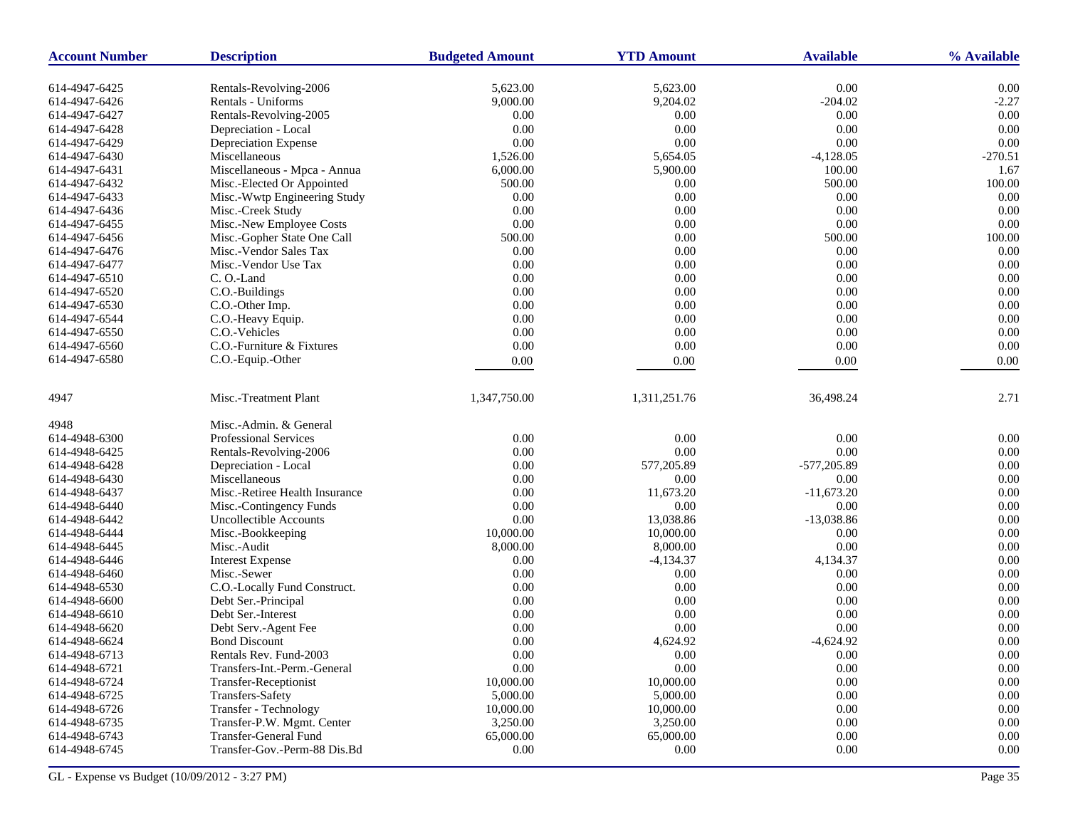| Account Number | Description | Budgeted Amount | YTD Amount | Available | % Available |
|---|---|---|---|---|---|
| 614-4947-6425 | Rentals-Revolving-2006 | 5,623.00 | 5,623.00 | 0.00 | 0.00 |
| 614-4947-6426 | Rentals - Uniforms | 9,000.00 | 9,204.02 | -204.02 | -2.27 |
| 614-4947-6427 | Rentals-Revolving-2005 | 0.00 | 0.00 | 0.00 | 0.00 |
| 614-4947-6428 | Depreciation - Local | 0.00 | 0.00 | 0.00 | 0.00 |
| 614-4947-6429 | Depreciation Expense | 0.00 | 0.00 | 0.00 | 0.00 |
| 614-4947-6430 | Miscellaneous | 1,526.00 | 5,654.05 | -4,128.05 | -270.51 |
| 614-4947-6431 | Miscellaneous - Mpca - Annua | 6,000.00 | 5,900.00 | 100.00 | 1.67 |
| 614-4947-6432 | Misc.-Elected Or Appointed | 500.00 | 0.00 | 500.00 | 100.00 |
| 614-4947-6433 | Misc.-Wwtp Engineering Study | 0.00 | 0.00 | 0.00 | 0.00 |
| 614-4947-6436 | Misc.-Creek Study | 0.00 | 0.00 | 0.00 | 0.00 |
| 614-4947-6455 | Misc.-New Employee Costs | 0.00 | 0.00 | 0.00 | 0.00 |
| 614-4947-6456 | Misc.-Gopher State One Call | 500.00 | 0.00 | 500.00 | 100.00 |
| 614-4947-6476 | Misc.-Vendor Sales Tax | 0.00 | 0.00 | 0.00 | 0.00 |
| 614-4947-6477 | Misc.-Vendor Use Tax | 0.00 | 0.00 | 0.00 | 0.00 |
| 614-4947-6510 | C. O.-Land | 0.00 | 0.00 | 0.00 | 0.00 |
| 614-4947-6520 | C.O.-Buildings | 0.00 | 0.00 | 0.00 | 0.00 |
| 614-4947-6530 | C.O.-Other Imp. | 0.00 | 0.00 | 0.00 | 0.00 |
| 614-4947-6544 | C.O.-Heavy Equip. | 0.00 | 0.00 | 0.00 | 0.00 |
| 614-4947-6550 | C.O.-Vehicles | 0.00 | 0.00 | 0.00 | 0.00 |
| 614-4947-6560 | C.O.-Furniture & Fixtures | 0.00 | 0.00 | 0.00 | 0.00 |
| 614-4947-6580 | C.O.-Equip.-Other | 0.00 | 0.00 | 0.00 | 0.00 |
| 4947 | Misc.-Treatment Plant | 1,347,750.00 | 1,311,251.76 | 36,498.24 | 2.71 |
| 4948 | Misc.-Admin. & General | | | | |
| 614-4948-6300 | Professional Services | 0.00 | 0.00 | 0.00 | 0.00 |
| 614-4948-6425 | Rentals-Revolving-2006 | 0.00 | 0.00 | 0.00 | 0.00 |
| 614-4948-6428 | Depreciation - Local | 0.00 | 577,205.89 | -577,205.89 | 0.00 |
| 614-4948-6430 | Miscellaneous | 0.00 | 0.00 | 0.00 | 0.00 |
| 614-4948-6437 | Misc.-Retiree Health Insurance | 0.00 | 11,673.20 | -11,673.20 | 0.00 |
| 614-4948-6440 | Misc.-Contingency Funds | 0.00 | 0.00 | 0.00 | 0.00 |
| 614-4948-6442 | Uncollectible Accounts | 0.00 | 13,038.86 | -13,038.86 | 0.00 |
| 614-4948-6444 | Misc.-Bookkeeping | 10,000.00 | 10,000.00 | 0.00 | 0.00 |
| 614-4948-6445 | Misc.-Audit | 8,000.00 | 8,000.00 | 0.00 | 0.00 |
| 614-4948-6446 | Interest Expense | 0.00 | -4,134.37 | 4,134.37 | 0.00 |
| 614-4948-6460 | Misc.-Sewer | 0.00 | 0.00 | 0.00 | 0.00 |
| 614-4948-6530 | C.O.-Locally Fund Construct. | 0.00 | 0.00 | 0.00 | 0.00 |
| 614-4948-6600 | Debt Ser.-Principal | 0.00 | 0.00 | 0.00 | 0.00 |
| 614-4948-6610 | Debt Ser.-Interest | 0.00 | 0.00 | 0.00 | 0.00 |
| 614-4948-6620 | Debt Serv.-Agent Fee | 0.00 | 0.00 | 0.00 | 0.00 |
| 614-4948-6624 | Bond Discount | 0.00 | 4,624.92 | -4,624.92 | 0.00 |
| 614-4948-6713 | Rentals Rev. Fund-2003 | 0.00 | 0.00 | 0.00 | 0.00 |
| 614-4948-6721 | Transfers-Int.-Perm.-General | 0.00 | 0.00 | 0.00 | 0.00 |
| 614-4948-6724 | Transfer-Receptionist | 10,000.00 | 10,000.00 | 0.00 | 0.00 |
| 614-4948-6725 | Transfers-Safety | 5,000.00 | 5,000.00 | 0.00 | 0.00 |
| 614-4948-6726 | Transfer - Technology | 10,000.00 | 10,000.00 | 0.00 | 0.00 |
| 614-4948-6735 | Transfer-P.W. Mgmt. Center | 3,250.00 | 3,250.00 | 0.00 | 0.00 |
| 614-4948-6743 | Transfer-General Fund | 65,000.00 | 65,000.00 | 0.00 | 0.00 |
| 614-4948-6745 | Transfer-Gov.-Perm-88 Dis.Bd | 0.00 | 0.00 | 0.00 | 0.00 |

GL - Expense vs Budget (10/09/2012 - 3:27 PM)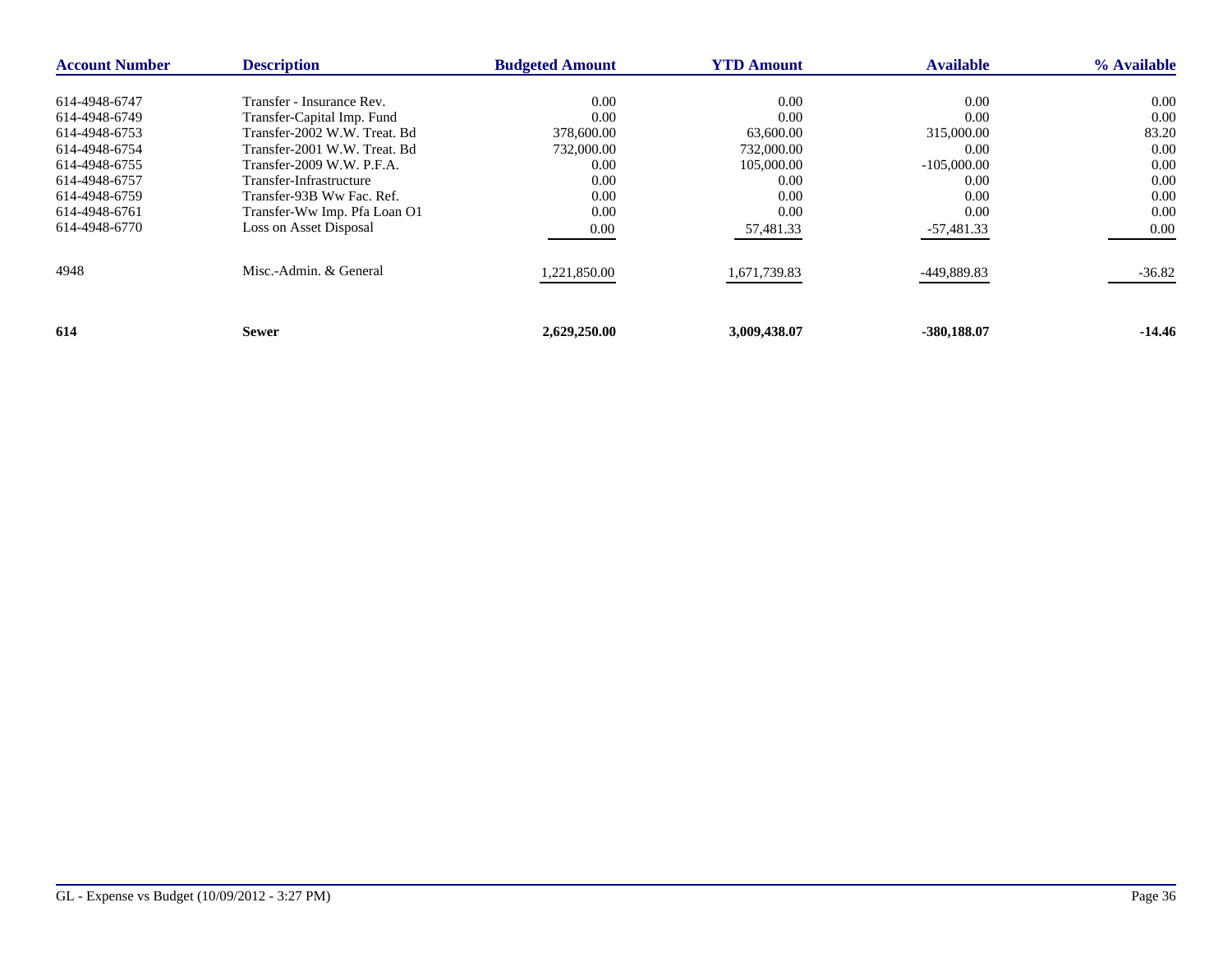| Account Number | Description | Budgeted Amount | YTD Amount | Available | % Available |
|---|---|---|---|---|---|
| 614-4948-6747 | Transfer - Insurance Rev. | 0.00 | 0.00 | 0.00 | 0.00 |
| 614-4948-6749 | Transfer-Capital Imp. Fund | 0.00 | 0.00 | 0.00 | 0.00 |
| 614-4948-6753 | Transfer-2002 W.W. Treat. Bd | 378,600.00 | 63,600.00 | 315,000.00 | 83.20 |
| 614-4948-6754 | Transfer-2001 W.W. Treat. Bd | 732,000.00 | 732,000.00 | 0.00 | 0.00 |
| 614-4948-6755 | Transfer-2009 W.W. P.F.A. | 0.00 | 105,000.00 | -105,000.00 | 0.00 |
| 614-4948-6757 | Transfer-Infrastructure | 0.00 | 0.00 | 0.00 | 0.00 |
| 614-4948-6759 | Transfer-93B Ww Fac. Ref. | 0.00 | 0.00 | 0.00 | 0.00 |
| 614-4948-6761 | Transfer-Ww Imp. Pfa Loan O1 | 0.00 | 0.00 | 0.00 | 0.00 |
| 614-4948-6770 | Loss on Asset Disposal | 0.00 | 57,481.33 | -57,481.33 | 0.00 |
| 4948 | Misc.-Admin. & General | 1,221,850.00 | 1,671,739.83 | -449,889.83 | -36.82 |
| **614** | **Sewer** | **2,629,250.00** | **3,009,438.07** | **-380,188.07** | **-14.46** |

GL - Expense vs Budget (10/09/2012 - 3:27 PM)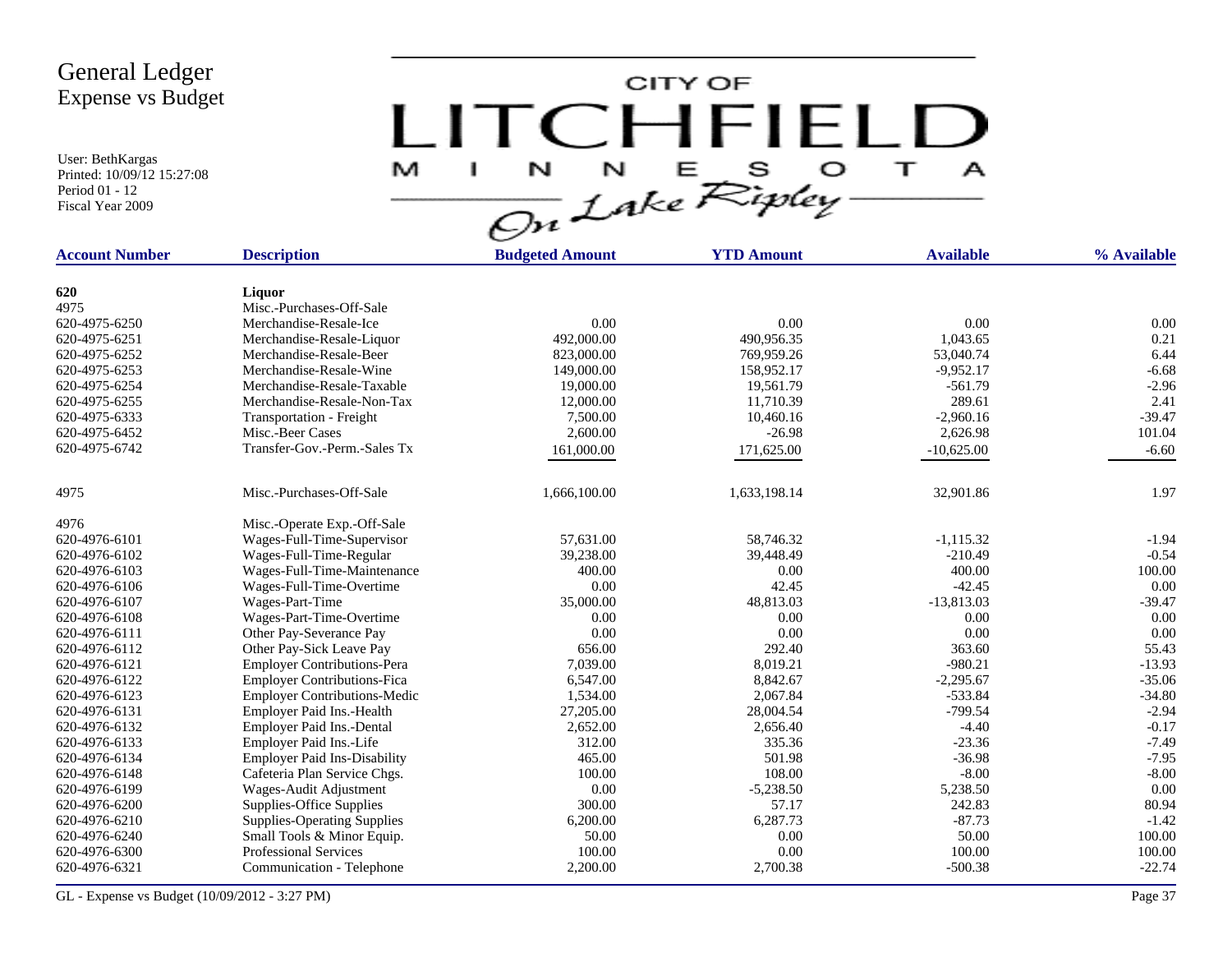# General Ledger
## Expense vs Budget

User: BethKargas
Printed: 10/09/12 15:27:08
Period 01 - 12
Fiscal Year 2009

CITY OF LITCHFIELD MINNESOTA — On Lake Ripley

| Account Number | Description | Budgeted Amount | YTD Amount | Available | % Available |
|---|---|---|---|---|---|
| **620** | **Liquor** | | | | |
| 4975 | Misc.-Purchases-Off-Sale | | | | |
| 620-4975-6250 | Merchandise-Resale-Ice | 0.00 | 0.00 | 0.00 | 0.00 |
| 620-4975-6251 | Merchandise-Resale-Liquor | 492,000.00 | 490,956.35 | 1,043.65 | 0.21 |
| 620-4975-6252 | Merchandise-Resale-Beer | 823,000.00 | 769,959.26 | 53,040.74 | 6.44 |
| 620-4975-6253 | Merchandise-Resale-Wine | 149,000.00 | 158,952.17 | -9,952.17 | -6.68 |
| 620-4975-6254 | Merchandise-Resale-Taxable | 19,000.00 | 19,561.79 | -561.79 | -2.96 |
| 620-4975-6255 | Merchandise-Resale-Non-Tax | 12,000.00 | 11,710.39 | 289.61 | 2.41 |
| 620-4975-6333 | Transportation - Freight | 7,500.00 | 10,460.16 | -2,960.16 | -39.47 |
| 620-4975-6452 | Misc.-Beer Cases | 2,600.00 | -26.98 | 2,626.98 | 101.04 |
| 620-4975-6742 | Transfer-Gov.-Perm.-Sales Tx | 161,000.00 | 171,625.00 | -10,625.00 | -6.60 |
| 4975 | Misc.-Purchases-Off-Sale | 1,666,100.00 | 1,633,198.14 | 32,901.86 | 1.97 |
| 4976 | Misc.-Operate Exp.-Off-Sale | | | | |
| 620-4976-6101 | Wages-Full-Time-Supervisor | 57,631.00 | 58,746.32 | -1,115.32 | -1.94 |
| 620-4976-6102 | Wages-Full-Time-Regular | 39,238.00 | 39,448.49 | -210.49 | -0.54 |
| 620-4976-6103 | Wages-Full-Time-Maintenance | 400.00 | 0.00 | 400.00 | 100.00 |
| 620-4976-6106 | Wages-Full-Time-Overtime | 0.00 | 42.45 | -42.45 | 0.00 |
| 620-4976-6107 | Wages-Part-Time | 35,000.00 | 48,813.03 | -13,813.03 | -39.47 |
| 620-4976-6108 | Wages-Part-Time-Overtime | 0.00 | 0.00 | 0.00 | 0.00 |
| 620-4976-6111 | Other Pay-Severance Pay | 0.00 | 0.00 | 0.00 | 0.00 |
| 620-4976-6112 | Other Pay-Sick Leave Pay | 656.00 | 292.40 | 363.60 | 55.43 |
| 620-4976-6121 | Employer Contributions-Pera | 7,039.00 | 8,019.21 | -980.21 | -13.93 |
| 620-4976-6122 | Employer Contributions-Fica | 6,547.00 | 8,842.67 | -2,295.67 | -35.06 |
| 620-4976-6123 | Employer Contributions-Medic | 1,534.00 | 2,067.84 | -533.84 | -34.80 |
| 620-4976-6131 | Employer Paid Ins.-Health | 27,205.00 | 28,004.54 | -799.54 | -2.94 |
| 620-4976-6132 | Employer Paid Ins.-Dental | 2,652.00 | 2,656.40 | -4.40 | -0.17 |
| 620-4976-6133 | Employer Paid Ins.-Life | 312.00 | 335.36 | -23.36 | -7.49 |
| 620-4976-6134 | Employer Paid Ins-Disability | 465.00 | 501.98 | -36.98 | -7.95 |
| 620-4976-6148 | Cafeteria Plan Service Chgs. | 100.00 | 108.00 | -8.00 | -8.00 |
| 620-4976-6199 | Wages-Audit Adjustment | 0.00 | -5,238.50 | 5,238.50 | 0.00 |
| 620-4976-6200 | Supplies-Office Supplies | 300.00 | 57.17 | 242.83 | 80.94 |
| 620-4976-6210 | Supplies-Operating Supplies | 6,200.00 | 6,287.73 | -87.73 | -1.42 |
| 620-4976-6240 | Small Tools & Minor Equip. | 50.00 | 0.00 | 50.00 | 100.00 |
| 620-4976-6300 | Professional Services | 100.00 | 0.00 | 100.00 | 100.00 |
| 620-4976-6321 | Communication - Telephone | 2,200.00 | 2,700.38 | -500.38 | -22.74 |

GL - Expense vs Budget (10/09/2012 - 3:27 PM)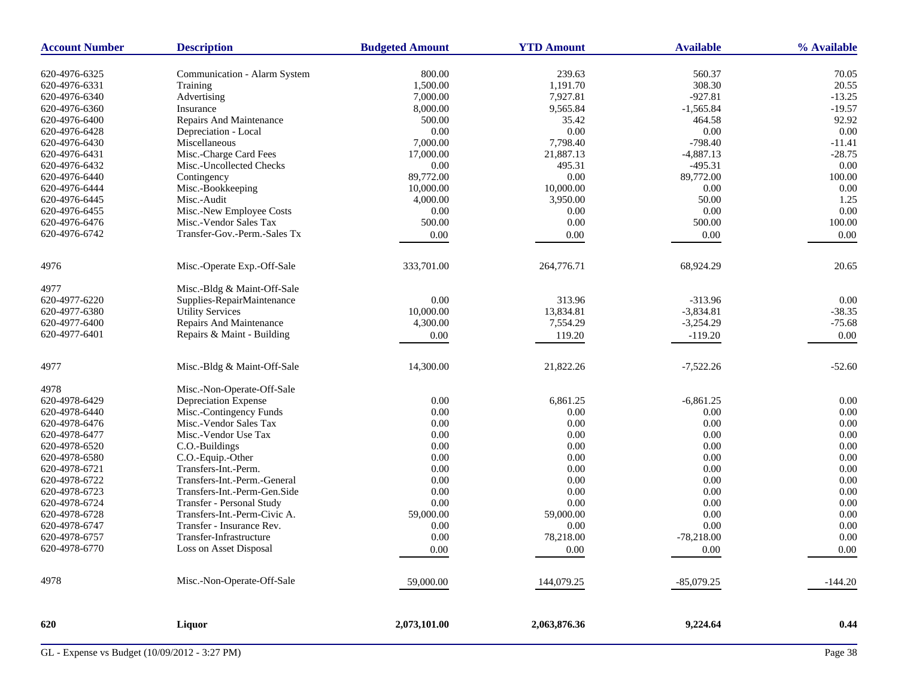| Account Number | Description | Budgeted Amount | YTD Amount | Available | % Available |
|---|---|---|---|---|---|
| 620-4976-6325 | Communication - Alarm System | 800.00 | 239.63 | 560.37 | 70.05 |
| 620-4976-6331 | Training | 1,500.00 | 1,191.70 | 308.30 | 20.55 |
| 620-4976-6340 | Advertising | 7,000.00 | 7,927.81 | -927.81 | -13.25 |
| 620-4976-6360 | Insurance | 8,000.00 | 9,565.84 | -1,565.84 | -19.57 |
| 620-4976-6400 | Repairs And Maintenance | 500.00 | 35.42 | 464.58 | 92.92 |
| 620-4976-6428 | Depreciation - Local | 0.00 | 0.00 | 0.00 | 0.00 |
| 620-4976-6430 | Miscellaneous | 7,000.00 | 7,798.40 | -798.40 | -11.41 |
| 620-4976-6431 | Misc.-Charge Card Fees | 17,000.00 | 21,887.13 | -4,887.13 | -28.75 |
| 620-4976-6432 | Misc.-Uncollected Checks | 0.00 | 495.31 | -495.31 | 0.00 |
| 620-4976-6440 | Contingency | 89,772.00 | 0.00 | 89,772.00 | 100.00 |
| 620-4976-6444 | Misc.-Bookkeeping | 10,000.00 | 10,000.00 | 0.00 | 0.00 |
| 620-4976-6445 | Misc.-Audit | 4,000.00 | 3,950.00 | 50.00 | 1.25 |
| 620-4976-6455 | Misc.-New Employee Costs | 0.00 | 0.00 | 0.00 | 0.00 |
| 620-4976-6476 | Misc.-Vendor Sales Tax | 500.00 | 0.00 | 500.00 | 100.00 |
| 620-4976-6742 | Transfer-Gov.-Perm.-Sales Tx | 0.00 | 0.00 | 0.00 | 0.00 |
| 4976 | Misc.-Operate Exp.-Off-Sale | 333,701.00 | 264,776.71 | 68,924.29 | 20.65 |
| 4977 | Misc.-Bldg & Maint-Off-Sale | | | | |
| 620-4977-6220 | Supplies-RepairMaintenance | 0.00 | 313.96 | -313.96 | 0.00 |
| 620-4977-6380 | Utility Services | 10,000.00 | 13,834.81 | -3,834.81 | -38.35 |
| 620-4977-6400 | Repairs And Maintenance | 4,300.00 | 7,554.29 | -3,254.29 | -75.68 |
| 620-4977-6401 | Repairs & Maint - Building | 0.00 | 119.20 | -119.20 | 0.00 |
| 4977 | Misc.-Bldg & Maint-Off-Sale | 14,300.00 | 21,822.26 | -7,522.26 | -52.60 |
| 4978 | Misc.-Non-Operate-Off-Sale | | | | |
| 620-4978-6429 | Depreciation Expense | 0.00 | 6,861.25 | -6,861.25 | 0.00 |
| 620-4978-6440 | Misc.-Contingency Funds | 0.00 | 0.00 | 0.00 | 0.00 |
| 620-4978-6476 | Misc.-Vendor Sales Tax | 0.00 | 0.00 | 0.00 | 0.00 |
| 620-4978-6477 | Misc.-Vendor Use Tax | 0.00 | 0.00 | 0.00 | 0.00 |
| 620-4978-6520 | C.O.-Buildings | 0.00 | 0.00 | 0.00 | 0.00 |
| 620-4978-6580 | C.O.-Equip.-Other | 0.00 | 0.00 | 0.00 | 0.00 |
| 620-4978-6721 | Transfers-Int.-Perm. | 0.00 | 0.00 | 0.00 | 0.00 |
| 620-4978-6722 | Transfers-Int.-Perm.-General | 0.00 | 0.00 | 0.00 | 0.00 |
| 620-4978-6723 | Transfers-Int.-Perm-Gen.Side | 0.00 | 0.00 | 0.00 | 0.00 |
| 620-4978-6724 | Transfer - Personal Study | 0.00 | 0.00 | 0.00 | 0.00 |
| 620-4978-6728 | Transfers-Int.-Perm-Civic A. | 59,000.00 | 59,000.00 | 0.00 | 0.00 |
| 620-4978-6747 | Transfer - Insurance Rev. | 0.00 | 0.00 | 0.00 | 0.00 |
| 620-4978-6757 | Transfer-Infrastructure | 0.00 | 78,218.00 | -78,218.00 | 0.00 |
| 620-4978-6770 | Loss on Asset Disposal | 0.00 | 0.00 | 0.00 | 0.00 |
| 4978 | Misc.-Non-Operate-Off-Sale | 59,000.00 | 144,079.25 | -85,079.25 | -144.20 |
| **620** | **Liquor** | **2,073,101.00** | **2,063,876.36** | **9,224.64** | **0.44** |

GL - Expense vs Budget (10/09/2012 - 3:27 PM)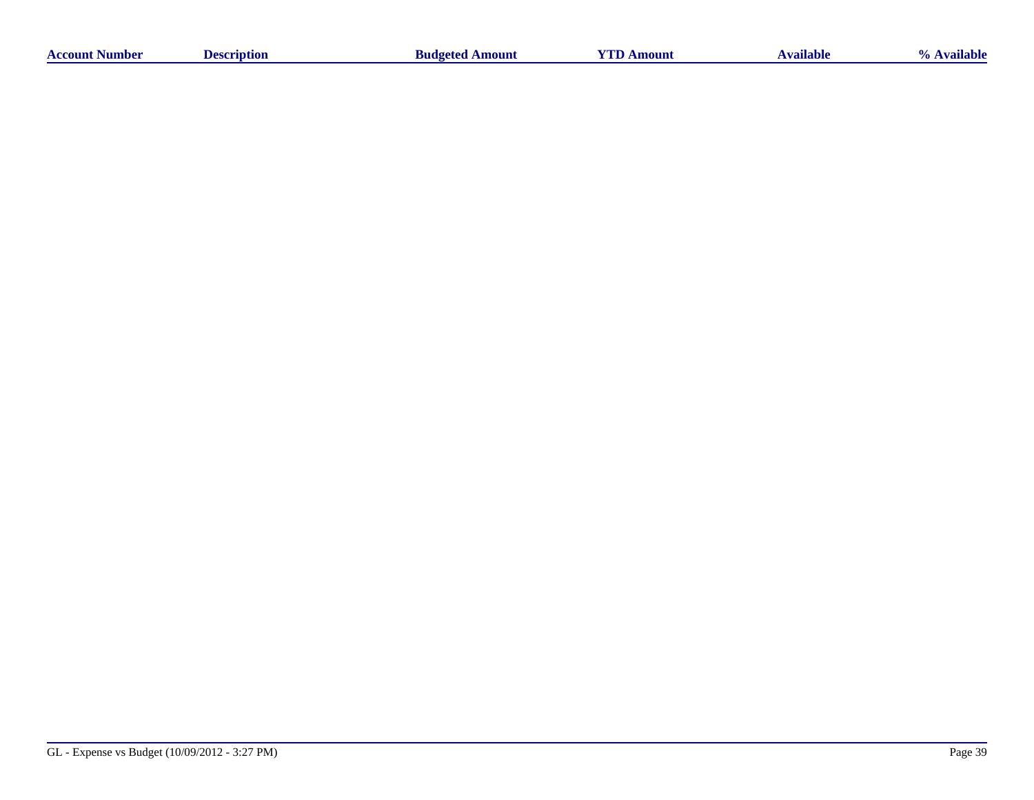| Account Number | Description | Budgeted Amount | YTD Amount | Available | % Available |
| --- | --- | --- | --- | --- | --- |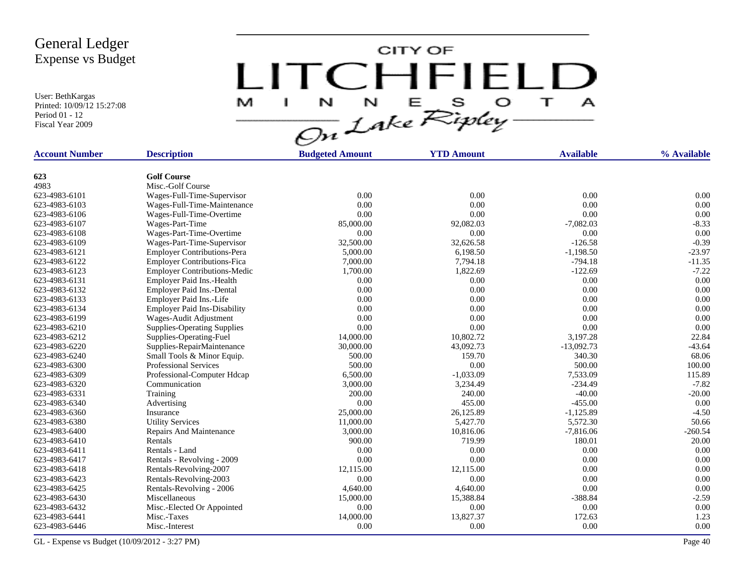# General Ledger
## Expense vs Budget

User: BethKargas
Printed: 10/09/12 15:27:08
Period 01 - 12
Fiscal Year 2009

CITY OF LITCHFIELD MINNESOTA On Lake Ripley

| Account Number | Description | Budgeted Amount | YTD Amount | Available | % Available |
|---|---|---|---|---|---|
| **623** | **Golf Course** | | | | |
| 4983 | Misc.-Golf Course | | | | |
| 623-4983-6101 | Wages-Full-Time-Supervisor | 0.00 | 0.00 | 0.00 | 0.00 |
| 623-4983-6103 | Wages-Full-Time-Maintenance | 0.00 | 0.00 | 0.00 | 0.00 |
| 623-4983-6106 | Wages-Full-Time-Overtime | 0.00 | 0.00 | 0.00 | 0.00 |
| 623-4983-6107 | Wages-Part-Time | 85,000.00 | 92,082.03 | -7,082.03 | -8.33 |
| 623-4983-6108 | Wages-Part-Time-Overtime | 0.00 | 0.00 | 0.00 | 0.00 |
| 623-4983-6109 | Wages-Part-Time-Supervisor | 32,500.00 | 32,626.58 | -126.58 | -0.39 |
| 623-4983-6121 | Employer Contributions-Pera | 5,000.00 | 6,198.50 | -1,198.50 | -23.97 |
| 623-4983-6122 | Employer Contributions-Fica | 7,000.00 | 7,794.18 | -794.18 | -11.35 |
| 623-4983-6123 | Employer Contributions-Medic | 1,700.00 | 1,822.69 | -122.69 | -7.22 |
| 623-4983-6131 | Employer Paid Ins.-Health | 0.00 | 0.00 | 0.00 | 0.00 |
| 623-4983-6132 | Employer Paid Ins.-Dental | 0.00 | 0.00 | 0.00 | 0.00 |
| 623-4983-6133 | Employer Paid Ins.-Life | 0.00 | 0.00 | 0.00 | 0.00 |
| 623-4983-6134 | Employer Paid Ins-Disability | 0.00 | 0.00 | 0.00 | 0.00 |
| 623-4983-6199 | Wages-Audit Adjustment | 0.00 | 0.00 | 0.00 | 0.00 |
| 623-4983-6210 | Supplies-Operating Supplies | 0.00 | 0.00 | 0.00 | 0.00 |
| 623-4983-6212 | Supplies-Operating-Fuel | 14,000.00 | 10,802.72 | 3,197.28 | 22.84 |
| 623-4983-6220 | Supplies-RepairMaintenance | 30,000.00 | 43,092.73 | -13,092.73 | -43.64 |
| 623-4983-6240 | Small Tools & Minor Equip. | 500.00 | 159.70 | 340.30 | 68.06 |
| 623-4983-6300 | Professional Services | 500.00 | 0.00 | 500.00 | 100.00 |
| 623-4983-6309 | Professional-Computer Hdcap | 6,500.00 | -1,033.09 | 7,533.09 | 115.89 |
| 623-4983-6320 | Communication | 3,000.00 | 3,234.49 | -234.49 | -7.82 |
| 623-4983-6331 | Training | 200.00 | 240.00 | -40.00 | -20.00 |
| 623-4983-6340 | Advertising | 0.00 | 455.00 | -455.00 | 0.00 |
| 623-4983-6360 | Insurance | 25,000.00 | 26,125.89 | -1,125.89 | -4.50 |
| 623-4983-6380 | Utility Services | 11,000.00 | 5,427.70 | 5,572.30 | 50.66 |
| 623-4983-6400 | Repairs And Maintenance | 3,000.00 | 10,816.06 | -7,816.06 | -260.54 |
| 623-4983-6410 | Rentals | 900.00 | 719.99 | 180.01 | 20.00 |
| 623-4983-6411 | Rentals - Land | 0.00 | 0.00 | 0.00 | 0.00 |
| 623-4983-6417 | Rentals - Revolving - 2009 | 0.00 | 0.00 | 0.00 | 0.00 |
| 623-4983-6418 | Rentals-Revolving-2007 | 12,115.00 | 12,115.00 | 0.00 | 0.00 |
| 623-4983-6423 | Rentals-Revolving-2003 | 0.00 | 0.00 | 0.00 | 0.00 |
| 623-4983-6425 | Rentals-Revolving - 2006 | 4,640.00 | 4,640.00 | 0.00 | 0.00 |
| 623-4983-6430 | Miscellaneous | 15,000.00 | 15,388.84 | -388.84 | -2.59 |
| 623-4983-6432 | Misc.-Elected Or Appointed | 0.00 | 0.00 | 0.00 | 0.00 |
| 623-4983-6441 | Misc.-Taxes | 14,000.00 | 13,827.37 | 172.63 | 1.23 |
| 623-4983-6446 | Misc.-Interest | 0.00 | 0.00 | 0.00 | 0.00 |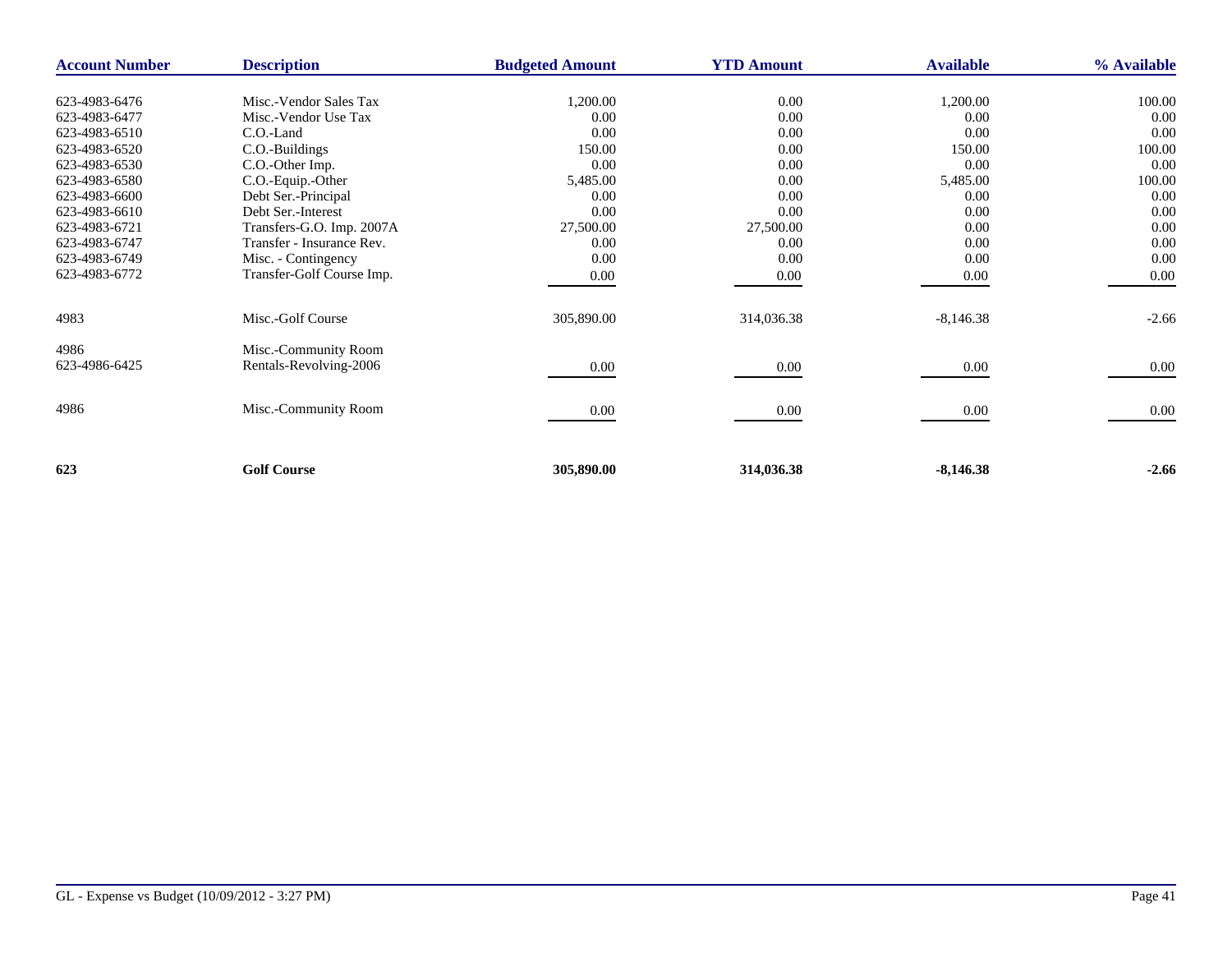| Account Number | Description | Budgeted Amount | YTD Amount | Available | % Available |
|---|---|---|---|---|---|
| 623-4983-6476 | Misc.-Vendor Sales Tax | 1,200.00 | 0.00 | 1,200.00 | 100.00 |
| 623-4983-6477 | Misc.-Vendor Use Tax | 0.00 | 0.00 | 0.00 | 0.00 |
| 623-4983-6510 | C.O.-Land | 0.00 | 0.00 | 0.00 | 0.00 |
| 623-4983-6520 | C.O.-Buildings | 150.00 | 0.00 | 150.00 | 100.00 |
| 623-4983-6530 | C.O.-Other Imp. | 0.00 | 0.00 | 0.00 | 0.00 |
| 623-4983-6580 | C.O.-Equip.-Other | 5,485.00 | 0.00 | 5,485.00 | 100.00 |
| 623-4983-6600 | Debt Ser.-Principal | 0.00 | 0.00 | 0.00 | 0.00 |
| 623-4983-6610 | Debt Ser.-Interest | 0.00 | 0.00 | 0.00 | 0.00 |
| 623-4983-6721 | Transfers-G.O. Imp. 2007A | 27,500.00 | 27,500.00 | 0.00 | 0.00 |
| 623-4983-6747 | Transfer - Insurance Rev. | 0.00 | 0.00 | 0.00 | 0.00 |
| 623-4983-6749 | Misc. - Contingency | 0.00 | 0.00 | 0.00 | 0.00 |
| 623-4983-6772 | Transfer-Golf Course Imp. | 0.00 | 0.00 | 0.00 | 0.00 |
| 4983 | Misc.-Golf Course | 305,890.00 | 314,036.38 | -8,146.38 | -2.66 |
| 4986 | Misc.-Community Room | | | | |
| 623-4986-6425 | Rentals-Revolving-2006 | 0.00 | 0.00 | 0.00 | 0.00 |
| 4986 | Misc.-Community Room | 0.00 | 0.00 | 0.00 | 0.00 |
| **623** | **Golf Course** | **305,890.00** | **314,036.38** | **-8,146.38** | **-2.66** |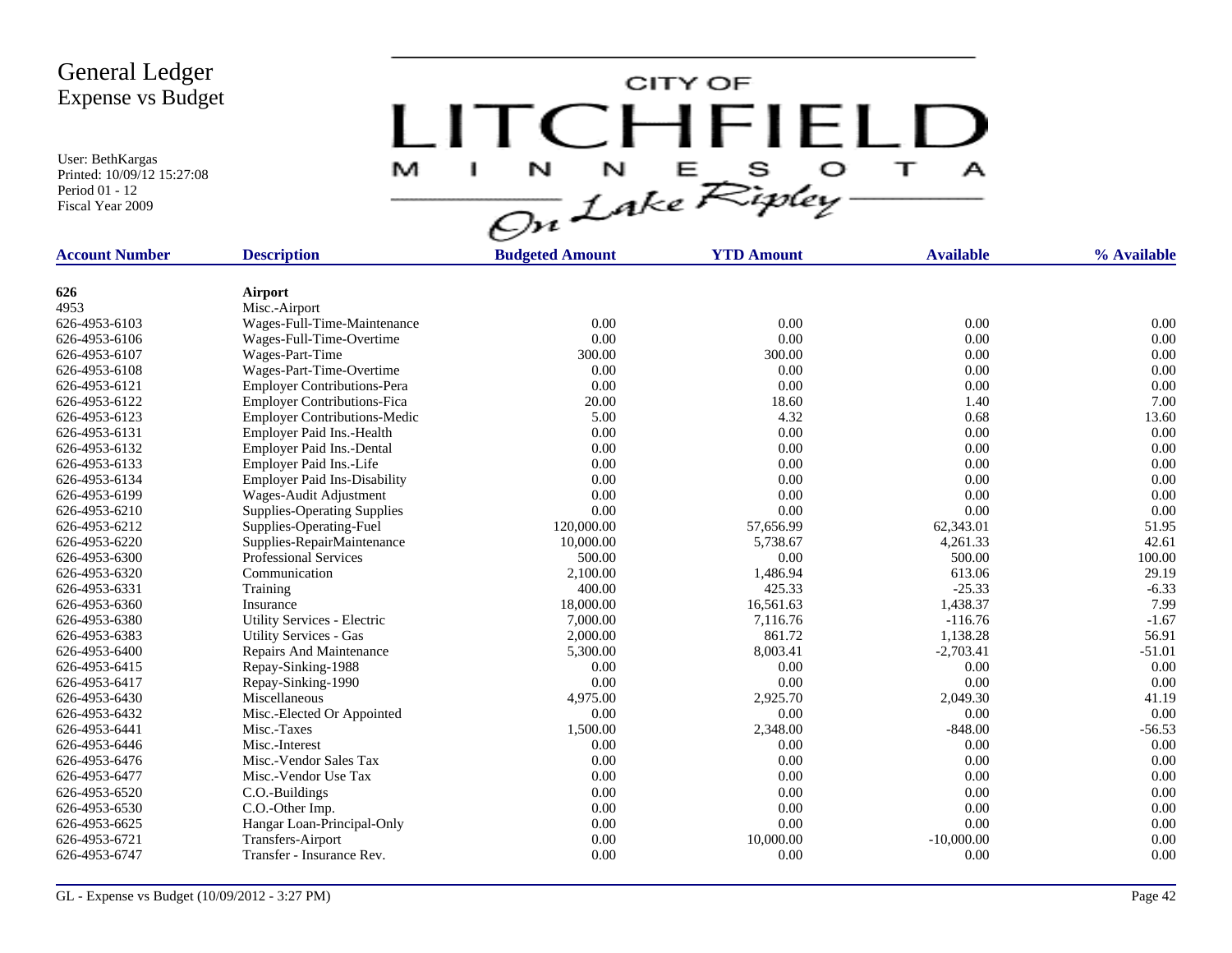# General Ledger
## Expense vs Budget

User: BethKargas
Printed: 10/09/12 15:27:08
Period 01 - 12
Fiscal Year 2009

CITY OF LITCHFIELD MINNESOTA
On Lake Ripley

| Account Number | Description | Budgeted Amount | YTD Amount | Available | % Available |
|---|---|---|---|---|---|
| **626** | **Airport** | | | | |
| 4953 | Misc.-Airport | | | | |
| 626-4953-6103 | Wages-Full-Time-Maintenance | 0.00 | 0.00 | 0.00 | 0.00 |
| 626-4953-6106 | Wages-Full-Time-Overtime | 0.00 | 0.00 | 0.00 | 0.00 |
| 626-4953-6107 | Wages-Part-Time | 300.00 | 300.00 | 0.00 | 0.00 |
| 626-4953-6108 | Wages-Part-Time-Overtime | 0.00 | 0.00 | 0.00 | 0.00 |
| 626-4953-6121 | Employer Contributions-Pera | 0.00 | 0.00 | 0.00 | 0.00 |
| 626-4953-6122 | Employer Contributions-Fica | 20.00 | 18.60 | 1.40 | 7.00 |
| 626-4953-6123 | Employer Contributions-Medic | 5.00 | 4.32 | 0.68 | 13.60 |
| 626-4953-6131 | Employer Paid Ins.-Health | 0.00 | 0.00 | 0.00 | 0.00 |
| 626-4953-6132 | Employer Paid Ins.-Dental | 0.00 | 0.00 | 0.00 | 0.00 |
| 626-4953-6133 | Employer Paid Ins.-Life | 0.00 | 0.00 | 0.00 | 0.00 |
| 626-4953-6134 | Employer Paid Ins-Disability | 0.00 | 0.00 | 0.00 | 0.00 |
| 626-4953-6199 | Wages-Audit Adjustment | 0.00 | 0.00 | 0.00 | 0.00 |
| 626-4953-6210 | Supplies-Operating Supplies | 0.00 | 0.00 | 0.00 | 0.00 |
| 626-4953-6212 | Supplies-Operating-Fuel | 120,000.00 | 57,656.99 | 62,343.01 | 51.95 |
| 626-4953-6220 | Supplies-RepairMaintenance | 10,000.00 | 5,738.67 | 4,261.33 | 42.61 |
| 626-4953-6300 | Professional Services | 500.00 | 0.00 | 500.00 | 100.00 |
| 626-4953-6320 | Communication | 2,100.00 | 1,486.94 | 613.06 | 29.19 |
| 626-4953-6331 | Training | 400.00 | 425.33 | -25.33 | -6.33 |
| 626-4953-6360 | Insurance | 18,000.00 | 16,561.63 | 1,438.37 | 7.99 |
| 626-4953-6380 | Utility Services - Electric | 7,000.00 | 7,116.76 | -116.76 | -1.67 |
| 626-4953-6383 | Utility Services - Gas | 2,000.00 | 861.72 | 1,138.28 | 56.91 |
| 626-4953-6400 | Repairs And Maintenance | 5,300.00 | 8,003.41 | -2,703.41 | -51.01 |
| 626-4953-6415 | Repay-Sinking-1988 | 0.00 | 0.00 | 0.00 | 0.00 |
| 626-4953-6417 | Repay-Sinking-1990 | 0.00 | 0.00 | 0.00 | 0.00 |
| 626-4953-6430 | Miscellaneous | 4,975.00 | 2,925.70 | 2,049.30 | 41.19 |
| 626-4953-6432 | Misc.-Elected Or Appointed | 0.00 | 0.00 | 0.00 | 0.00 |
| 626-4953-6441 | Misc.-Taxes | 1,500.00 | 2,348.00 | -848.00 | -56.53 |
| 626-4953-6446 | Misc.-Interest | 0.00 | 0.00 | 0.00 | 0.00 |
| 626-4953-6476 | Misc.-Vendor Sales Tax | 0.00 | 0.00 | 0.00 | 0.00 |
| 626-4953-6477 | Misc.-Vendor Use Tax | 0.00 | 0.00 | 0.00 | 0.00 |
| 626-4953-6520 | C.O.-Buildings | 0.00 | 0.00 | 0.00 | 0.00 |
| 626-4953-6530 | C.O.-Other Imp. | 0.00 | 0.00 | 0.00 | 0.00 |
| 626-4953-6625 | Hangar Loan-Principal-Only | 0.00 | 0.00 | 0.00 | 0.00 |
| 626-4953-6721 | Transfers-Airport | 0.00 | 10,000.00 | -10,000.00 | 0.00 |
| 626-4953-6747 | Transfer - Insurance Rev. | 0.00 | 0.00 | 0.00 | 0.00 |

GL - Expense vs Budget (10/09/2012 - 3:27 PM)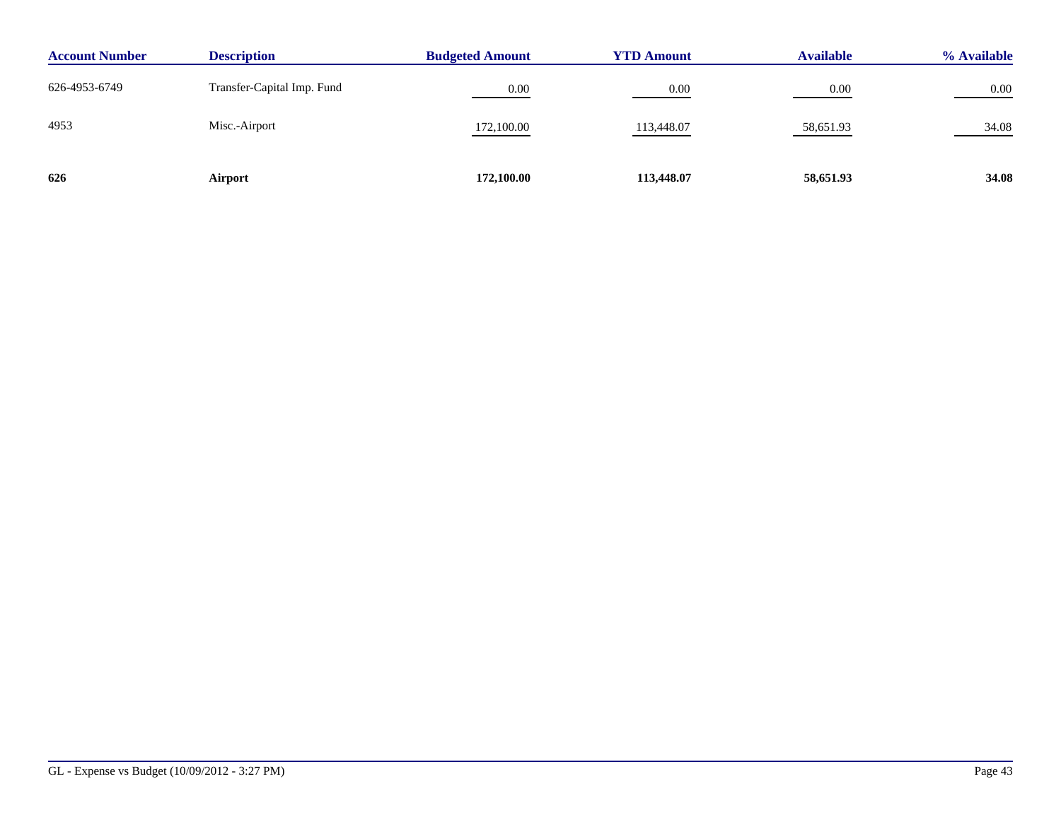| Account Number | Description | Budgeted Amount | YTD Amount | Available | % Available |
|---|---|---|---|---|---|
| 626-4953-6749 | Transfer-Capital Imp. Fund | 0.00 | 0.00 | 0.00 | 0.00 |
| 4953 | Misc.-Airport | 172,100.00 | 113,448.07 | 58,651.93 | 34.08 |
| **626** | **Airport** | **172,100.00** | **113,448.07** | **58,651.93** | **34.08** |

GL - Expense vs Budget (10/09/2012 - 3:27 PM)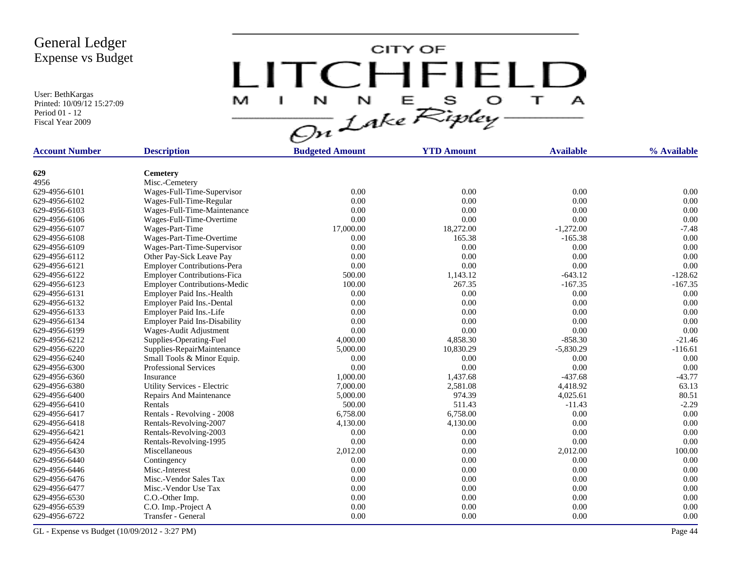# General Ledger
## Expense vs Budget

User: BethKargas
Printed: 10/09/12 15:27:09
Period 01 - 12
Fiscal Year 2009

CITY OF LITCHFIELD MINNESOTA On Lake Ripley

| Account Number | Description | Budgeted Amount | YTD Amount | Available | % Available |
|---|---|---|---|---|---|
| **629** | **Cemetery** | | | | |
| 4956 | Misc.-Cemetery | | | | |
| 629-4956-6101 | Wages-Full-Time-Supervisor | 0.00 | 0.00 | 0.00 | 0.00 |
| 629-4956-6102 | Wages-Full-Time-Regular | 0.00 | 0.00 | 0.00 | 0.00 |
| 629-4956-6103 | Wages-Full-Time-Maintenance | 0.00 | 0.00 | 0.00 | 0.00 |
| 629-4956-6106 | Wages-Full-Time-Overtime | 0.00 | 0.00 | 0.00 | 0.00 |
| 629-4956-6107 | Wages-Part-Time | 17,000.00 | 18,272.00 | -1,272.00 | -7.48 |
| 629-4956-6108 | Wages-Part-Time-Overtime | 0.00 | 165.38 | -165.38 | 0.00 |
| 629-4956-6109 | Wages-Part-Time-Supervisor | 0.00 | 0.00 | 0.00 | 0.00 |
| 629-4956-6112 | Other Pay-Sick Leave Pay | 0.00 | 0.00 | 0.00 | 0.00 |
| 629-4956-6121 | Employer Contributions-Pera | 0.00 | 0.00 | 0.00 | 0.00 |
| 629-4956-6122 | Employer Contributions-Fica | 500.00 | 1,143.12 | -643.12 | -128.62 |
| 629-4956-6123 | Employer Contributions-Medic | 100.00 | 267.35 | -167.35 | -167.35 |
| 629-4956-6131 | Employer Paid Ins.-Health | 0.00 | 0.00 | 0.00 | 0.00 |
| 629-4956-6132 | Employer Paid Ins.-Dental | 0.00 | 0.00 | 0.00 | 0.00 |
| 629-4956-6133 | Employer Paid Ins.-Life | 0.00 | 0.00 | 0.00 | 0.00 |
| 629-4956-6134 | Employer Paid Ins-Disability | 0.00 | 0.00 | 0.00 | 0.00 |
| 629-4956-6199 | Wages-Audit Adjustment | 0.00 | 0.00 | 0.00 | 0.00 |
| 629-4956-6212 | Supplies-Operating-Fuel | 4,000.00 | 4,858.30 | -858.30 | -21.46 |
| 629-4956-6220 | Supplies-RepairMaintenance | 5,000.00 | 10,830.29 | -5,830.29 | -116.61 |
| 629-4956-6240 | Small Tools & Minor Equip. | 0.00 | 0.00 | 0.00 | 0.00 |
| 629-4956-6300 | Professional Services | 0.00 | 0.00 | 0.00 | 0.00 |
| 629-4956-6360 | Insurance | 1,000.00 | 1,437.68 | -437.68 | -43.77 |
| 629-4956-6380 | Utility Services - Electric | 7,000.00 | 2,581.08 | 4,418.92 | 63.13 |
| 629-4956-6400 | Repairs And Maintenance | 5,000.00 | 974.39 | 4,025.61 | 80.51 |
| 629-4956-6410 | Rentals | 500.00 | 511.43 | -11.43 | -2.29 |
| 629-4956-6417 | Rentals - Revolving - 2008 | 6,758.00 | 6,758.00 | 0.00 | 0.00 |
| 629-4956-6418 | Rentals-Revolving-2007 | 4,130.00 | 4,130.00 | 0.00 | 0.00 |
| 629-4956-6421 | Rentals-Revolving-2003 | 0.00 | 0.00 | 0.00 | 0.00 |
| 629-4956-6424 | Rentals-Revolving-1995 | 0.00 | 0.00 | 0.00 | 0.00 |
| 629-4956-6430 | Miscellaneous | 2,012.00 | 0.00 | 2,012.00 | 100.00 |
| 629-4956-6440 | Contingency | 0.00 | 0.00 | 0.00 | 0.00 |
| 629-4956-6446 | Misc.-Interest | 0.00 | 0.00 | 0.00 | 0.00 |
| 629-4956-6476 | Misc.-Vendor Sales Tax | 0.00 | 0.00 | 0.00 | 0.00 |
| 629-4956-6477 | Misc.-Vendor Use Tax | 0.00 | 0.00 | 0.00 | 0.00 |
| 629-4956-6530 | C.O.-Other Imp. | 0.00 | 0.00 | 0.00 | 0.00 |
| 629-4956-6539 | C.O. Imp.-Project A | 0.00 | 0.00 | 0.00 | 0.00 |
| 629-4956-6722 | Transfer - General | 0.00 | 0.00 | 0.00 | 0.00 |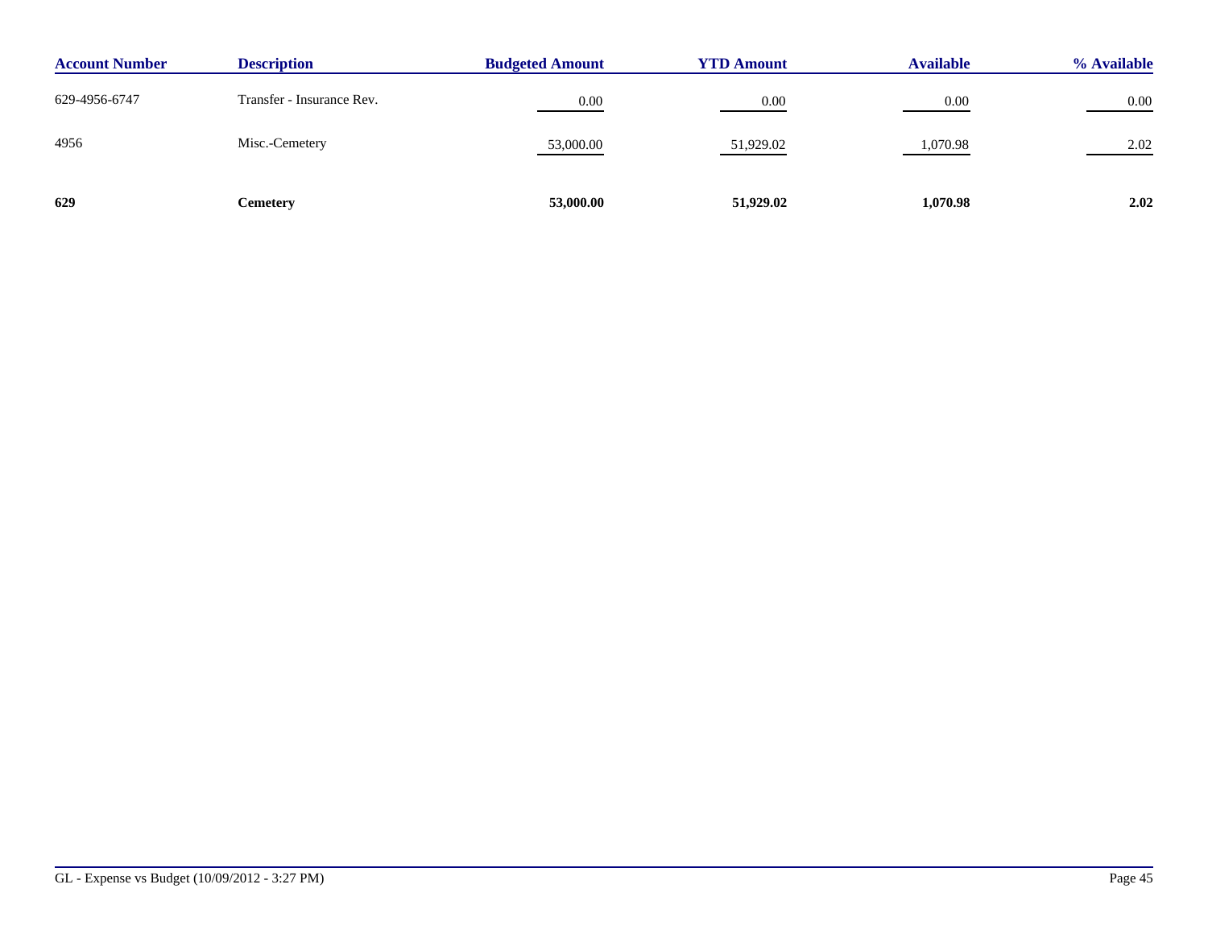| Account Number | Description | Budgeted Amount | YTD Amount | Available | % Available |
| --- | --- | --- | --- | --- | --- |
| 629-4956-6747 | Transfer - Insurance Rev. | 0.00 | 0.00 | 0.00 | 0.00 |
| 4956 | Misc.-Cemetery | 53,000.00 | 51,929.02 | 1,070.98 | 2.02 |
| **629** | **Cemetery** | **53,000.00** | **51,929.02** | **1,070.98** | **2.02** |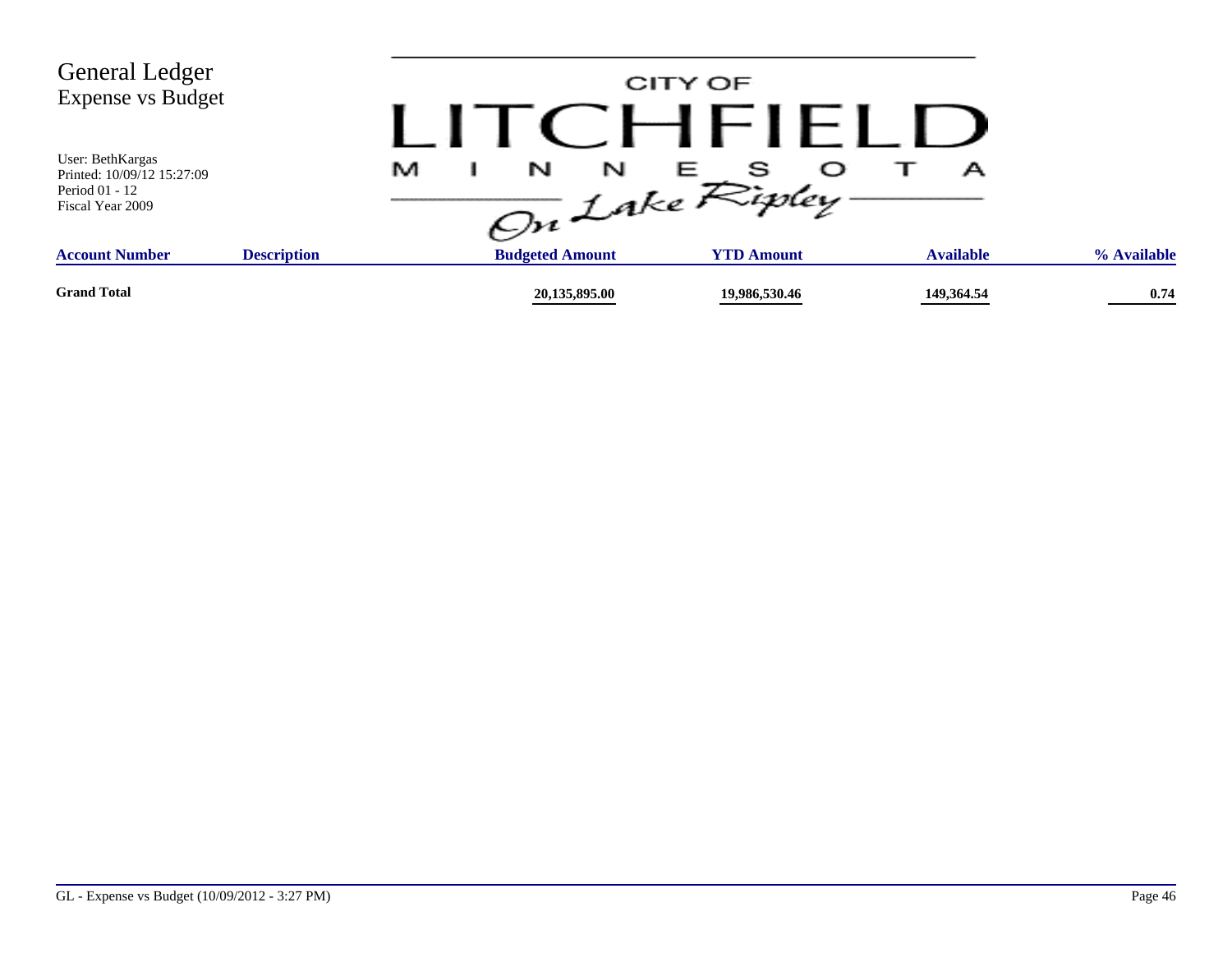# General Ledger
## Expense vs Budget

User: BethKargas
Printed: 10/09/12 15:27:09
Period 01 - 12
Fiscal Year 2009

CITY OF LITCHFIELD MINNESOTA On Lake Ripley

| Account Number | Description | Budgeted Amount | YTD Amount | Available | % Available |
|---|---|---|---|---|---|
| **Grand Total** | | **20,135,895.00** | **19,986,530.46** | **149,364.54** | **0.74** |